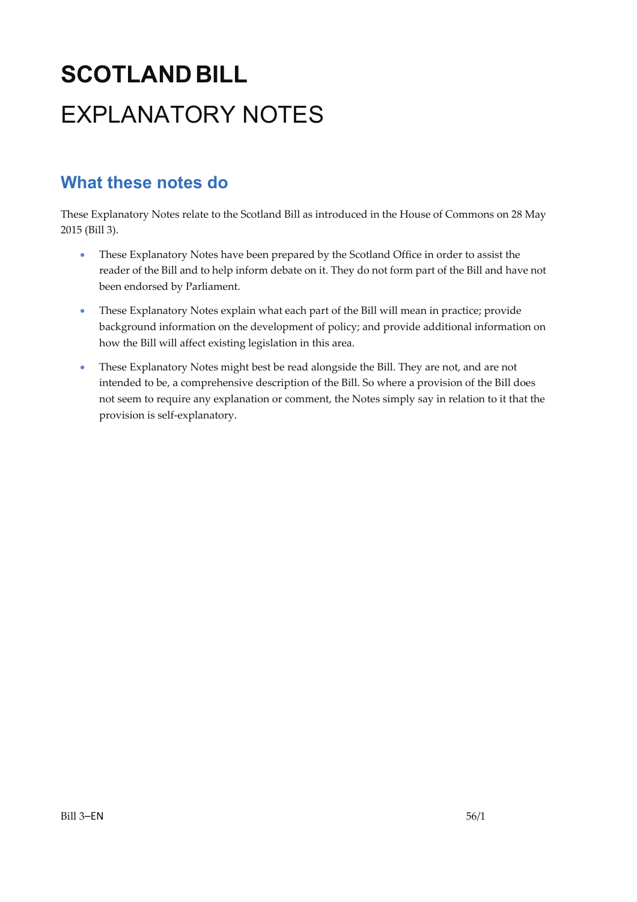# SCOTLAND BILL

# EXPLANATORY NOTES

## What these notes do

These Explanatory Notes relate to the Scotland Bill as introduced in the House of Commons on 28 May 2015 (Bill 3).

- These Explanatory Notes have been prepared by the Scotland Office in order to assist the reader of the Bill and to help inform debate on it. They do not form part of the Bill and have not been endorsed by Parliament.
- These Explanatory Notes explain what each part of the Bill will mean in practice; provide background information on the development of policy; and provide additional information on how the Bill will affect existing legislation in this area.
- These Explanatory Notes might best be read alongside the Bill. They are not, and are not intended to be, a comprehensive description of the Bill. So where a provision of the Bill does not seem to require any explanation or comment, the Notes simply say in relation to it that the provision is self-explanatory.

Bill 3–EN 56/1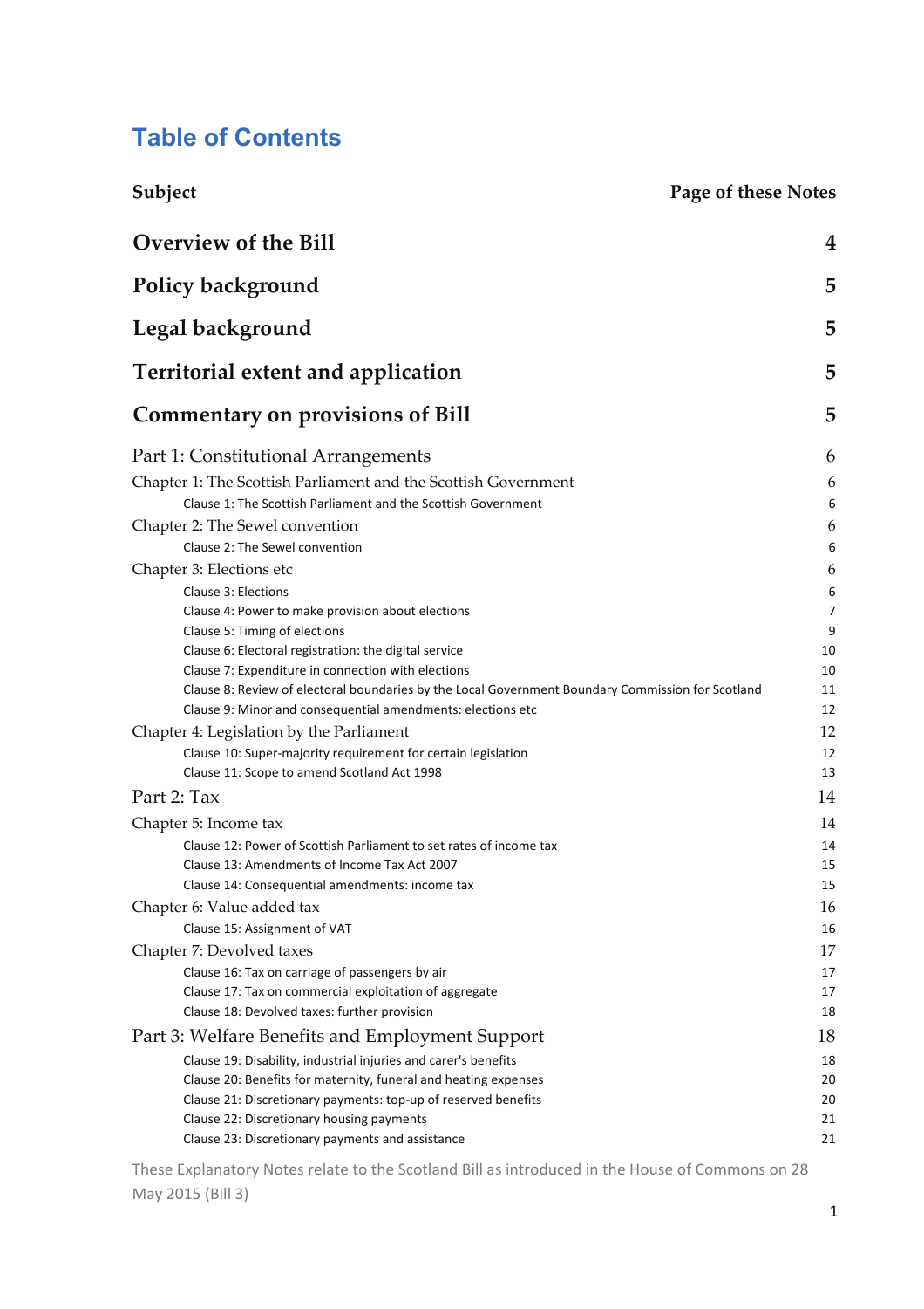# Table of Contents

| Subject | Page of these Notes |
|---|---|
| **Overview of the Bill** | **4** |
| **Policy background** | **5** |
| **Legal background** | **5** |
| **Territorial extent and application** | **5** |
| **Commentary on provisions of Bill** | **5** |
| Part 1: Constitutional Arrangements | 6 |
| Chapter 1: The Scottish Parliament and the Scottish Government | 6 |
| Clause 1: The Scottish Parliament and the Scottish Government | 6 |
| Chapter 2: The Sewel convention | 6 |
| Clause 2: The Sewel convention | 6 |
| Chapter 3: Elections etc | 6 |
| Clause 3: Elections | 6 |
| Clause 4: Power to make provision about elections | 7 |
| Clause 5: Timing of elections | 9 |
| Clause 6: Electoral registration: the digital service | 10 |
| Clause 7: Expenditure in connection with elections | 10 |
| Clause 8: Review of electoral boundaries by the Local Government Boundary Commission for Scotland | 11 |
| Clause 9: Minor and consequential amendments: elections etc | 12 |
| Chapter 4: Legislation by the Parliament | 12 |
| Clause 10: Super-majority requirement for certain legislation | 12 |
| Clause 11: Scope to amend Scotland Act 1998 | 13 |
| Part 2: Tax | 14 |
| Chapter 5: Income tax | 14 |
| Clause 12: Power of Scottish Parliament to set rates of income tax | 14 |
| Clause 13: Amendments of Income Tax Act 2007 | 15 |
| Clause 14: Consequential amendments: income tax | 15 |
| Chapter 6: Value added tax | 16 |
| Clause 15: Assignment of VAT | 16 |
| Chapter 7: Devolved taxes | 17 |
| Clause 16: Tax on carriage of passengers by air | 17 |
| Clause 17: Tax on commercial exploitation of aggregate | 17 |
| Clause 18: Devolved taxes: further provision | 18 |
| Part 3: Welfare Benefits and Employment Support | 18 |
| Clause 19: Disability, industrial injuries and carer's benefits | 18 |
| Clause 20: Benefits for maternity, funeral and heating expenses | 20 |
| Clause 21: Discretionary payments: top-up of reserved benefits | 20 |
| Clause 22: Discretionary housing payments | 21 |
| Clause 23: Discretionary payments and assistance | 21 |

These Explanatory Notes relate to the Scotland Bill as introduced in the House of Commons on 28 May 2015 (Bill 3)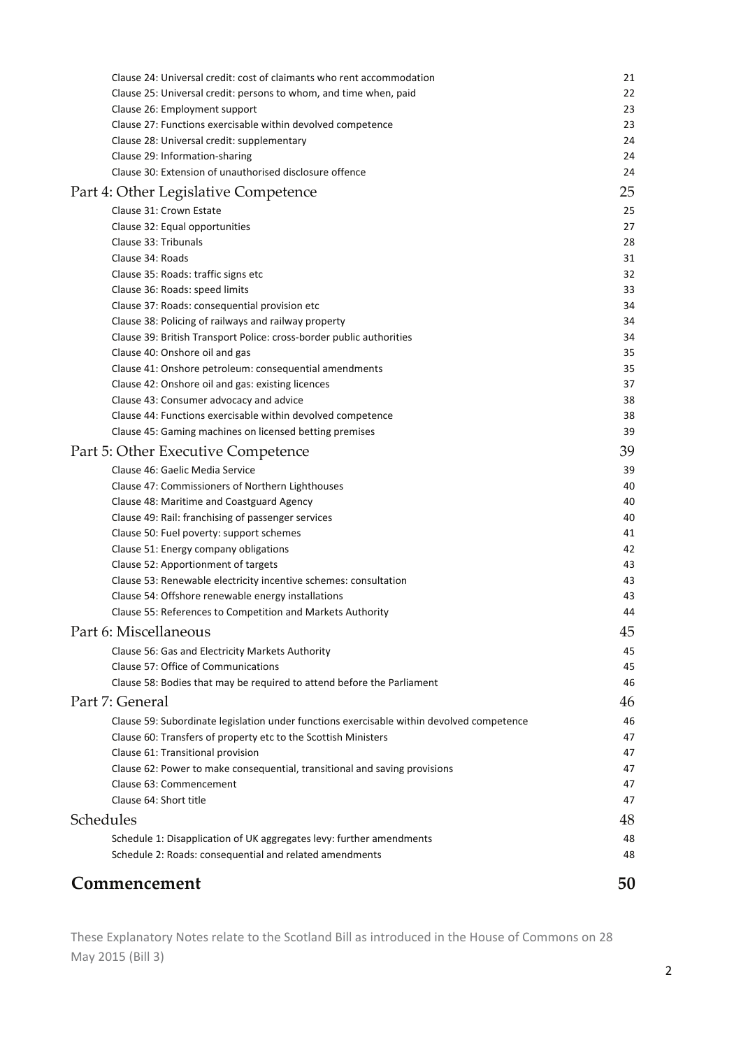Clause 24: Universal credit: cost of claimants who rent accommodation 21
Clause 25: Universal credit: persons to whom, and time when, paid 22
Clause 26: Employment support 23
Clause 27: Functions exercisable within devolved competence 23
Clause 28: Universal credit: supplementary 24
Clause 29: Information-sharing 24
Clause 30: Extension of unauthorised disclosure offence 24

## Part 4: Other Legislative Competence 25

Clause 31: Crown Estate 25
Clause 32: Equal opportunities 27
Clause 33: Tribunals 28
Clause 34: Roads 31
Clause 35: Roads: traffic signs etc 32
Clause 36: Roads: speed limits 33
Clause 37: Roads: consequential provision etc 34
Clause 38: Policing of railways and railway property 34
Clause 39: British Transport Police: cross-border public authorities 34
Clause 40: Onshore oil and gas 35
Clause 41: Onshore petroleum: consequential amendments 35
Clause 42: Onshore oil and gas: existing licences 37
Clause 43: Consumer advocacy and advice 38
Clause 44: Functions exercisable within devolved competence 38
Clause 45: Gaming machines on licensed betting premises 39

## Part 5: Other Executive Competence 39

Clause 46: Gaelic Media Service 39
Clause 47: Commissioners of Northern Lighthouses 40
Clause 48: Maritime and Coastguard Agency 40
Clause 49: Rail: franchising of passenger services 40
Clause 50: Fuel poverty: support schemes 41
Clause 51: Energy company obligations 42
Clause 52: Apportionment of targets 43
Clause 53: Renewable electricity incentive schemes: consultation 43
Clause 54: Offshore renewable energy installations 43
Clause 55: References to Competition and Markets Authority 44

## Part 6: Miscellaneous 45

Clause 56: Gas and Electricity Markets Authority 45
Clause 57: Office of Communications 45
Clause 58: Bodies that may be required to attend before the Parliament 46

## Part 7: General 46

Clause 59: Subordinate legislation under functions exercisable within devolved competence 46
Clause 60: Transfers of property etc to the Scottish Ministers 47
Clause 61: Transitional provision 47
Clause 62: Power to make consequential, transitional and saving provisions 47
Clause 63: Commencement 47
Clause 64: Short title 47

## Schedules 48

Schedule 1: Disapplication of UK aggregates levy: further amendments 48
Schedule 2: Roads: consequential and related amendments 48

# Commencement 50

These Explanatory Notes relate to the Scotland Bill as introduced in the House of Commons on 28 May 2015 (Bill 3)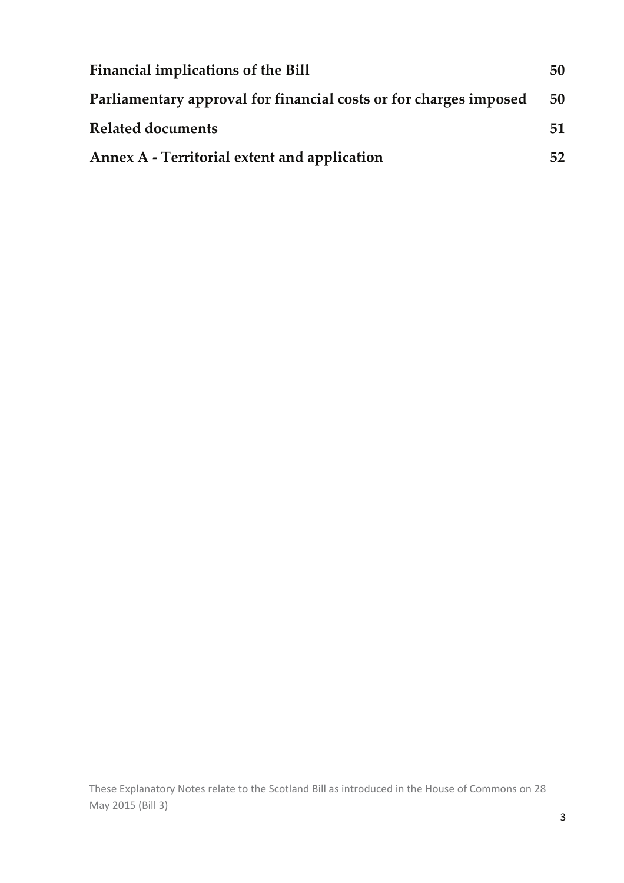| | |
|---|---|
| **Financial implications of the Bill** | **50** |
| **Parliamentary approval for financial costs or for charges imposed** | **50** |
| **Related documents** | **51** |
| **Annex A - Territorial extent and application** | **52** |

These Explanatory Notes relate to the Scotland Bill as introduced in the House of Commons on 28 May 2015 (Bill 3)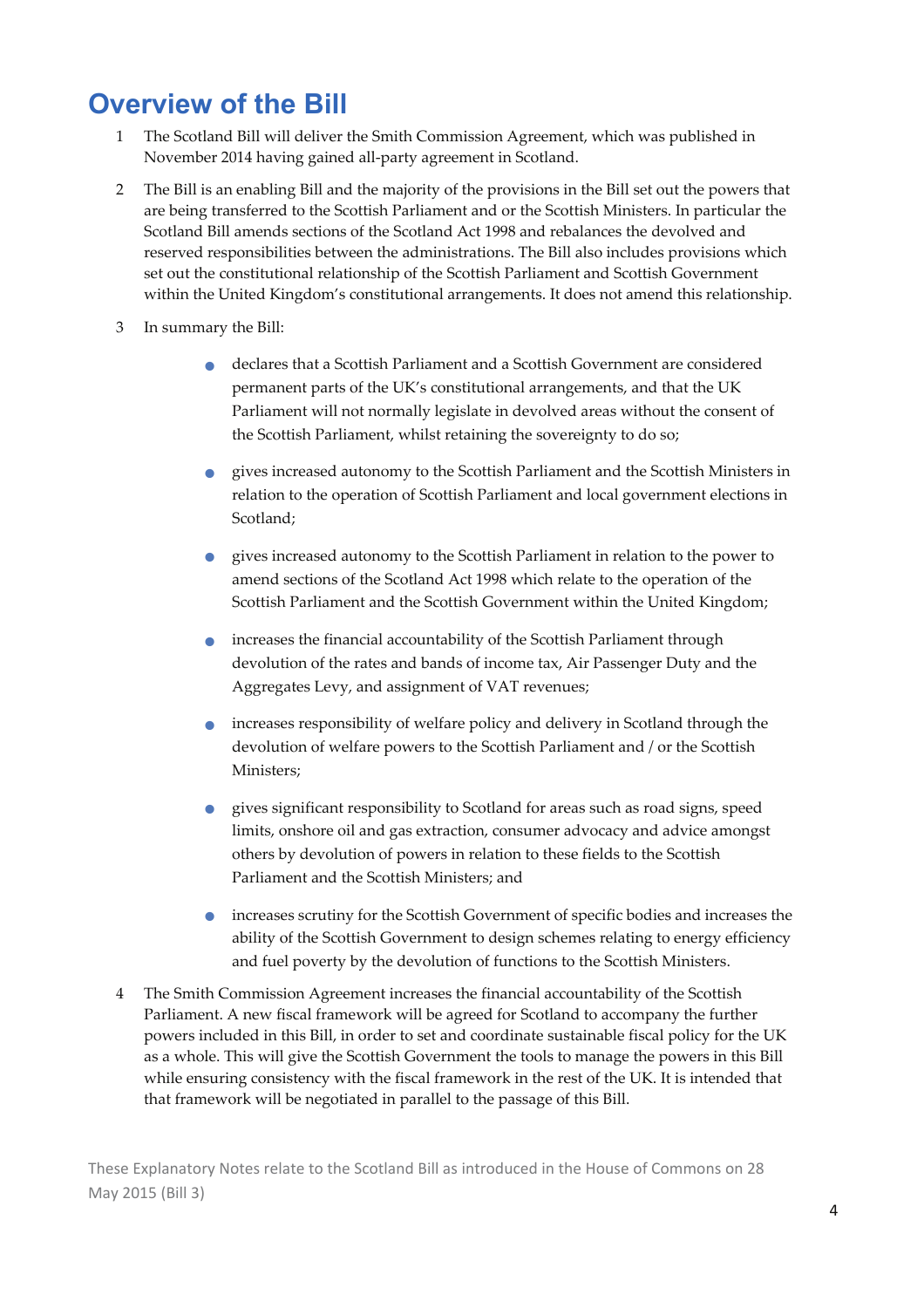# Overview of the Bill

1 The Scotland Bill will deliver the Smith Commission Agreement, which was published in November 2014 having gained all-party agreement in Scotland.

2 The Bill is an enabling Bill and the majority of the provisions in the Bill set out the powers that are being transferred to the Scottish Parliament and or the Scottish Ministers. In particular the Scotland Bill amends sections of the Scotland Act 1998 and rebalances the devolved and reserved responsibilities between the administrations. The Bill also includes provisions which set out the constitutional relationship of the Scottish Parliament and Scottish Government within the United Kingdom's constitutional arrangements. It does not amend this relationship.

3 In summary the Bill:

- declares that a Scottish Parliament and a Scottish Government are considered permanent parts of the UK's constitutional arrangements, and that the UK Parliament will not normally legislate in devolved areas without the consent of the Scottish Parliament, whilst retaining the sovereignty to do so;
- gives increased autonomy to the Scottish Parliament and the Scottish Ministers in relation to the operation of Scottish Parliament and local government elections in Scotland;
- gives increased autonomy to the Scottish Parliament in relation to the power to amend sections of the Scotland Act 1998 which relate to the operation of the Scottish Parliament and the Scottish Government within the United Kingdom;
- increases the financial accountability of the Scottish Parliament through devolution of the rates and bands of income tax, Air Passenger Duty and the Aggregates Levy, and assignment of VAT revenues;
- increases responsibility of welfare policy and delivery in Scotland through the devolution of welfare powers to the Scottish Parliament and / or the Scottish Ministers;
- gives significant responsibility to Scotland for areas such as road signs, speed limits, onshore oil and gas extraction, consumer advocacy and advice amongst others by devolution of powers in relation to these fields to the Scottish Parliament and the Scottish Ministers; and
- increases scrutiny for the Scottish Government of specific bodies and increases the ability of the Scottish Government to design schemes relating to energy efficiency and fuel poverty by the devolution of functions to the Scottish Ministers.

4 The Smith Commission Agreement increases the financial accountability of the Scottish Parliament. A new fiscal framework will be agreed for Scotland to accompany the further powers included in this Bill, in order to set and coordinate sustainable fiscal policy for the UK as a whole. This will give the Scottish Government the tools to manage the powers in this Bill while ensuring consistency with the fiscal framework in the rest of the UK. It is intended that that framework will be negotiated in parallel to the passage of this Bill.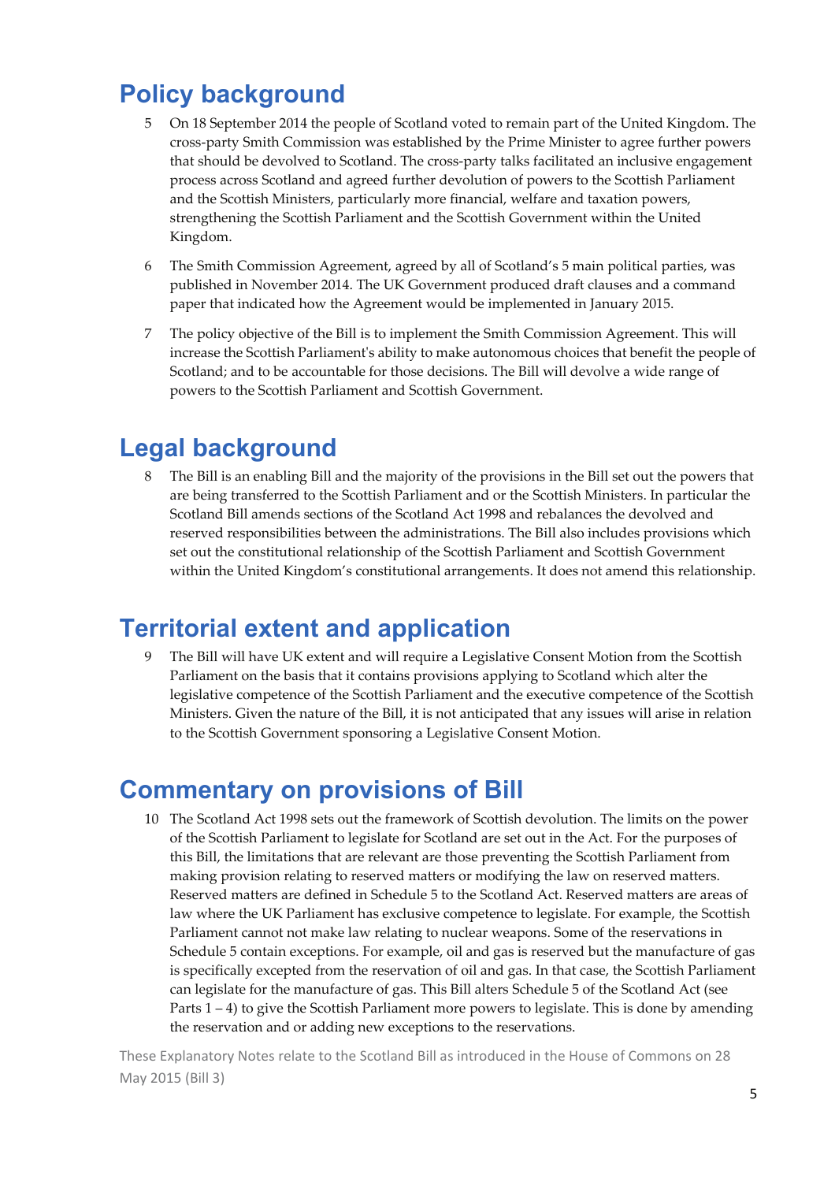## Policy background

5 On 18 September 2014 the people of Scotland voted to remain part of the United Kingdom. The cross-party Smith Commission was established by the Prime Minister to agree further powers that should be devolved to Scotland. The cross-party talks facilitated an inclusive engagement process across Scotland and agreed further devolution of powers to the Scottish Parliament and the Scottish Ministers, particularly more financial, welfare and taxation powers, strengthening the Scottish Parliament and the Scottish Government within the United Kingdom.

6 The Smith Commission Agreement, agreed by all of Scotland's 5 main political parties, was published in November 2014. The UK Government produced draft clauses and a command paper that indicated how the Agreement would be implemented in January 2015.

7 The policy objective of the Bill is to implement the Smith Commission Agreement. This will increase the Scottish Parliament's ability to make autonomous choices that benefit the people of Scotland; and to be accountable for those decisions. The Bill will devolve a wide range of powers to the Scottish Parliament and Scottish Government.

## Legal background

8 The Bill is an enabling Bill and the majority of the provisions in the Bill set out the powers that are being transferred to the Scottish Parliament and or the Scottish Ministers. In particular the Scotland Bill amends sections of the Scotland Act 1998 and rebalances the devolved and reserved responsibilities between the administrations. The Bill also includes provisions which set out the constitutional relationship of the Scottish Parliament and Scottish Government within the United Kingdom's constitutional arrangements. It does not amend this relationship.

## Territorial extent and application

9 The Bill will have UK extent and will require a Legislative Consent Motion from the Scottish Parliament on the basis that it contains provisions applying to Scotland which alter the legislative competence of the Scottish Parliament and the executive competence of the Scottish Ministers. Given the nature of the Bill, it is not anticipated that any issues will arise in relation to the Scottish Government sponsoring a Legislative Consent Motion.

## Commentary on provisions of Bill

10 The Scotland Act 1998 sets out the framework of Scottish devolution. The limits on the power of the Scottish Parliament to legislate for Scotland are set out in the Act. For the purposes of this Bill, the limitations that are relevant are those preventing the Scottish Parliament from making provision relating to reserved matters or modifying the law on reserved matters. Reserved matters are defined in Schedule 5 to the Scotland Act. Reserved matters are areas of law where the UK Parliament has exclusive competence to legislate. For example, the Scottish Parliament cannot not make law relating to nuclear weapons. Some of the reservations in Schedule 5 contain exceptions. For example, oil and gas is reserved but the manufacture of gas is specifically excepted from the reservation of oil and gas. In that case, the Scottish Parliament can legislate for the manufacture of gas. This Bill alters Schedule 5 of the Scotland Act (see Parts 1 – 4) to give the Scottish Parliament more powers to legislate. This is done by amending the reservation and or adding new exceptions to the reservations.

These Explanatory Notes relate to the Scotland Bill as introduced in the House of Commons on 28 May 2015 (Bill 3)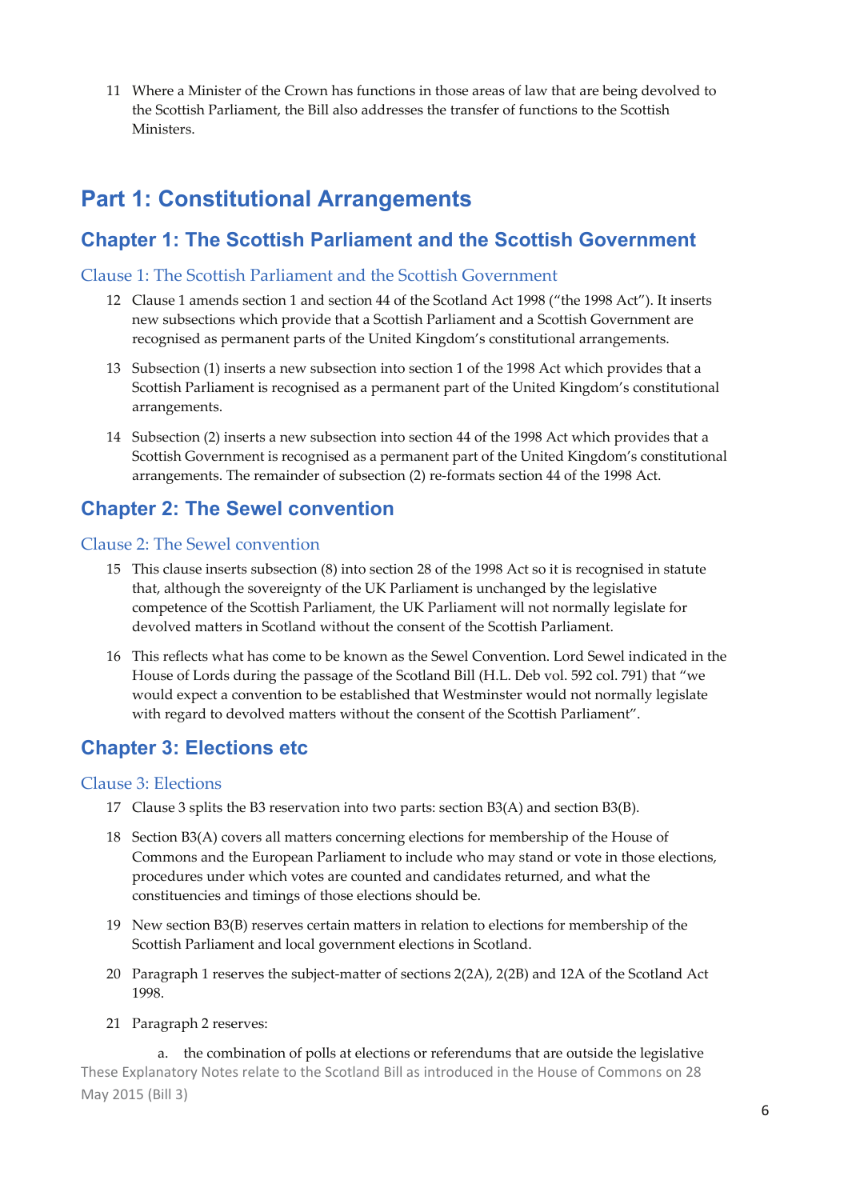11 Where a Minister of the Crown has functions in those areas of law that are being devolved to the Scottish Parliament, the Bill also addresses the transfer of functions to the Scottish Ministers.

# Part 1: Constitutional Arrangements

## Chapter 1: The Scottish Parliament and the Scottish Government

### Clause 1: The Scottish Parliament and the Scottish Government

12 Clause 1 amends section 1 and section 44 of the Scotland Act 1998 ("the 1998 Act"). It inserts new subsections which provide that a Scottish Parliament and a Scottish Government are recognised as permanent parts of the United Kingdom's constitutional arrangements.

13 Subsection (1) inserts a new subsection into section 1 of the 1998 Act which provides that a Scottish Parliament is recognised as a permanent part of the United Kingdom's constitutional arrangements.

14 Subsection (2) inserts a new subsection into section 44 of the 1998 Act which provides that a Scottish Government is recognised as a permanent part of the United Kingdom's constitutional arrangements. The remainder of subsection (2) re-formats section 44 of the 1998 Act.

## Chapter 2: The Sewel convention

### Clause 2: The Sewel convention

15 This clause inserts subsection (8) into section 28 of the 1998 Act so it is recognised in statute that, although the sovereignty of the UK Parliament is unchanged by the legislative competence of the Scottish Parliament, the UK Parliament will not normally legislate for devolved matters in Scotland without the consent of the Scottish Parliament.

16 This reflects what has come to be known as the Sewel Convention. Lord Sewel indicated in the House of Lords during the passage of the Scotland Bill (H.L. Deb vol. 592 col. 791) that "we would expect a convention to be established that Westminster would not normally legislate with regard to devolved matters without the consent of the Scottish Parliament".

## Chapter 3: Elections etc

### Clause 3: Elections

17 Clause 3 splits the B3 reservation into two parts: section B3(A) and section B3(B).

18 Section B3(A) covers all matters concerning elections for membership of the House of Commons and the European Parliament to include who may stand or vote in those elections, procedures under which votes are counted and candidates returned, and what the constituencies and timings of those elections should be.

19 New section B3(B) reserves certain matters in relation to elections for membership of the Scottish Parliament and local government elections in Scotland.

20 Paragraph 1 reserves the subject-matter of sections 2(2A), 2(2B) and 12A of the Scotland Act 1998.

21 Paragraph 2 reserves:

a. the combination of polls at elections or referendums that are outside the legislative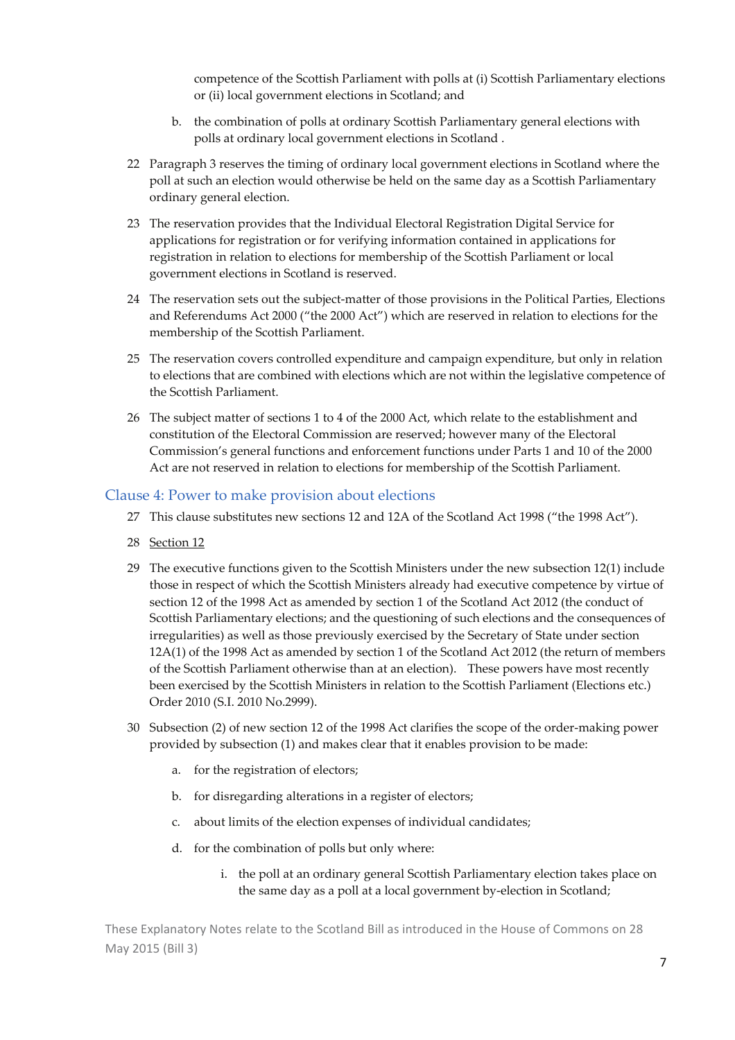competence of the Scottish Parliament with polls at (i) Scottish Parliamentary elections or (ii) local government elections in Scotland; and

b. the combination of polls at ordinary Scottish Parliamentary general elections with polls at ordinary local government elections in Scotland .

22 Paragraph 3 reserves the timing of ordinary local government elections in Scotland where the poll at such an election would otherwise be held on the same day as a Scottish Parliamentary ordinary general election.

23 The reservation provides that the Individual Electoral Registration Digital Service for applications for registration or for verifying information contained in applications for registration in relation to elections for membership of the Scottish Parliament or local government elections in Scotland is reserved.

24 The reservation sets out the subject-matter of those provisions in the Political Parties, Elections and Referendums Act 2000 ("the 2000 Act") which are reserved in relation to elections for the membership of the Scottish Parliament.

25 The reservation covers controlled expenditure and campaign expenditure, but only in relation to elections that are combined with elections which are not within the legislative competence of the Scottish Parliament.

26 The subject matter of sections 1 to 4 of the 2000 Act, which relate to the establishment and constitution of the Electoral Commission are reserved; however many of the Electoral Commission's general functions and enforcement functions under Parts 1 and 10 of the 2000 Act are not reserved in relation to elections for membership of the Scottish Parliament.

## Clause 4: Power to make provision about elections

27 This clause substitutes new sections 12 and 12A of the Scotland Act 1998 ("the 1998 Act").

28 Section 12

29 The executive functions given to the Scottish Ministers under the new subsection 12(1) include those in respect of which the Scottish Ministers already had executive competence by virtue of section 12 of the 1998 Act as amended by section 1 of the Scotland Act 2012 (the conduct of Scottish Parliamentary elections; and the questioning of such elections and the consequences of irregularities) as well as those previously exercised by the Secretary of State under section 12A(1) of the 1998 Act as amended by section 1 of the Scotland Act 2012 (the return of members of the Scottish Parliament otherwise than at an election). These powers have most recently been exercised by the Scottish Ministers in relation to the Scottish Parliament (Elections etc.) Order 2010 (S.I. 2010 No.2999).

30 Subsection (2) of new section 12 of the 1998 Act clarifies the scope of the order-making power provided by subsection (1) and makes clear that it enables provision to be made:

a. for the registration of electors;

b. for disregarding alterations in a register of electors;

c. about limits of the election expenses of individual candidates;

d. for the combination of polls but only where:

   i. the poll at an ordinary general Scottish Parliamentary election takes place on the same day as a poll at a local government by-election in Scotland;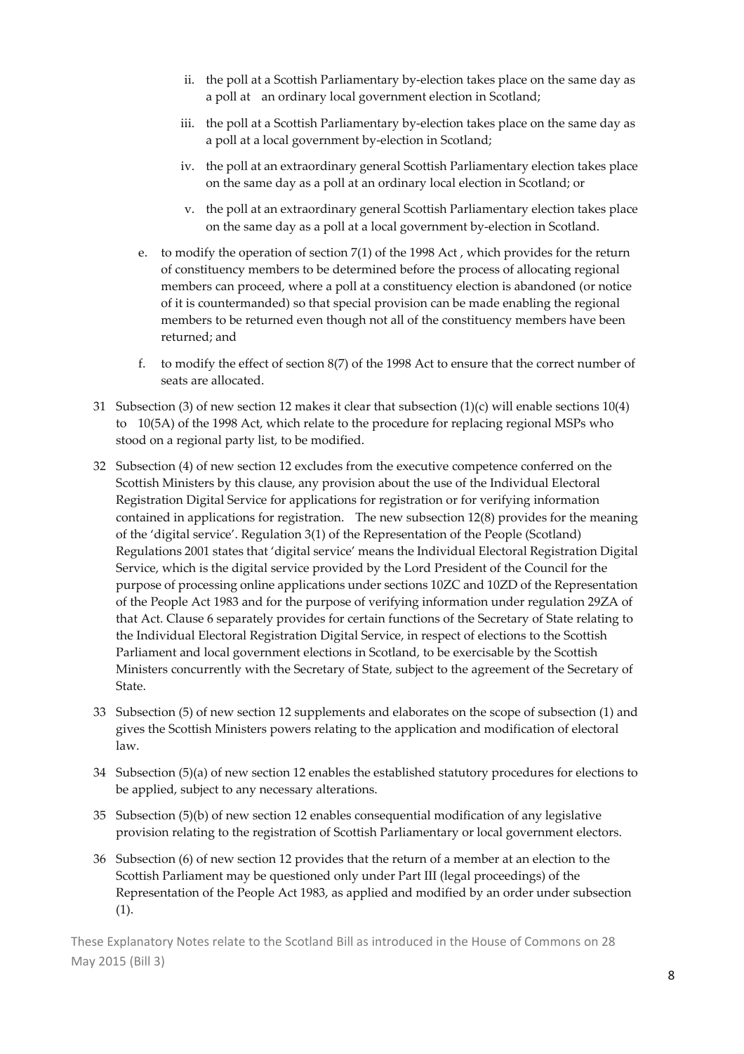ii. the poll at a Scottish Parliamentary by-election takes place on the same day as a poll at an ordinary local government election in Scotland;

   iii. the poll at a Scottish Parliamentary by-election takes place on the same day as a poll at a local government by-election in Scotland;

   iv. the poll at an extraordinary general Scottish Parliamentary election takes place on the same day as a poll at an ordinary local election in Scotland; or

   v. the poll at an extraordinary general Scottish Parliamentary election takes place on the same day as a poll at a local government by-election in Scotland.

e. to modify the operation of section 7(1) of the 1998 Act , which provides for the return of constituency members to be determined before the process of allocating regional members can proceed, where a poll at a constituency election is abandoned (or notice of it is countermanded) so that special provision can be made enabling the regional members to be returned even though not all of the constituency members have been returned; and

f. to modify the effect of section 8(7) of the 1998 Act to ensure that the correct number of seats are allocated.

31 Subsection (3) of new section 12 makes it clear that subsection (1)(c) will enable sections 10(4) to 10(5A) of the 1998 Act, which relate to the procedure for replacing regional MSPs who stood on a regional party list, to be modified.

32 Subsection (4) of new section 12 excludes from the executive competence conferred on the Scottish Ministers by this clause, any provision about the use of the Individual Electoral Registration Digital Service for applications for registration or for verifying information contained in applications for registration. The new subsection 12(8) provides for the meaning of the 'digital service'. Regulation 3(1) of the Representation of the People (Scotland) Regulations 2001 states that 'digital service' means the Individual Electoral Registration Digital Service, which is the digital service provided by the Lord President of the Council for the purpose of processing online applications under sections 10ZC and 10ZD of the Representation of the People Act 1983 and for the purpose of verifying information under regulation 29ZA of that Act. Clause 6 separately provides for certain functions of the Secretary of State relating to the Individual Electoral Registration Digital Service, in respect of elections to the Scottish Parliament and local government elections in Scotland, to be exercisable by the Scottish Ministers concurrently with the Secretary of State, subject to the agreement of the Secretary of State.

33 Subsection (5) of new section 12 supplements and elaborates on the scope of subsection (1) and gives the Scottish Ministers powers relating to the application and modification of electoral law.

34 Subsection (5)(a) of new section 12 enables the established statutory procedures for elections to be applied, subject to any necessary alterations.

35 Subsection (5)(b) of new section 12 enables consequential modification of any legislative provision relating to the registration of Scottish Parliamentary or local government electors.

36 Subsection (6) of new section 12 provides that the return of a member at an election to the Scottish Parliament may be questioned only under Part III (legal proceedings) of the Representation of the People Act 1983, as applied and modified by an order under subsection (1).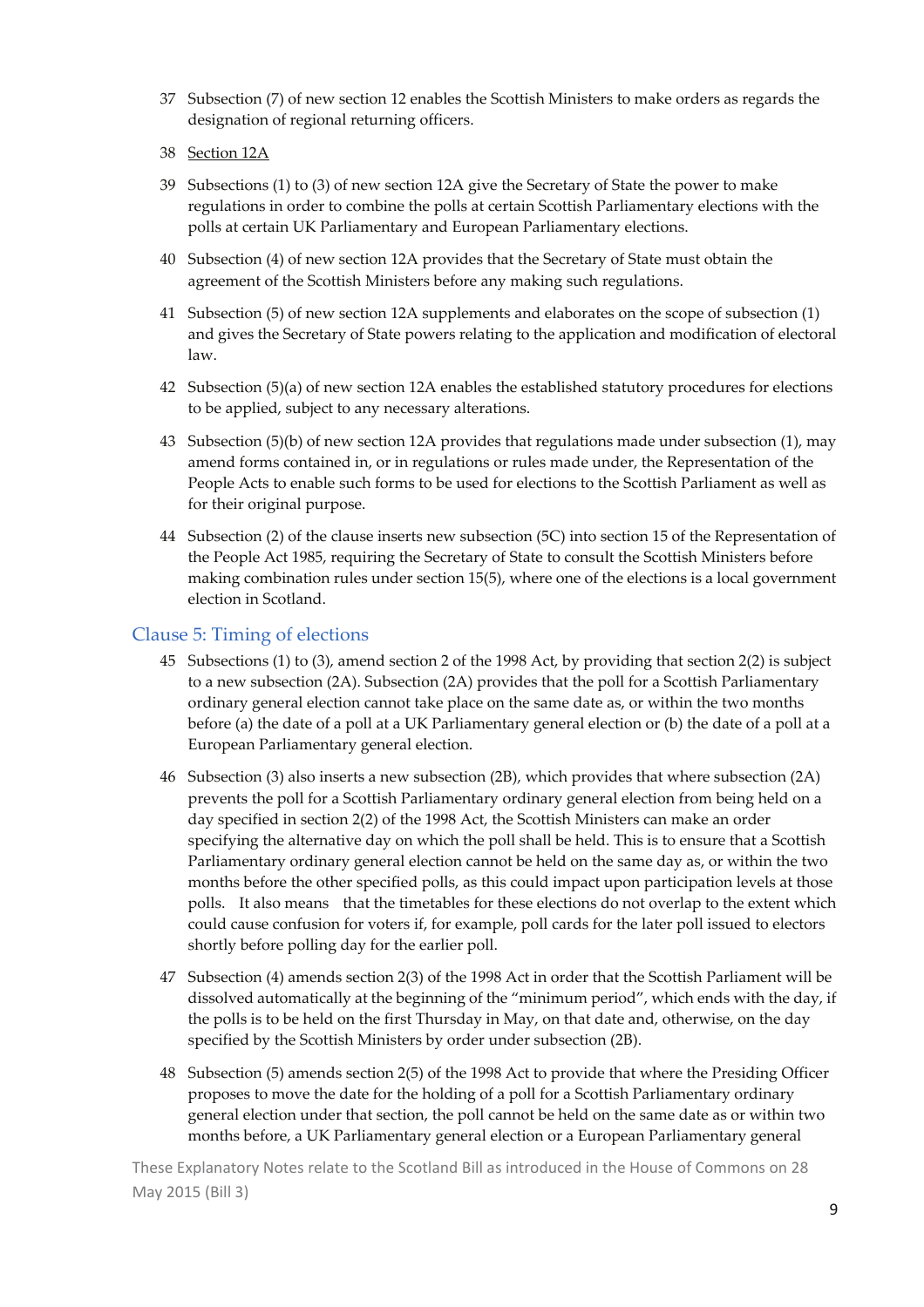37 Subsection (7) of new section 12 enables the Scottish Ministers to make orders as regards the designation of regional returning officers.

38 Section 12A

39 Subsections (1) to (3) of new section 12A give the Secretary of State the power to make regulations in order to combine the polls at certain Scottish Parliamentary elections with the polls at certain UK Parliamentary and European Parliamentary elections.

40 Subsection (4) of new section 12A provides that the Secretary of State must obtain the agreement of the Scottish Ministers before any making such regulations.

41 Subsection (5) of new section 12A supplements and elaborates on the scope of subsection (1) and gives the Secretary of State powers relating to the application and modification of electoral law.

42 Subsection (5)(a) of new section 12A enables the established statutory procedures for elections to be applied, subject to any necessary alterations.

43 Subsection (5)(b) of new section 12A provides that regulations made under subsection (1), may amend forms contained in, or in regulations or rules made under, the Representation of the People Acts to enable such forms to be used for elections to the Scottish Parliament as well as for their original purpose.

44 Subsection (2) of the clause inserts new subsection (5C) into section 15 of the Representation of the People Act 1985, requiring the Secretary of State to consult the Scottish Ministers before making combination rules under section 15(5), where one of the elections is a local government election in Scotland.

## Clause 5: Timing of elections

45 Subsections (1) to (3), amend section 2 of the 1998 Act, by providing that section 2(2) is subject to a new subsection (2A). Subsection (2A) provides that the poll for a Scottish Parliamentary ordinary general election cannot take place on the same date as, or within the two months before (a) the date of a poll at a UK Parliamentary general election or (b) the date of a poll at a European Parliamentary general election.

46 Subsection (3) also inserts a new subsection (2B), which provides that where subsection (2A) prevents the poll for a Scottish Parliamentary ordinary general election from being held on a day specified in section 2(2) of the 1998 Act, the Scottish Ministers can make an order specifying the alternative day on which the poll shall be held. This is to ensure that a Scottish Parliamentary ordinary general election cannot be held on the same day as, or within the two months before the other specified polls, as this could impact upon participation levels at those polls. It also means that the timetables for these elections do not overlap to the extent which could cause confusion for voters if, for example, poll cards for the later poll issued to electors shortly before polling day for the earlier poll.

47 Subsection (4) amends section 2(3) of the 1998 Act in order that the Scottish Parliament will be dissolved automatically at the beginning of the "minimum period", which ends with the day, if the polls is to be held on the first Thursday in May, on that date and, otherwise, on the day specified by the Scottish Ministers by order under subsection (2B).

48 Subsection (5) amends section 2(5) of the 1998 Act to provide that where the Presiding Officer proposes to move the date for the holding of a poll for a Scottish Parliamentary ordinary general election under that section, the poll cannot be held on the same date as or within two months before, a UK Parliamentary general election or a European Parliamentary general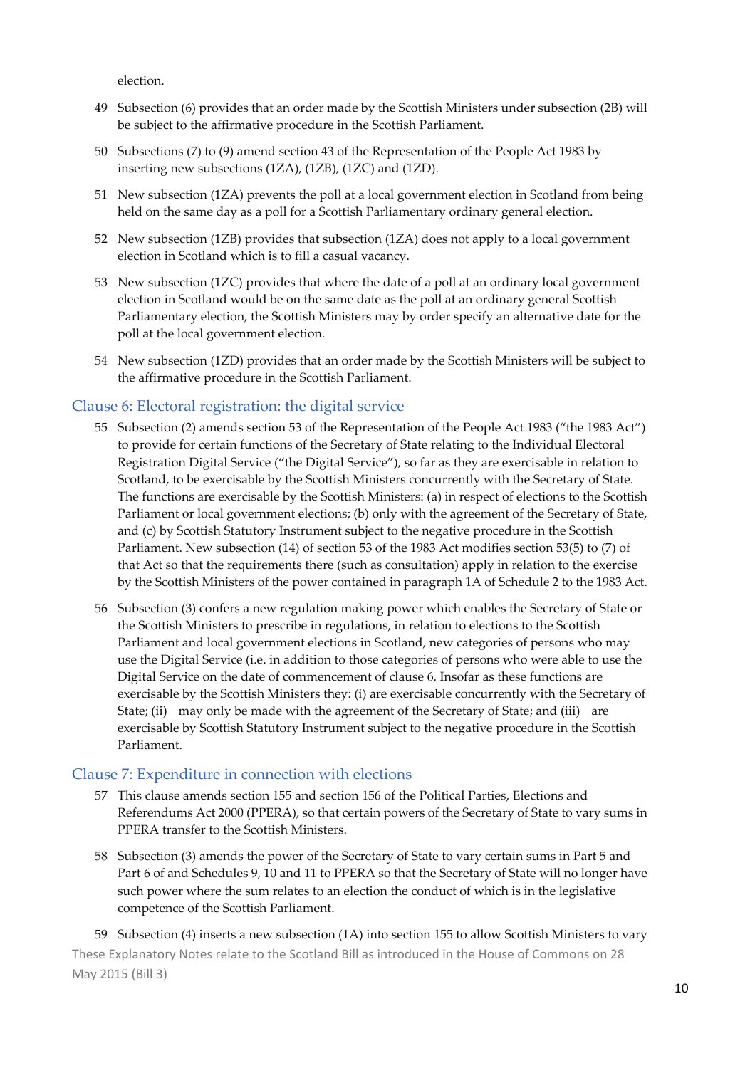election.

49 Subsection (6) provides that an order made by the Scottish Ministers under subsection (2B) will be subject to the affirmative procedure in the Scottish Parliament.

50 Subsections (7) to (9) amend section 43 of the Representation of the People Act 1983 by inserting new subsections (1ZA), (1ZB), (1ZC) and (1ZD).

51 New subsection (1ZA) prevents the poll at a local government election in Scotland from being held on the same day as a poll for a Scottish Parliamentary ordinary general election.

52 New subsection (1ZB) provides that subsection (1ZA) does not apply to a local government election in Scotland which is to fill a casual vacancy.

53 New subsection (1ZC) provides that where the date of a poll at an ordinary local government election in Scotland would be on the same date as the poll at an ordinary general Scottish Parliamentary election, the Scottish Ministers may by order specify an alternative date for the poll at the local government election.

54 New subsection (1ZD) provides that an order made by the Scottish Ministers will be subject to the affirmative procedure in the Scottish Parliament.

## Clause 6: Electoral registration: the digital service

55 Subsection (2) amends section 53 of the Representation of the People Act 1983 ("the 1983 Act") to provide for certain functions of the Secretary of State relating to the Individual Electoral Registration Digital Service ("the Digital Service"), so far as they are exercisable in relation to Scotland, to be exercisable by the Scottish Ministers concurrently with the Secretary of State. The functions are exercisable by the Scottish Ministers: (a) in respect of elections to the Scottish Parliament or local government elections; (b) only with the agreement of the Secretary of State, and (c) by Scottish Statutory Instrument subject to the negative procedure in the Scottish Parliament. New subsection (14) of section 53 of the 1983 Act modifies section 53(5) to (7) of that Act so that the requirements there (such as consultation) apply in relation to the exercise by the Scottish Ministers of the power contained in paragraph 1A of Schedule 2 to the 1983 Act.

56 Subsection (3) confers a new regulation making power which enables the Secretary of State or the Scottish Ministers to prescribe in regulations, in relation to elections to the Scottish Parliament and local government elections in Scotland, new categories of persons who may use the Digital Service (i.e. in addition to those categories of persons who were able to use the Digital Service on the date of commencement of clause 6. Insofar as these functions are exercisable by the Scottish Ministers they: (i) are exercisable concurrently with the Secretary of State; (ii) may only be made with the agreement of the Secretary of State; and (iii) are exercisable by Scottish Statutory Instrument subject to the negative procedure in the Scottish Parliament.

## Clause 7: Expenditure in connection with elections

57 This clause amends section 155 and section 156 of the Political Parties, Elections and Referendums Act 2000 (PPERA), so that certain powers of the Secretary of State to vary sums in PPERA transfer to the Scottish Ministers.

58 Subsection (3) amends the power of the Secretary of State to vary certain sums in Part 5 and Part 6 of and Schedules 9, 10 and 11 to PPERA so that the Secretary of State will no longer have such power where the sum relates to an election the conduct of which is in the legislative competence of the Scottish Parliament.

59 Subsection (4) inserts a new subsection (1A) into section 155 to allow Scottish Ministers to vary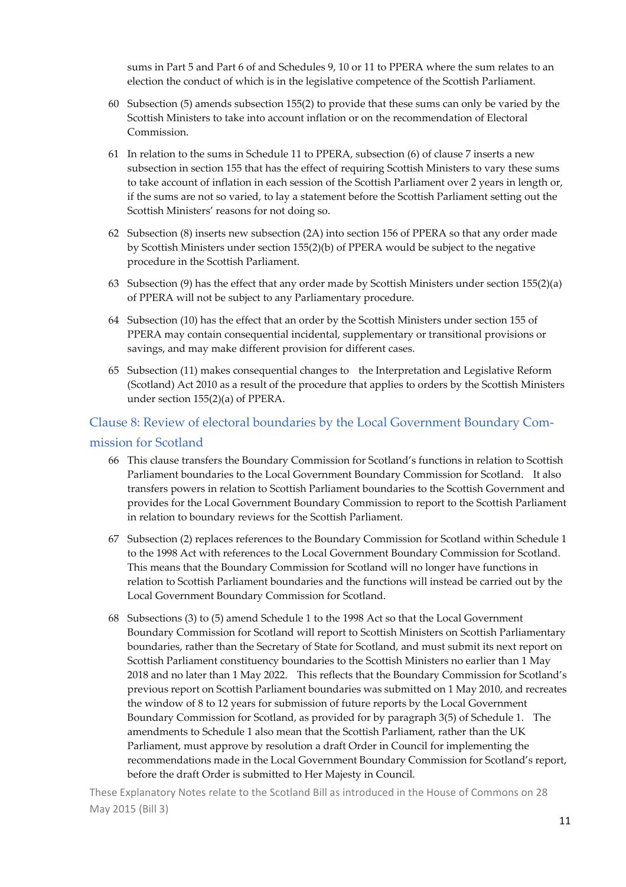sums in Part 5 and Part 6 of and Schedules 9, 10 or 11 to PPERA where the sum relates to an election the conduct of which is in the legislative competence of the Scottish Parliament.

60 Subsection (5) amends subsection 155(2) to provide that these sums can only be varied by the Scottish Ministers to take into account inflation or on the recommendation of Electoral Commission.

61 In relation to the sums in Schedule 11 to PPERA, subsection (6) of clause 7 inserts a new subsection in section 155 that has the effect of requiring Scottish Ministers to vary these sums to take account of inflation in each session of the Scottish Parliament over 2 years in length or, if the sums are not so varied, to lay a statement before the Scottish Parliament setting out the Scottish Ministers' reasons for not doing so.

62 Subsection (8) inserts new subsection (2A) into section 156 of PPERA so that any order made by Scottish Ministers under section 155(2)(b) of PPERA would be subject to the negative procedure in the Scottish Parliament.

63 Subsection (9) has the effect that any order made by Scottish Ministers under section 155(2)(a) of PPERA will not be subject to any Parliamentary procedure.

64 Subsection (10) has the effect that an order by the Scottish Ministers under section 155 of PPERA may contain consequential incidental, supplementary or transitional provisions or savings, and may make different provision for different cases.

65 Subsection (11) makes consequential changes to the Interpretation and Legislative Reform (Scotland) Act 2010 as a result of the procedure that applies to orders by the Scottish Ministers under section 155(2)(a) of PPERA.

## Clause 8: Review of electoral boundaries by the Local Government Boundary Commission for Scotland

66 This clause transfers the Boundary Commission for Scotland's functions in relation to Scottish Parliament boundaries to the Local Government Boundary Commission for Scotland. It also transfers powers in relation to Scottish Parliament boundaries to the Scottish Government and provides for the Local Government Boundary Commission to report to the Scottish Parliament in relation to boundary reviews for the Scottish Parliament.

67 Subsection (2) replaces references to the Boundary Commission for Scotland within Schedule 1 to the 1998 Act with references to the Local Government Boundary Commission for Scotland. This means that the Boundary Commission for Scotland will no longer have functions in relation to Scottish Parliament boundaries and the functions will instead be carried out by the Local Government Boundary Commission for Scotland.

68 Subsections (3) to (5) amend Schedule 1 to the 1998 Act so that the Local Government Boundary Commission for Scotland will report to Scottish Ministers on Scottish Parliamentary boundaries, rather than the Secretary of State for Scotland, and must submit its next report on Scottish Parliament constituency boundaries to the Scottish Ministers no earlier than 1 May 2018 and no later than 1 May 2022. This reflects that the Boundary Commission for Scotland's previous report on Scottish Parliament boundaries was submitted on 1 May 2010, and recreates the window of 8 to 12 years for submission of future reports by the Local Government Boundary Commission for Scotland, as provided for by paragraph 3(5) of Schedule 1. The amendments to Schedule 1 also mean that the Scottish Parliament, rather than the UK Parliament, must approve by resolution a draft Order in Council for implementing the recommendations made in the Local Government Boundary Commission for Scotland's report, before the draft Order is submitted to Her Majesty in Council.

These Explanatory Notes relate to the Scotland Bill as introduced in the House of Commons on 28 May 2015 (Bill 3)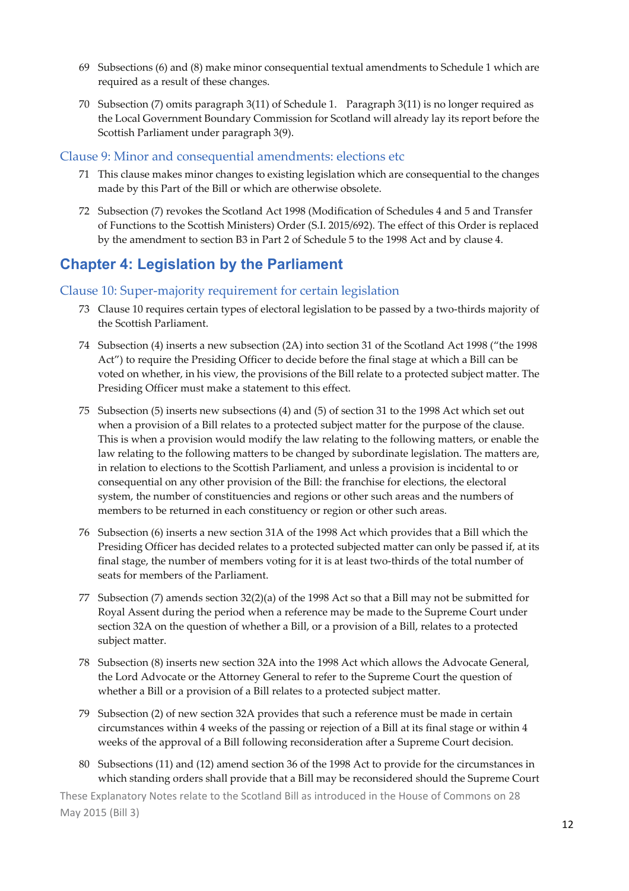69 Subsections (6) and (8) make minor consequential textual amendments to Schedule 1 which are required as a result of these changes.

70 Subsection (7) omits paragraph 3(11) of Schedule 1. Paragraph 3(11) is no longer required as the Local Government Boundary Commission for Scotland will already lay its report before the Scottish Parliament under paragraph 3(9).

### Clause 9: Minor and consequential amendments: elections etc

71 This clause makes minor changes to existing legislation which are consequential to the changes made by this Part of the Bill or which are otherwise obsolete.

72 Subsection (7) revokes the Scotland Act 1998 (Modification of Schedules 4 and 5 and Transfer of Functions to the Scottish Ministers) Order (S.I. 2015/692). The effect of this Order is replaced by the amendment to section B3 in Part 2 of Schedule 5 to the 1998 Act and by clause 4.

## Chapter 4: Legislation by the Parliament

### Clause 10: Super-majority requirement for certain legislation

73 Clause 10 requires certain types of electoral legislation to be passed by a two-thirds majority of the Scottish Parliament.

74 Subsection (4) inserts a new subsection (2A) into section 31 of the Scotland Act 1998 ("the 1998 Act") to require the Presiding Officer to decide before the final stage at which a Bill can be voted on whether, in his view, the provisions of the Bill relate to a protected subject matter. The Presiding Officer must make a statement to this effect.

75 Subsection (5) inserts new subsections (4) and (5) of section 31 to the 1998 Act which set out when a provision of a Bill relates to a protected subject matter for the purpose of the clause. This is when a provision would modify the law relating to the following matters, or enable the law relating to the following matters to be changed by subordinate legislation. The matters are, in relation to elections to the Scottish Parliament, and unless a provision is incidental to or consequential on any other provision of the Bill: the franchise for elections, the electoral system, the number of constituencies and regions or other such areas and the numbers of members to be returned in each constituency or region or other such areas.

76 Subsection (6) inserts a new section 31A of the 1998 Act which provides that a Bill which the Presiding Officer has decided relates to a protected subjected matter can only be passed if, at its final stage, the number of members voting for it is at least two-thirds of the total number of seats for members of the Parliament.

77 Subsection (7) amends section 32(2)(a) of the 1998 Act so that a Bill may not be submitted for Royal Assent during the period when a reference may be made to the Supreme Court under section 32A on the question of whether a Bill, or a provision of a Bill, relates to a protected subject matter.

78 Subsection (8) inserts new section 32A into the 1998 Act which allows the Advocate General, the Lord Advocate or the Attorney General to refer to the Supreme Court the question of whether a Bill or a provision of a Bill relates to a protected subject matter.

79 Subsection (2) of new section 32A provides that such a reference must be made in certain circumstances within 4 weeks of the passing or rejection of a Bill at its final stage or within 4 weeks of the approval of a Bill following reconsideration after a Supreme Court decision.

80 Subsections (11) and (12) amend section 36 of the 1998 Act to provide for the circumstances in which standing orders shall provide that a Bill may be reconsidered should the Supreme Court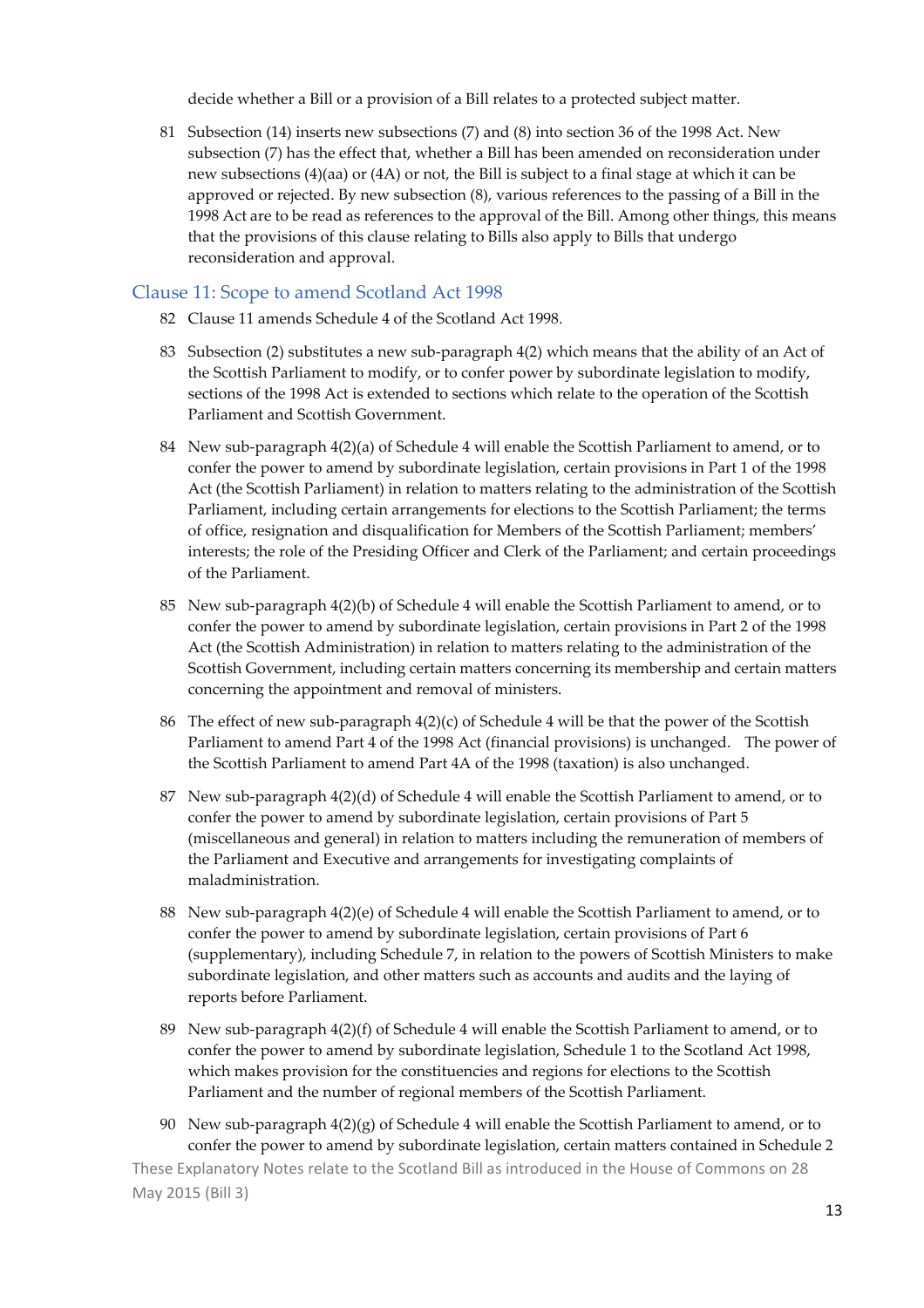decide whether a Bill or a provision of a Bill relates to a protected subject matter.

81 Subsection (14) inserts new subsections (7) and (8) into section 36 of the 1998 Act. New subsection (7) has the effect that, whether a Bill has been amended on reconsideration under new subsections (4)(aa) or (4A) or not, the Bill is subject to a final stage at which it can be approved or rejected. By new subsection (8), various references to the passing of a Bill in the 1998 Act are to be read as references to the approval of the Bill. Among other things, this means that the provisions of this clause relating to Bills also apply to Bills that undergo reconsideration and approval.

## Clause 11: Scope to amend Scotland Act 1998

82 Clause 11 amends Schedule 4 of the Scotland Act 1998.

83 Subsection (2) substitutes a new sub-paragraph 4(2) which means that the ability of an Act of the Scottish Parliament to modify, or to confer power by subordinate legislation to modify, sections of the 1998 Act is extended to sections which relate to the operation of the Scottish Parliament and Scottish Government.

84 New sub-paragraph 4(2)(a) of Schedule 4 will enable the Scottish Parliament to amend, or to confer the power to amend by subordinate legislation, certain provisions in Part 1 of the 1998 Act (the Scottish Parliament) in relation to matters relating to the administration of the Scottish Parliament, including certain arrangements for elections to the Scottish Parliament; the terms of office, resignation and disqualification for Members of the Scottish Parliament; members' interests; the role of the Presiding Officer and Clerk of the Parliament; and certain proceedings of the Parliament.

85 New sub-paragraph 4(2)(b) of Schedule 4 will enable the Scottish Parliament to amend, or to confer the power to amend by subordinate legislation, certain provisions in Part 2 of the 1998 Act (the Scottish Administration) in relation to matters relating to the administration of the Scottish Government, including certain matters concerning its membership and certain matters concerning the appointment and removal of ministers.

86 The effect of new sub-paragraph 4(2)(c) of Schedule 4 will be that the power of the Scottish Parliament to amend Part 4 of the 1998 Act (financial provisions) is unchanged. The power of the Scottish Parliament to amend Part 4A of the 1998 (taxation) is also unchanged.

87 New sub-paragraph 4(2)(d) of Schedule 4 will enable the Scottish Parliament to amend, or to confer the power to amend by subordinate legislation, certain provisions of Part 5 (miscellaneous and general) in relation to matters including the remuneration of members of the Parliament and Executive and arrangements for investigating complaints of maladministration.

88 New sub-paragraph 4(2)(e) of Schedule 4 will enable the Scottish Parliament to amend, or to confer the power to amend by subordinate legislation, certain provisions of Part 6 (supplementary), including Schedule 7, in relation to the powers of Scottish Ministers to make subordinate legislation, and other matters such as accounts and audits and the laying of reports before Parliament.

89 New sub-paragraph 4(2)(f) of Schedule 4 will enable the Scottish Parliament to amend, or to confer the power to amend by subordinate legislation, Schedule 1 to the Scotland Act 1998, which makes provision for the constituencies and regions for elections to the Scottish Parliament and the number of regional members of the Scottish Parliament.

90 New sub-paragraph 4(2)(g) of Schedule 4 will enable the Scottish Parliament to amend, or to confer the power to amend by subordinate legislation, certain matters contained in Schedule 2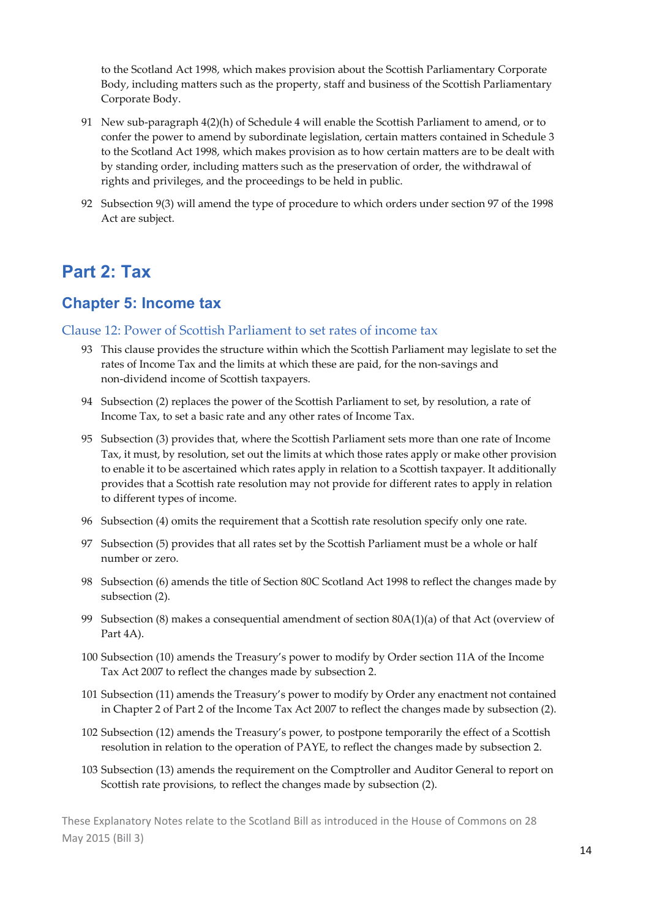to the Scotland Act 1998, which makes provision about the Scottish Parliamentary Corporate Body, including matters such as the property, staff and business of the Scottish Parliamentary Corporate Body.

91 New sub-paragraph 4(2)(h) of Schedule 4 will enable the Scottish Parliament to amend, or to confer the power to amend by subordinate legislation, certain matters contained in Schedule 3 to the Scotland Act 1998, which makes provision as to how certain matters are to be dealt with by standing order, including matters such as the preservation of order, the withdrawal of rights and privileges, and the proceedings to be held in public.

92 Subsection 9(3) will amend the type of procedure to which orders under section 97 of the 1998 Act are subject.

# Part 2: Tax

## Chapter 5: Income tax

### Clause 12: Power of Scottish Parliament to set rates of income tax

93 This clause provides the structure within which the Scottish Parliament may legislate to set the rates of Income Tax and the limits at which these are paid, for the non-savings and non-dividend income of Scottish taxpayers.

94 Subsection (2) replaces the power of the Scottish Parliament to set, by resolution, a rate of Income Tax, to set a basic rate and any other rates of Income Tax.

95 Subsection (3) provides that, where the Scottish Parliament sets more than one rate of Income Tax, it must, by resolution, set out the limits at which those rates apply or make other provision to enable it to be ascertained which rates apply in relation to a Scottish taxpayer. It additionally provides that a Scottish rate resolution may not provide for different rates to apply in relation to different types of income.

96 Subsection (4) omits the requirement that a Scottish rate resolution specify only one rate.

97 Subsection (5) provides that all rates set by the Scottish Parliament must be a whole or half number or zero.

98 Subsection (6) amends the title of Section 80C Scotland Act 1998 to reflect the changes made by subsection (2).

99 Subsection (8) makes a consequential amendment of section 80A(1)(a) of that Act (overview of Part 4A).

100 Subsection (10) amends the Treasury's power to modify by Order section 11A of the Income Tax Act 2007 to reflect the changes made by subsection 2.

101 Subsection (11) amends the Treasury's power to modify by Order any enactment not contained in Chapter 2 of Part 2 of the Income Tax Act 2007 to reflect the changes made by subsection (2).

102 Subsection (12) amends the Treasury's power, to postpone temporarily the effect of a Scottish resolution in relation to the operation of PAYE, to reflect the changes made by subsection 2.

103 Subsection (13) amends the requirement on the Comptroller and Auditor General to report on Scottish rate provisions, to reflect the changes made by subsection (2).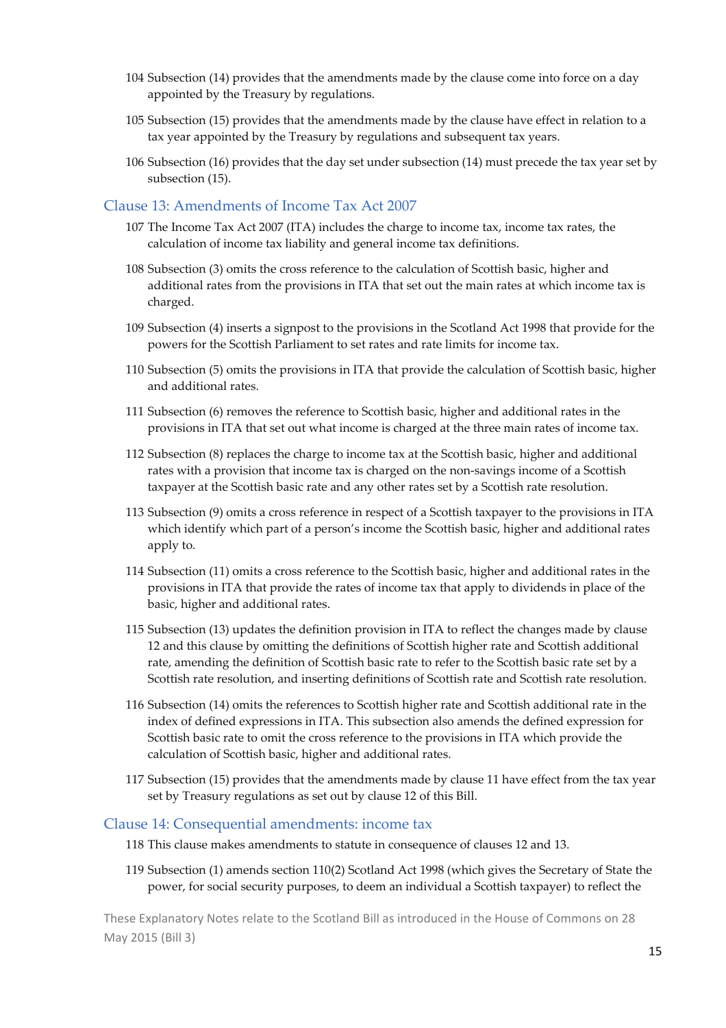104 Subsection (14) provides that the amendments made by the clause come into force on a day appointed by the Treasury by regulations.

105 Subsection (15) provides that the amendments made by the clause have effect in relation to a tax year appointed by the Treasury by regulations and subsequent tax years.

106 Subsection (16) provides that the day set under subsection (14) must precede the tax year set by subsection (15).

## Clause 13: Amendments of Income Tax Act 2007

107 The Income Tax Act 2007 (ITA) includes the charge to income tax, income tax rates, the calculation of income tax liability and general income tax definitions.

108 Subsection (3) omits the cross reference to the calculation of Scottish basic, higher and additional rates from the provisions in ITA that set out the main rates at which income tax is charged.

109 Subsection (4) inserts a signpost to the provisions in the Scotland Act 1998 that provide for the powers for the Scottish Parliament to set rates and rate limits for income tax.

110 Subsection (5) omits the provisions in ITA that provide the calculation of Scottish basic, higher and additional rates.

111 Subsection (6) removes the reference to Scottish basic, higher and additional rates in the provisions in ITA that set out what income is charged at the three main rates of income tax.

112 Subsection (8) replaces the charge to income tax at the Scottish basic, higher and additional rates with a provision that income tax is charged on the non-savings income of a Scottish taxpayer at the Scottish basic rate and any other rates set by a Scottish rate resolution.

113 Subsection (9) omits a cross reference in respect of a Scottish taxpayer to the provisions in ITA which identify which part of a person's income the Scottish basic, higher and additional rates apply to.

114 Subsection (11) omits a cross reference to the Scottish basic, higher and additional rates in the provisions in ITA that provide the rates of income tax that apply to dividends in place of the basic, higher and additional rates.

115 Subsection (13) updates the definition provision in ITA to reflect the changes made by clause 12 and this clause by omitting the definitions of Scottish higher rate and Scottish additional rate, amending the definition of Scottish basic rate to refer to the Scottish basic rate set by a Scottish rate resolution, and inserting definitions of Scottish rate and Scottish rate resolution.

116 Subsection (14) omits the references to Scottish higher rate and Scottish additional rate in the index of defined expressions in ITA. This subsection also amends the defined expression for Scottish basic rate to omit the cross reference to the provisions in ITA which provide the calculation of Scottish basic, higher and additional rates.

117 Subsection (15) provides that the amendments made by clause 11 have effect from the tax year set by Treasury regulations as set out by clause 12 of this Bill.

## Clause 14: Consequential amendments: income tax

118 This clause makes amendments to statute in consequence of clauses 12 and 13.

119 Subsection (1) amends section 110(2) Scotland Act 1998 (which gives the Secretary of State the power, for social security purposes, to deem an individual a Scottish taxpayer) to reflect the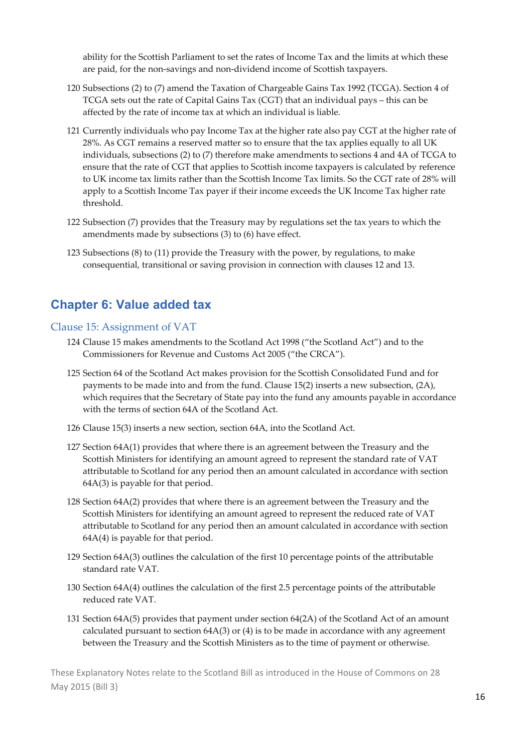ability for the Scottish Parliament to set the rates of Income Tax and the limits at which these are paid, for the non-savings and non-dividend income of Scottish taxpayers.

120 Subsections (2) to (7) amend the Taxation of Chargeable Gains Tax 1992 (TCGA). Section 4 of TCGA sets out the rate of Capital Gains Tax (CGT) that an individual pays – this can be affected by the rate of income tax at which an individual is liable.

121 Currently individuals who pay Income Tax at the higher rate also pay CGT at the higher rate of 28%. As CGT remains a reserved matter so to ensure that the tax applies equally to all UK individuals, subsections (2) to (7) therefore make amendments to sections 4 and 4A of TCGA to ensure that the rate of CGT that applies to Scottish income taxpayers is calculated by reference to UK income tax limits rather than the Scottish Income Tax limits. So the CGT rate of 28% will apply to a Scottish Income Tax payer if their income exceeds the UK Income Tax higher rate threshold.

122 Subsection (7) provides that the Treasury may by regulations set the tax years to which the amendments made by subsections (3) to (6) have effect.

123 Subsections (8) to (11) provide the Treasury with the power, by regulations, to make consequential, transitional or saving provision in connection with clauses 12 and 13.

## Chapter 6: Value added tax

### Clause 15: Assignment of VAT

124 Clause 15 makes amendments to the Scotland Act 1998 ("the Scotland Act") and to the Commissioners for Revenue and Customs Act 2005 ("the CRCA").

125 Section 64 of the Scotland Act makes provision for the Scottish Consolidated Fund and for payments to be made into and from the fund. Clause 15(2) inserts a new subsection, (2A), which requires that the Secretary of State pay into the fund any amounts payable in accordance with the terms of section 64A of the Scotland Act.

126 Clause 15(3) inserts a new section, section 64A, into the Scotland Act.

127 Section 64A(1) provides that where there is an agreement between the Treasury and the Scottish Ministers for identifying an amount agreed to represent the standard rate of VAT attributable to Scotland for any period then an amount calculated in accordance with section 64A(3) is payable for that period.

128 Section 64A(2) provides that where there is an agreement between the Treasury and the Scottish Ministers for identifying an amount agreed to represent the reduced rate of VAT attributable to Scotland for any period then an amount calculated in accordance with section 64A(4) is payable for that period.

129 Section 64A(3) outlines the calculation of the first 10 percentage points of the attributable standard rate VAT.

130 Section 64A(4) outlines the calculation of the first 2.5 percentage points of the attributable reduced rate VAT.

131 Section 64A(5) provides that payment under section 64(2A) of the Scotland Act of an amount calculated pursuant to section 64A(3) or (4) is to be made in accordance with any agreement between the Treasury and the Scottish Ministers as to the time of payment or otherwise.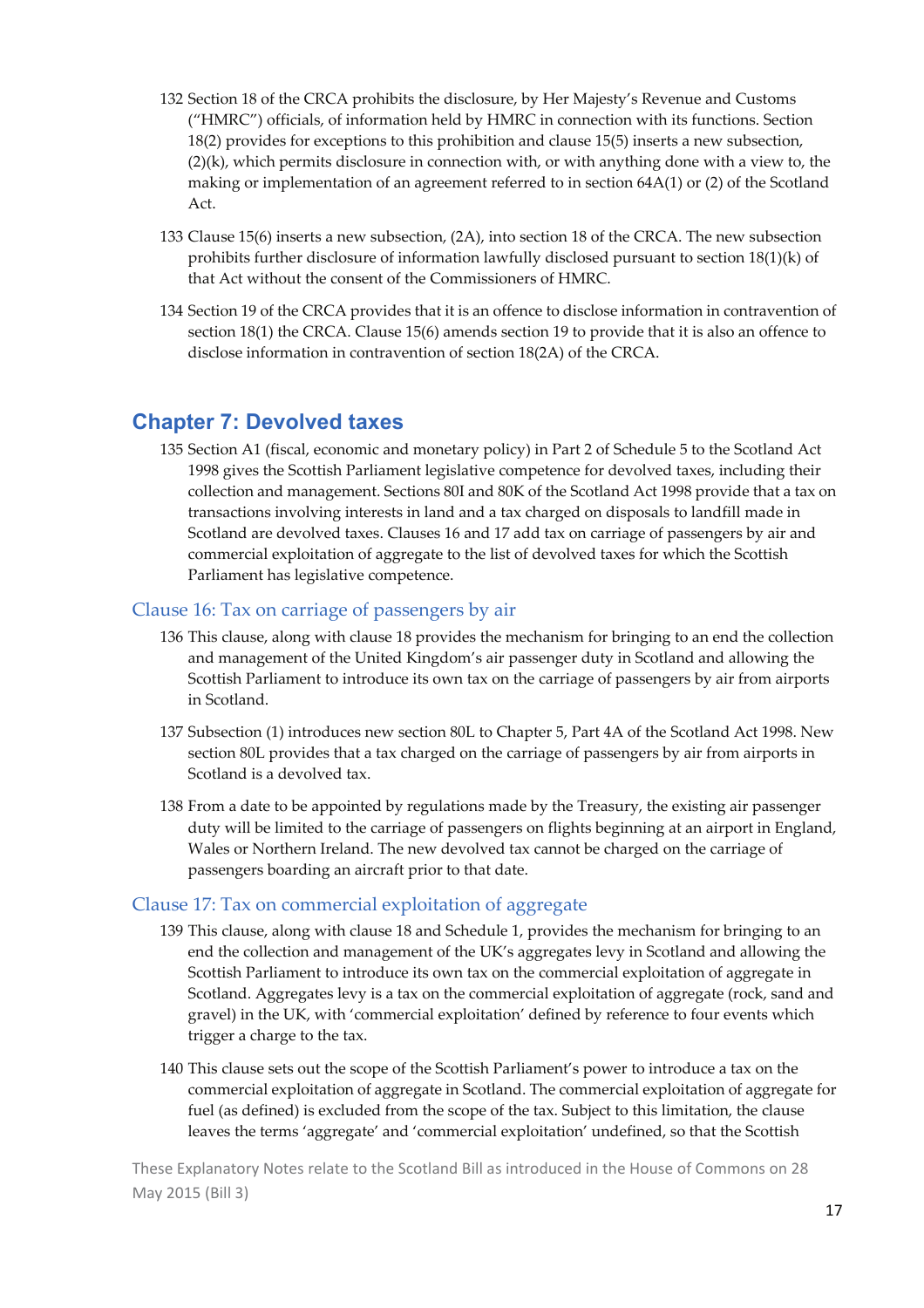132 Section 18 of the CRCA prohibits the disclosure, by Her Majesty's Revenue and Customs ("HMRC") officials, of information held by HMRC in connection with its functions. Section 18(2) provides for exceptions to this prohibition and clause 15(5) inserts a new subsection, (2)(k), which permits disclosure in connection with, or with anything done with a view to, the making or implementation of an agreement referred to in section 64A(1) or (2) of the Scotland Act.

133 Clause 15(6) inserts a new subsection, (2A), into section 18 of the CRCA. The new subsection prohibits further disclosure of information lawfully disclosed pursuant to section 18(1)(k) of that Act without the consent of the Commissioners of HMRC.

134 Section 19 of the CRCA provides that it is an offence to disclose information in contravention of section 18(1) the CRCA. Clause 15(6) amends section 19 to provide that it is also an offence to disclose information in contravention of section 18(2A) of the CRCA.

## Chapter 7: Devolved taxes

135 Section A1 (fiscal, economic and monetary policy) in Part 2 of Schedule 5 to the Scotland Act 1998 gives the Scottish Parliament legislative competence for devolved taxes, including their collection and management. Sections 80I and 80K of the Scotland Act 1998 provide that a tax on transactions involving interests in land and a tax charged on disposals to landfill made in Scotland are devolved taxes. Clauses 16 and 17 add tax on carriage of passengers by air and commercial exploitation of aggregate to the list of devolved taxes for which the Scottish Parliament has legislative competence.

### Clause 16: Tax on carriage of passengers by air

136 This clause, along with clause 18 provides the mechanism for bringing to an end the collection and management of the United Kingdom's air passenger duty in Scotland and allowing the Scottish Parliament to introduce its own tax on the carriage of passengers by air from airports in Scotland.

137 Subsection (1) introduces new section 80L to Chapter 5, Part 4A of the Scotland Act 1998. New section 80L provides that a tax charged on the carriage of passengers by air from airports in Scotland is a devolved tax.

138 From a date to be appointed by regulations made by the Treasury, the existing air passenger duty will be limited to the carriage of passengers on flights beginning at an airport in England, Wales or Northern Ireland. The new devolved tax cannot be charged on the carriage of passengers boarding an aircraft prior to that date.

### Clause 17: Tax on commercial exploitation of aggregate

139 This clause, along with clause 18 and Schedule 1, provides the mechanism for bringing to an end the collection and management of the UK's aggregates levy in Scotland and allowing the Scottish Parliament to introduce its own tax on the commercial exploitation of aggregate in Scotland. Aggregates levy is a tax on the commercial exploitation of aggregate (rock, sand and gravel) in the UK, with 'commercial exploitation' defined by reference to four events which trigger a charge to the tax.

140 This clause sets out the scope of the Scottish Parliament's power to introduce a tax on the commercial exploitation of aggregate in Scotland. The commercial exploitation of aggregate for fuel (as defined) is excluded from the scope of the tax. Subject to this limitation, the clause leaves the terms 'aggregate' and 'commercial exploitation' undefined, so that the Scottish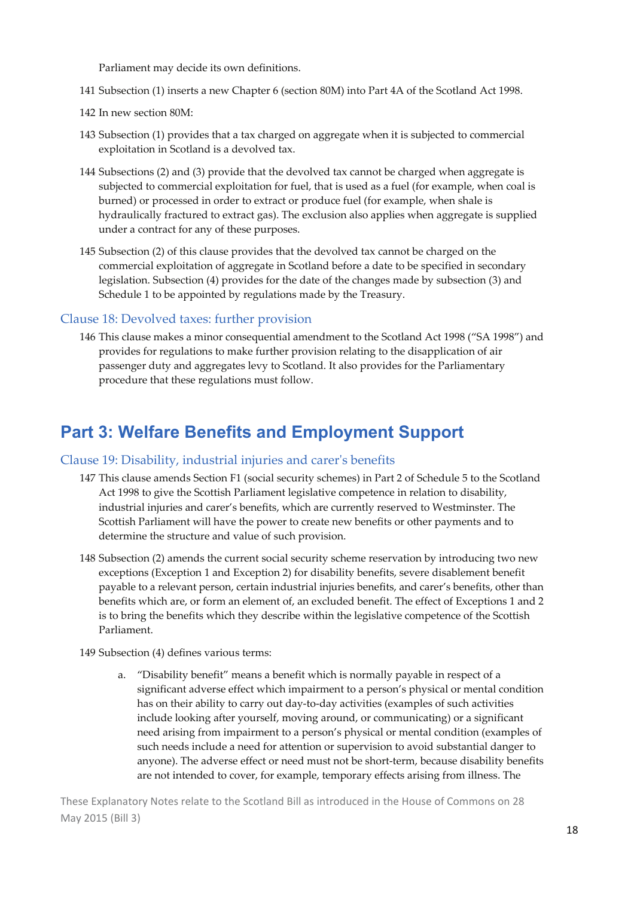Parliament may decide its own definitions.

141 Subsection (1) inserts a new Chapter 6 (section 80M) into Part 4A of the Scotland Act 1998.

142 In new section 80M:

143 Subsection (1) provides that a tax charged on aggregate when it is subjected to commercial exploitation in Scotland is a devolved tax.

144 Subsections (2) and (3) provide that the devolved tax cannot be charged when aggregate is subjected to commercial exploitation for fuel, that is used as a fuel (for example, when coal is burned) or processed in order to extract or produce fuel (for example, when shale is hydraulically fractured to extract gas). The exclusion also applies when aggregate is supplied under a contract for any of these purposes.

145 Subsection (2) of this clause provides that the devolved tax cannot be charged on the commercial exploitation of aggregate in Scotland before a date to be specified in secondary legislation. Subsection (4) provides for the date of the changes made by subsection (3) and Schedule 1 to be appointed by regulations made by the Treasury.

### Clause 18: Devolved taxes: further provision

146 This clause makes a minor consequential amendment to the Scotland Act 1998 ("SA 1998") and provides for regulations to make further provision relating to the disapplication of air passenger duty and aggregates levy to Scotland. It also provides for the Parliamentary procedure that these regulations must follow.

## Part 3: Welfare Benefits and Employment Support

### Clause 19: Disability, industrial injuries and carer's benefits

147 This clause amends Section F1 (social security schemes) in Part 2 of Schedule 5 to the Scotland Act 1998 to give the Scottish Parliament legislative competence in relation to disability, industrial injuries and carer's benefits, which are currently reserved to Westminster. The Scottish Parliament will have the power to create new benefits or other payments and to determine the structure and value of such provision.

148 Subsection (2) amends the current social security scheme reservation by introducing two new exceptions (Exception 1 and Exception 2) for disability benefits, severe disablement benefit payable to a relevant person, certain industrial injuries benefits, and carer's benefits, other than benefits which are, or form an element of, an excluded benefit. The effect of Exceptions 1 and 2 is to bring the benefits which they describe within the legislative competence of the Scottish Parliament.

149 Subsection (4) defines various terms:

a. "Disability benefit" means a benefit which is normally payable in respect of a significant adverse effect which impairment to a person's physical or mental condition has on their ability to carry out day-to-day activities (examples of such activities include looking after yourself, moving around, or communicating) or a significant need arising from impairment to a person's physical or mental condition (examples of such needs include a need for attention or supervision to avoid substantial danger to anyone). The adverse effect or need must not be short-term, because disability benefits are not intended to cover, for example, temporary effects arising from illness. The

These Explanatory Notes relate to the Scotland Bill as introduced in the House of Commons on 28 May 2015 (Bill 3)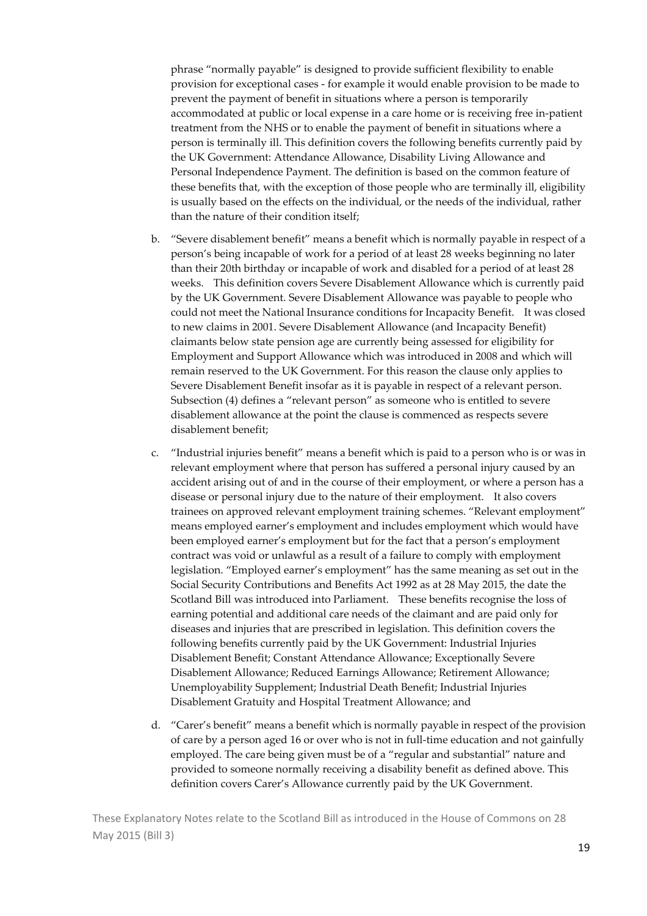phrase "normally payable" is designed to provide sufficient flexibility to enable provision for exceptional cases - for example it would enable provision to be made to prevent the payment of benefit in situations where a person is temporarily accommodated at public or local expense in a care home or is receiving free in-patient treatment from the NHS or to enable the payment of benefit in situations where a person is terminally ill. This definition covers the following benefits currently paid by the UK Government: Attendance Allowance, Disability Living Allowance and Personal Independence Payment. The definition is based on the common feature of these benefits that, with the exception of those people who are terminally ill, eligibility is usually based on the effects on the individual, or the needs of the individual, rather than the nature of their condition itself;

b. "Severe disablement benefit" means a benefit which is normally payable in respect of a person's being incapable of work for a period of at least 28 weeks beginning no later than their 20th birthday or incapable of work and disabled for a period of at least 28 weeks. This definition covers Severe Disablement Allowance which is currently paid by the UK Government. Severe Disablement Allowance was payable to people who could not meet the National Insurance conditions for Incapacity Benefit. It was closed to new claims in 2001. Severe Disablement Allowance (and Incapacity Benefit) claimants below state pension age are currently being assessed for eligibility for Employment and Support Allowance which was introduced in 2008 and which will remain reserved to the UK Government. For this reason the clause only applies to Severe Disablement Benefit insofar as it is payable in respect of a relevant person. Subsection (4) defines a "relevant person" as someone who is entitled to severe disablement allowance at the point the clause is commenced as respects severe disablement benefit;

c. "Industrial injuries benefit" means a benefit which is paid to a person who is or was in relevant employment where that person has suffered a personal injury caused by an accident arising out of and in the course of their employment, or where a person has a disease or personal injury due to the nature of their employment. It also covers trainees on approved relevant employment training schemes. "Relevant employment" means employed earner's employment and includes employment which would have been employed earner's employment but for the fact that a person's employment contract was void or unlawful as a result of a failure to comply with employment legislation. "Employed earner's employment" has the same meaning as set out in the Social Security Contributions and Benefits Act 1992 as at 28 May 2015, the date the Scotland Bill was introduced into Parliament. These benefits recognise the loss of earning potential and additional care needs of the claimant and are paid only for diseases and injuries that are prescribed in legislation. This definition covers the following benefits currently paid by the UK Government: Industrial Injuries Disablement Benefit; Constant Attendance Allowance; Exceptionally Severe Disablement Allowance; Reduced Earnings Allowance; Retirement Allowance; Unemployability Supplement; Industrial Death Benefit; Industrial Injuries Disablement Gratuity and Hospital Treatment Allowance; and

d. "Carer's benefit" means a benefit which is normally payable in respect of the provision of care by a person aged 16 or over who is not in full-time education and not gainfully employed. The care being given must be of a "regular and substantial" nature and provided to someone normally receiving a disability benefit as defined above. This definition covers Carer's Allowance currently paid by the UK Government.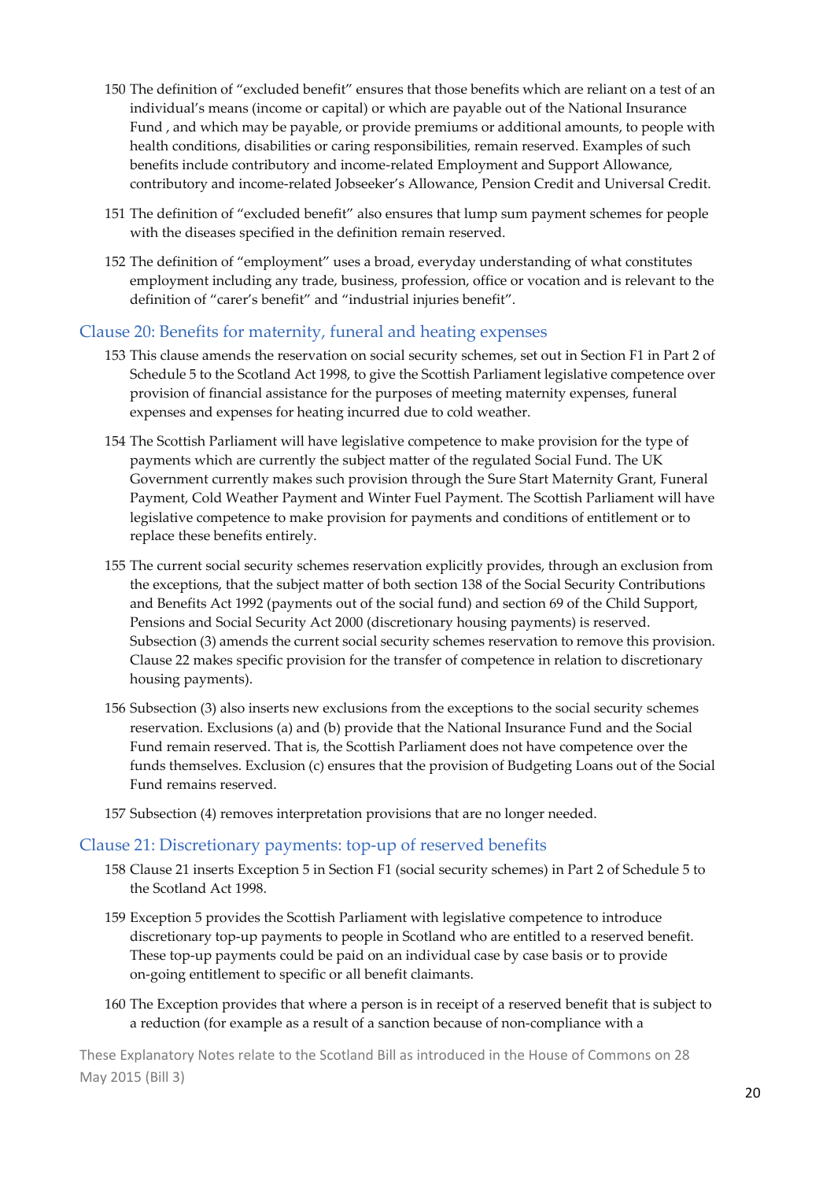150 The definition of "excluded benefit" ensures that those benefits which are reliant on a test of an individual's means (income or capital) or which are payable out of the National Insurance Fund , and which may be payable, or provide premiums or additional amounts, to people with health conditions, disabilities or caring responsibilities, remain reserved. Examples of such benefits include contributory and income-related Employment and Support Allowance, contributory and income-related Jobseeker's Allowance, Pension Credit and Universal Credit.

151 The definition of "excluded benefit" also ensures that lump sum payment schemes for people with the diseases specified in the definition remain reserved.

152 The definition of "employment" uses a broad, everyday understanding of what constitutes employment including any trade, business, profession, office or vocation and is relevant to the definition of "carer's benefit" and "industrial injuries benefit".

## Clause 20: Benefits for maternity, funeral and heating expenses

153 This clause amends the reservation on social security schemes, set out in Section F1 in Part 2 of Schedule 5 to the Scotland Act 1998, to give the Scottish Parliament legislative competence over provision of financial assistance for the purposes of meeting maternity expenses, funeral expenses and expenses for heating incurred due to cold weather.

154 The Scottish Parliament will have legislative competence to make provision for the type of payments which are currently the subject matter of the regulated Social Fund. The UK Government currently makes such provision through the Sure Start Maternity Grant, Funeral Payment, Cold Weather Payment and Winter Fuel Payment. The Scottish Parliament will have legislative competence to make provision for payments and conditions of entitlement or to replace these benefits entirely.

155 The current social security schemes reservation explicitly provides, through an exclusion from the exceptions, that the subject matter of both section 138 of the Social Security Contributions and Benefits Act 1992 (payments out of the social fund) and section 69 of the Child Support, Pensions and Social Security Act 2000 (discretionary housing payments) is reserved. Subsection (3) amends the current social security schemes reservation to remove this provision. Clause 22 makes specific provision for the transfer of competence in relation to discretionary housing payments).

156 Subsection (3) also inserts new exclusions from the exceptions to the social security schemes reservation. Exclusions (a) and (b) provide that the National Insurance Fund and the Social Fund remain reserved. That is, the Scottish Parliament does not have competence over the funds themselves. Exclusion (c) ensures that the provision of Budgeting Loans out of the Social Fund remains reserved.

157 Subsection (4) removes interpretation provisions that are no longer needed.

## Clause 21: Discretionary payments: top-up of reserved benefits

158 Clause 21 inserts Exception 5 in Section F1 (social security schemes) in Part 2 of Schedule 5 to the Scotland Act 1998.

159 Exception 5 provides the Scottish Parliament with legislative competence to introduce discretionary top-up payments to people in Scotland who are entitled to a reserved benefit. These top-up payments could be paid on an individual case by case basis or to provide on-going entitlement to specific or all benefit claimants.

160 The Exception provides that where a person is in receipt of a reserved benefit that is subject to a reduction (for example as a result of a sanction because of non-compliance with a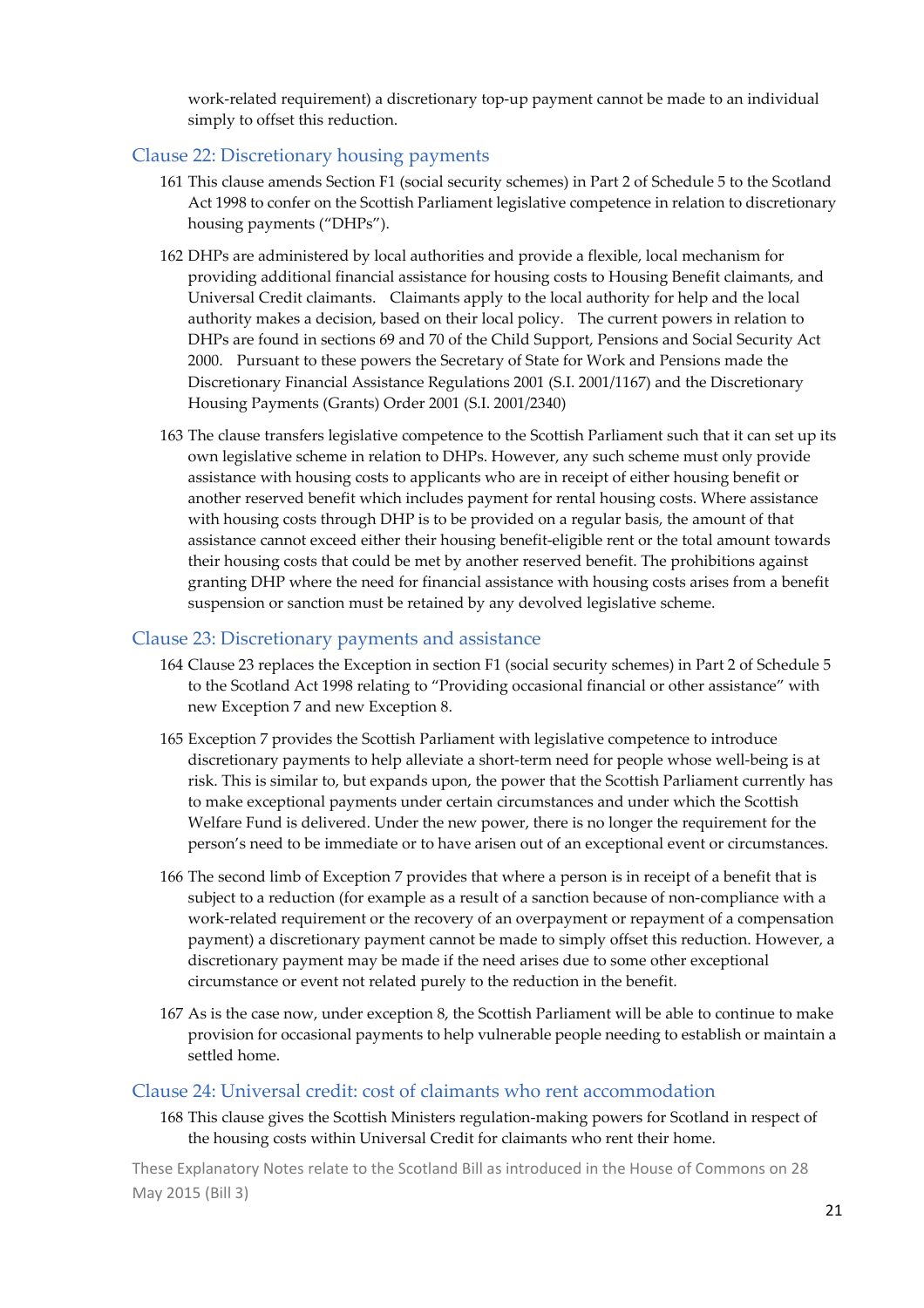work-related requirement) a discretionary top-up payment cannot be made to an individual simply to offset this reduction.

## Clause 22: Discretionary housing payments

161 This clause amends Section F1 (social security schemes) in Part 2 of Schedule 5 to the Scotland Act 1998 to confer on the Scottish Parliament legislative competence in relation to discretionary housing payments ("DHPs").

162 DHPs are administered by local authorities and provide a flexible, local mechanism for providing additional financial assistance for housing costs to Housing Benefit claimants, and Universal Credit claimants. Claimants apply to the local authority for help and the local authority makes a decision, based on their local policy. The current powers in relation to DHPs are found in sections 69 and 70 of the Child Support, Pensions and Social Security Act 2000. Pursuant to these powers the Secretary of State for Work and Pensions made the Discretionary Financial Assistance Regulations 2001 (S.I. 2001/1167) and the Discretionary Housing Payments (Grants) Order 2001 (S.I. 2001/2340)

163 The clause transfers legislative competence to the Scottish Parliament such that it can set up its own legislative scheme in relation to DHPs. However, any such scheme must only provide assistance with housing costs to applicants who are in receipt of either housing benefit or another reserved benefit which includes payment for rental housing costs. Where assistance with housing costs through DHP is to be provided on a regular basis, the amount of that assistance cannot exceed either their housing benefit-eligible rent or the total amount towards their housing costs that could be met by another reserved benefit. The prohibitions against granting DHP where the need for financial assistance with housing costs arises from a benefit suspension or sanction must be retained by any devolved legislative scheme.

## Clause 23: Discretionary payments and assistance

164 Clause 23 replaces the Exception in section F1 (social security schemes) in Part 2 of Schedule 5 to the Scotland Act 1998 relating to "Providing occasional financial or other assistance" with new Exception 7 and new Exception 8.

165 Exception 7 provides the Scottish Parliament with legislative competence to introduce discretionary payments to help alleviate a short-term need for people whose well-being is at risk. This is similar to, but expands upon, the power that the Scottish Parliament currently has to make exceptional payments under certain circumstances and under which the Scottish Welfare Fund is delivered. Under the new power, there is no longer the requirement for the person's need to be immediate or to have arisen out of an exceptional event or circumstances.

166 The second limb of Exception 7 provides that where a person is in receipt of a benefit that is subject to a reduction (for example as a result of a sanction because of non-compliance with a work-related requirement or the recovery of an overpayment or repayment of a compensation payment) a discretionary payment cannot be made to simply offset this reduction. However, a discretionary payment may be made if the need arises due to some other exceptional circumstance or event not related purely to the reduction in the benefit.

167 As is the case now, under exception 8, the Scottish Parliament will be able to continue to make provision for occasional payments to help vulnerable people needing to establish or maintain a settled home.

## Clause 24: Universal credit: cost of claimants who rent accommodation

168 This clause gives the Scottish Ministers regulation-making powers for Scotland in respect of the housing costs within Universal Credit for claimants who rent their home.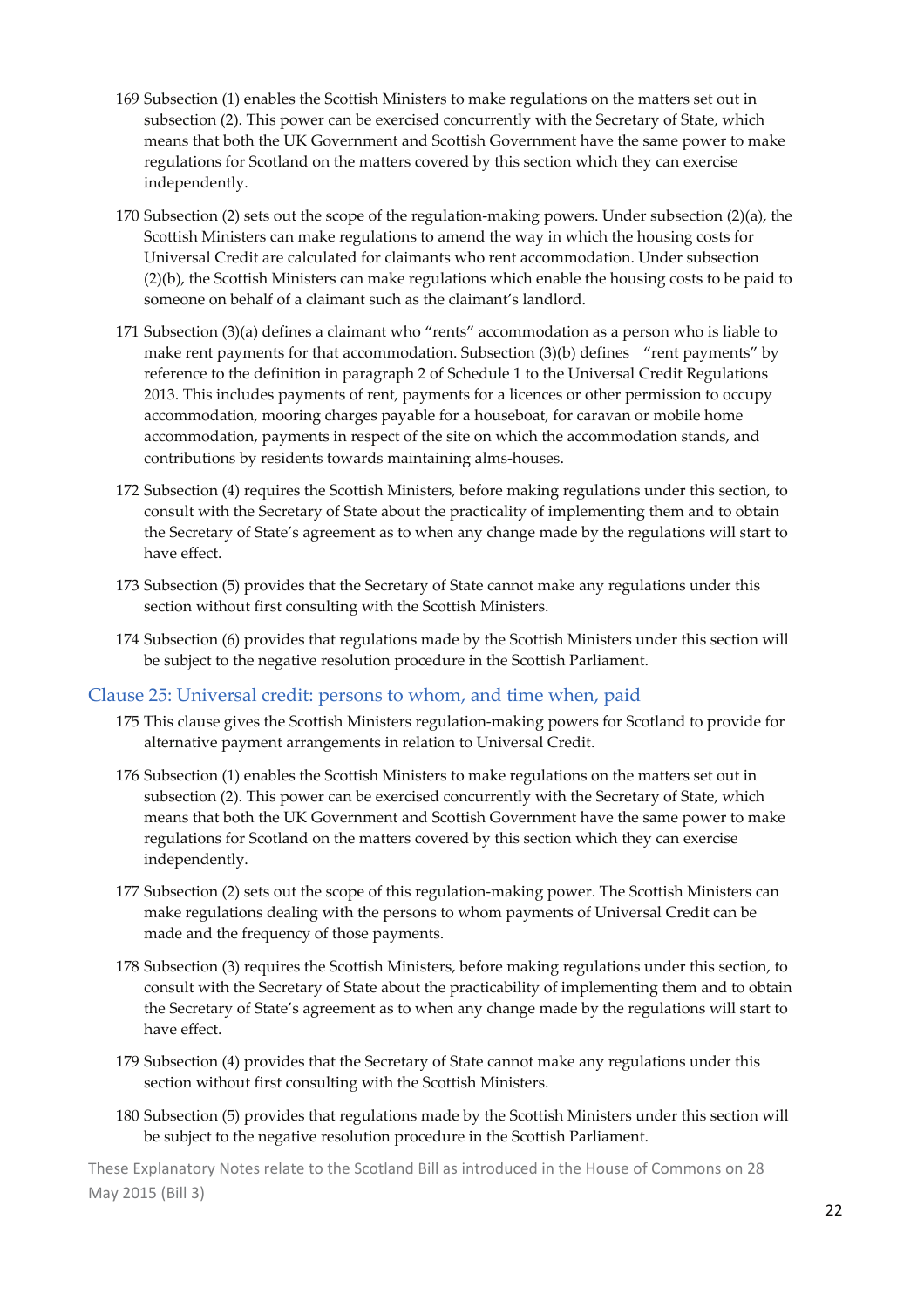169 Subsection (1) enables the Scottish Ministers to make regulations on the matters set out in subsection (2). This power can be exercised concurrently with the Secretary of State, which means that both the UK Government and Scottish Government have the same power to make regulations for Scotland on the matters covered by this section which they can exercise independently.

170 Subsection (2) sets out the scope of the regulation-making powers. Under subsection (2)(a), the Scottish Ministers can make regulations to amend the way in which the housing costs for Universal Credit are calculated for claimants who rent accommodation. Under subsection (2)(b), the Scottish Ministers can make regulations which enable the housing costs to be paid to someone on behalf of a claimant such as the claimant's landlord.

171 Subsection (3)(a) defines a claimant who "rents" accommodation as a person who is liable to make rent payments for that accommodation. Subsection (3)(b) defines "rent payments" by reference to the definition in paragraph 2 of Schedule 1 to the Universal Credit Regulations 2013. This includes payments of rent, payments for a licences or other permission to occupy accommodation, mooring charges payable for a houseboat, for caravan or mobile home accommodation, payments in respect of the site on which the accommodation stands, and contributions by residents towards maintaining alms-houses.

172 Subsection (4) requires the Scottish Ministers, before making regulations under this section, to consult with the Secretary of State about the practicality of implementing them and to obtain the Secretary of State's agreement as to when any change made by the regulations will start to have effect.

173 Subsection (5) provides that the Secretary of State cannot make any regulations under this section without first consulting with the Scottish Ministers.

174 Subsection (6) provides that regulations made by the Scottish Ministers under this section will be subject to the negative resolution procedure in the Scottish Parliament.

## Clause 25: Universal credit: persons to whom, and time when, paid

175 This clause gives the Scottish Ministers regulation-making powers for Scotland to provide for alternative payment arrangements in relation to Universal Credit.

176 Subsection (1) enables the Scottish Ministers to make regulations on the matters set out in subsection (2). This power can be exercised concurrently with the Secretary of State, which means that both the UK Government and Scottish Government have the same power to make regulations for Scotland on the matters covered by this section which they can exercise independently.

177 Subsection (2) sets out the scope of this regulation-making power. The Scottish Ministers can make regulations dealing with the persons to whom payments of Universal Credit can be made and the frequency of those payments.

178 Subsection (3) requires the Scottish Ministers, before making regulations under this section, to consult with the Secretary of State about the practicability of implementing them and to obtain the Secretary of State's agreement as to when any change made by the regulations will start to have effect.

179 Subsection (4) provides that the Secretary of State cannot make any regulations under this section without first consulting with the Scottish Ministers.

180 Subsection (5) provides that regulations made by the Scottish Ministers under this section will be subject to the negative resolution procedure in the Scottish Parliament.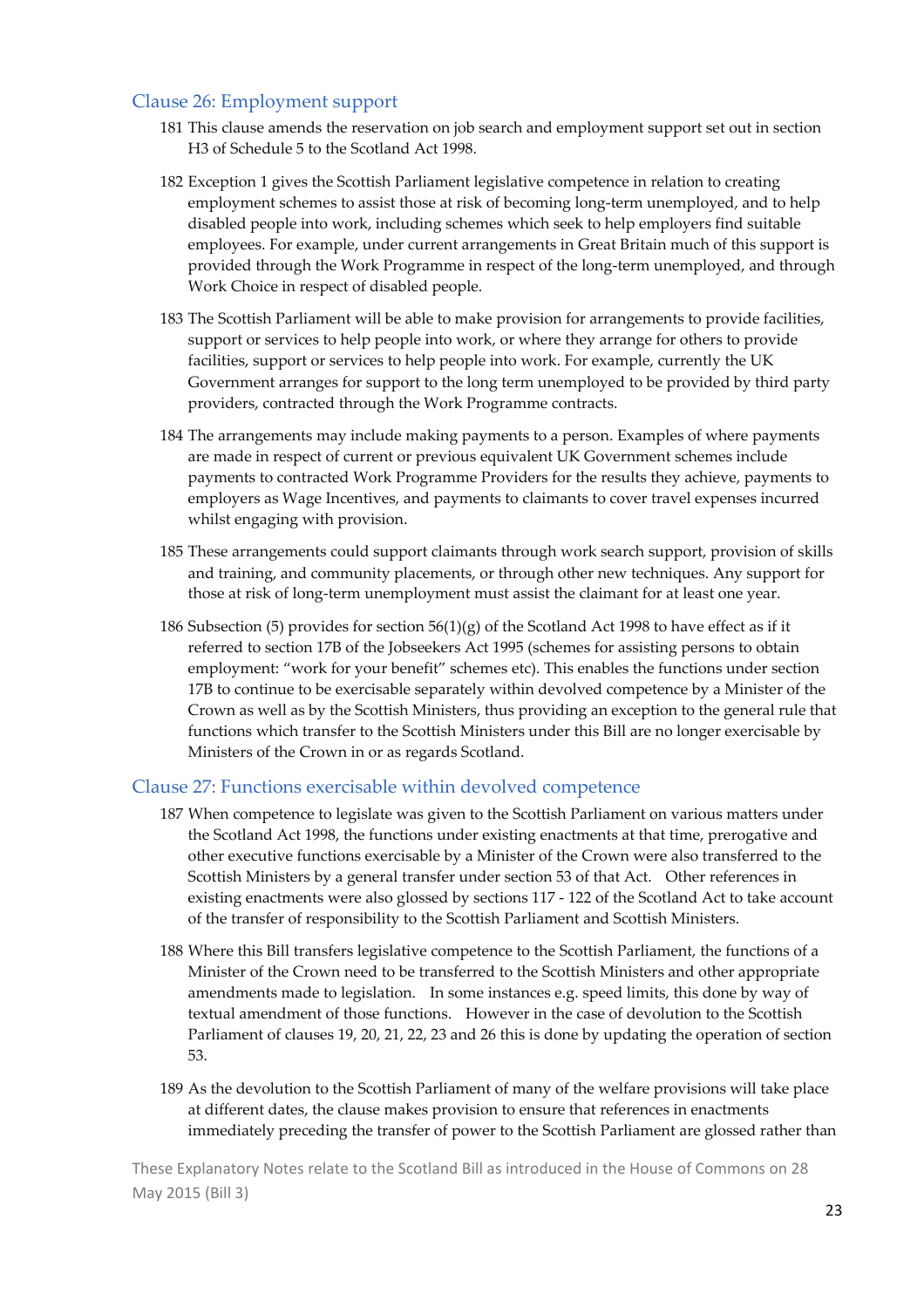## Clause 26: Employment support

181 This clause amends the reservation on job search and employment support set out in section H3 of Schedule 5 to the Scotland Act 1998.

182 Exception 1 gives the Scottish Parliament legislative competence in relation to creating employment schemes to assist those at risk of becoming long-term unemployed, and to help disabled people into work, including schemes which seek to help employers find suitable employees. For example, under current arrangements in Great Britain much of this support is provided through the Work Programme in respect of the long-term unemployed, and through Work Choice in respect of disabled people.

183 The Scottish Parliament will be able to make provision for arrangements to provide facilities, support or services to help people into work, or where they arrange for others to provide facilities, support or services to help people into work. For example, currently the UK Government arranges for support to the long term unemployed to be provided by third party providers, contracted through the Work Programme contracts.

184 The arrangements may include making payments to a person. Examples of where payments are made in respect of current or previous equivalent UK Government schemes include payments to contracted Work Programme Providers for the results they achieve, payments to employers as Wage Incentives, and payments to claimants to cover travel expenses incurred whilst engaging with provision.

185 These arrangements could support claimants through work search support, provision of skills and training, and community placements, or through other new techniques. Any support for those at risk of long-term unemployment must assist the claimant for at least one year.

186 Subsection (5) provides for section 56(1)(g) of the Scotland Act 1998 to have effect as if it referred to section 17B of the Jobseekers Act 1995 (schemes for assisting persons to obtain employment: "work for your benefit" schemes etc). This enables the functions under section 17B to continue to be exercisable separately within devolved competence by a Minister of the Crown as well as by the Scottish Ministers, thus providing an exception to the general rule that functions which transfer to the Scottish Ministers under this Bill are no longer exercisable by Ministers of the Crown in or as regards Scotland.

## Clause 27: Functions exercisable within devolved competence

187 When competence to legislate was given to the Scottish Parliament on various matters under the Scotland Act 1998, the functions under existing enactments at that time, prerogative and other executive functions exercisable by a Minister of the Crown were also transferred to the Scottish Ministers by a general transfer under section 53 of that Act. Other references in existing enactments were also glossed by sections 117 - 122 of the Scotland Act to take account of the transfer of responsibility to the Scottish Parliament and Scottish Ministers.

188 Where this Bill transfers legislative competence to the Scottish Parliament, the functions of a Minister of the Crown need to be transferred to the Scottish Ministers and other appropriate amendments made to legislation. In some instances e.g. speed limits, this done by way of textual amendment of those functions. However in the case of devolution to the Scottish Parliament of clauses 19, 20, 21, 22, 23 and 26 this is done by updating the operation of section 53.

189 As the devolution to the Scottish Parliament of many of the welfare provisions will take place at different dates, the clause makes provision to ensure that references in enactments immediately preceding the transfer of power to the Scottish Parliament are glossed rather than

These Explanatory Notes relate to the Scotland Bill as introduced in the House of Commons on 28 May 2015 (Bill 3)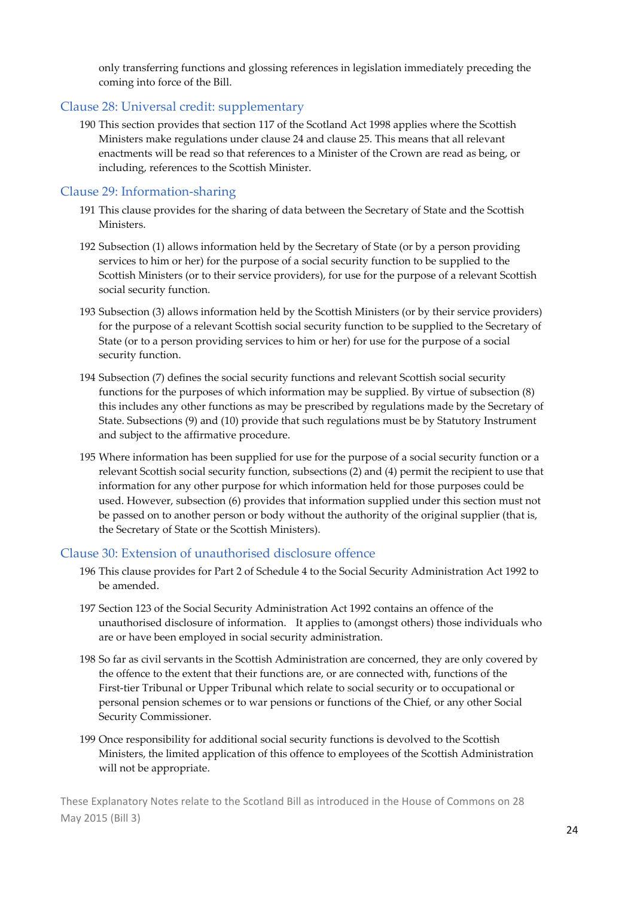only transferring functions and glossing references in legislation immediately preceding the coming into force of the Bill.

## Clause 28: Universal credit: supplementary

190 This section provides that section 117 of the Scotland Act 1998 applies where the Scottish Ministers make regulations under clause 24 and clause 25. This means that all relevant enactments will be read so that references to a Minister of the Crown are read as being, or including, references to the Scottish Minister.

## Clause 29: Information-sharing

191 This clause provides for the sharing of data between the Secretary of State and the Scottish Ministers.

192 Subsection (1) allows information held by the Secretary of State (or by a person providing services to him or her) for the purpose of a social security function to be supplied to the Scottish Ministers (or to their service providers), for use for the purpose of a relevant Scottish social security function.

193 Subsection (3) allows information held by the Scottish Ministers (or by their service providers) for the purpose of a relevant Scottish social security function to be supplied to the Secretary of State (or to a person providing services to him or her) for use for the purpose of a social security function.

194 Subsection (7) defines the social security functions and relevant Scottish social security functions for the purposes of which information may be supplied. By virtue of subsection (8) this includes any other functions as may be prescribed by regulations made by the Secretary of State. Subsections (9) and (10) provide that such regulations must be by Statutory Instrument and subject to the affirmative procedure.

195 Where information has been supplied for use for the purpose of a social security function or a relevant Scottish social security function, subsections (2) and (4) permit the recipient to use that information for any other purpose for which information held for those purposes could be used. However, subsection (6) provides that information supplied under this section must not be passed on to another person or body without the authority of the original supplier (that is, the Secretary of State or the Scottish Ministers).

## Clause 30: Extension of unauthorised disclosure offence

196 This clause provides for Part 2 of Schedule 4 to the Social Security Administration Act 1992 to be amended.

197 Section 123 of the Social Security Administration Act 1992 contains an offence of the unauthorised disclosure of information. It applies to (amongst others) those individuals who are or have been employed in social security administration.

198 So far as civil servants in the Scottish Administration are concerned, they are only covered by the offence to the extent that their functions are, or are connected with, functions of the First-tier Tribunal or Upper Tribunal which relate to social security or to occupational or personal pension schemes or to war pensions or functions of the Chief, or any other Social Security Commissioner.

199 Once responsibility for additional social security functions is devolved to the Scottish Ministers, the limited application of this offence to employees of the Scottish Administration will not be appropriate.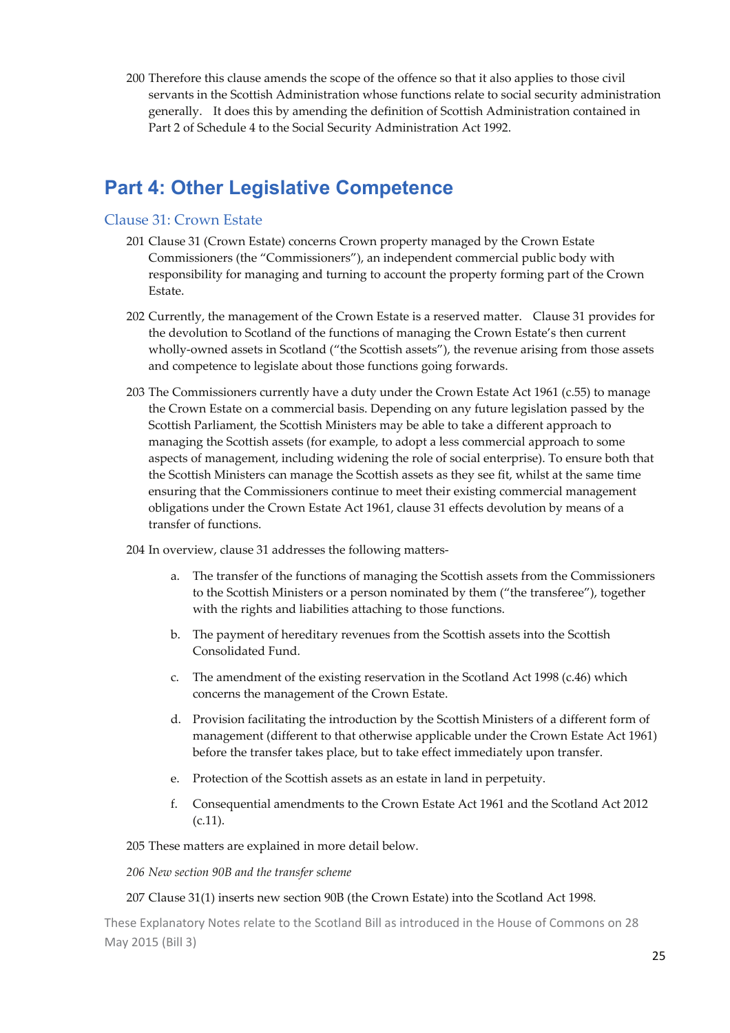200 Therefore this clause amends the scope of the offence so that it also applies to those civil servants in the Scottish Administration whose functions relate to social security administration generally. It does this by amending the definition of Scottish Administration contained in Part 2 of Schedule 4 to the Social Security Administration Act 1992.

## Part 4: Other Legislative Competence

### Clause 31: Crown Estate

201 Clause 31 (Crown Estate) concerns Crown property managed by the Crown Estate Commissioners (the "Commissioners"), an independent commercial public body with responsibility for managing and turning to account the property forming part of the Crown Estate.

202 Currently, the management of the Crown Estate is a reserved matter. Clause 31 provides for the devolution to Scotland of the functions of managing the Crown Estate's then current wholly-owned assets in Scotland ("the Scottish assets"), the revenue arising from those assets and competence to legislate about those functions going forwards.

203 The Commissioners currently have a duty under the Crown Estate Act 1961 (c.55) to manage the Crown Estate on a commercial basis. Depending on any future legislation passed by the Scottish Parliament, the Scottish Ministers may be able to take a different approach to managing the Scottish assets (for example, to adopt a less commercial approach to some aspects of management, including widening the role of social enterprise). To ensure both that the Scottish Ministers can manage the Scottish assets as they see fit, whilst at the same time ensuring that the Commissioners continue to meet their existing commercial management obligations under the Crown Estate Act 1961, clause 31 effects devolution by means of a transfer of functions.

204 In overview, clause 31 addresses the following matters-

a. The transfer of the functions of managing the Scottish assets from the Commissioners to the Scottish Ministers or a person nominated by them ("the transferee"), together with the rights and liabilities attaching to those functions.

b. The payment of hereditary revenues from the Scottish assets into the Scottish Consolidated Fund.

c. The amendment of the existing reservation in the Scotland Act 1998 (c.46) which concerns the management of the Crown Estate.

d. Provision facilitating the introduction by the Scottish Ministers of a different form of management (different to that otherwise applicable under the Crown Estate Act 1961) before the transfer takes place, but to take effect immediately upon transfer.

e. Protection of the Scottish assets as an estate in land in perpetuity.

f. Consequential amendments to the Crown Estate Act 1961 and the Scotland Act 2012 (c.11).

205 These matters are explained in more detail below.

206 *New section 90B and the transfer scheme*

207 Clause 31(1) inserts new section 90B (the Crown Estate) into the Scotland Act 1998.

These Explanatory Notes relate to the Scotland Bill as introduced in the House of Commons on 28 May 2015 (Bill 3)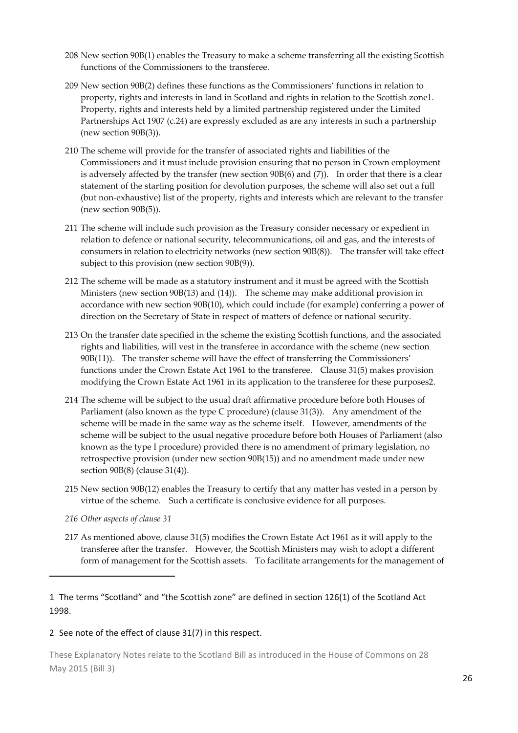208 New section 90B(1) enables the Treasury to make a scheme transferring all the existing Scottish functions of the Commissioners to the transferee.

209 New section 90B(2) defines these functions as the Commissioners' functions in relation to property, rights and interests in land in Scotland and rights in relation to the Scottish zone[1]. Property, rights and interests held by a limited partnership registered under the Limited Partnerships Act 1907 (c.24) are expressly excluded as are any interests in such a partnership (new section 90B(3)).

210 The scheme will provide for the transfer of associated rights and liabilities of the Commissioners and it must include provision ensuring that no person in Crown employment is adversely affected by the transfer (new section 90B(6) and (7)). In order that there is a clear statement of the starting position for devolution purposes, the scheme will also set out a full (but non-exhaustive) list of the property, rights and interests which are relevant to the transfer (new section 90B(5)).

211 The scheme will include such provision as the Treasury consider necessary or expedient in relation to defence or national security, telecommunications, oil and gas, and the interests of consumers in relation to electricity networks (new section 90B(8)). The transfer will take effect subject to this provision (new section 90B(9)).

212 The scheme will be made as a statutory instrument and it must be agreed with the Scottish Ministers (new section 90B(13) and (14)). The scheme may make additional provision in accordance with new section 90B(10), which could include (for example) conferring a power of direction on the Secretary of State in respect of matters of defence or national security.

213 On the transfer date specified in the scheme the existing Scottish functions, and the associated rights and liabilities, will vest in the transferee in accordance with the scheme (new section 90B(11)). The transfer scheme will have the effect of transferring the Commissioners' functions under the Crown Estate Act 1961 to the transferee. Clause 31(5) makes provision modifying the Crown Estate Act 1961 in its application to the transferee for these purposes[2].

214 The scheme will be subject to the usual draft affirmative procedure before both Houses of Parliament (also known as the type C procedure) (clause 31(3)). Any amendment of the scheme will be made in the same way as the scheme itself. However, amendments of the scheme will be subject to the usual negative procedure before both Houses of Parliament (also known as the type I procedure) provided there is no amendment of primary legislation, no retrospective provision (under new section 90B(15)) and no amendment made under new section 90B(8) (clause 31(4)).

215 New section 90B(12) enables the Treasury to certify that any matter has vested in a person by virtue of the scheme. Such a certificate is conclusive evidence for all purposes.

216 *Other aspects of clause 31*

217 As mentioned above, clause 31(5) modifies the Crown Estate Act 1961 as it will apply to the transferee after the transfer. However, the Scottish Ministers may wish to adopt a different form of management for the Scottish assets. To facilitate arrangements for the management of

---

[1] The terms "Scotland" and "the Scottish zone" are defined in section 126(1) of the Scotland Act 1998.

[2] See note of the effect of clause 31(7) in this respect.

These Explanatory Notes relate to the Scotland Bill as introduced in the House of Commons on 28 May 2015 (Bill 3)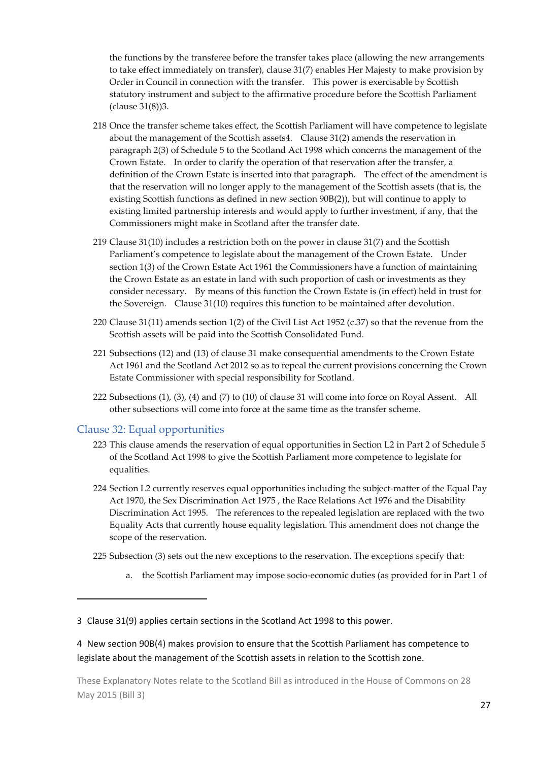the functions by the transferee before the transfer takes place (allowing the new arrangements to take effect immediately on transfer), clause 31(7) enables Her Majesty to make provision by Order in Council in connection with the transfer. This power is exercisable by Scottish statutory instrument and subject to the affirmative procedure before the Scottish Parliament (clause 31(8))[3].

218 Once the transfer scheme takes effect, the Scottish Parliament will have competence to legislate about the management of the Scottish assets[4]. Clause 31(2) amends the reservation in paragraph 2(3) of Schedule 5 to the Scotland Act 1998 which concerns the management of the Crown Estate. In order to clarify the operation of that reservation after the transfer, a definition of the Crown Estate is inserted into that paragraph. The effect of the amendment is that the reservation will no longer apply to the management of the Scottish assets (that is, the existing Scottish functions as defined in new section 90B(2)), but will continue to apply to existing limited partnership interests and would apply to further investment, if any, that the Commissioners might make in Scotland after the transfer date.

219 Clause 31(10) includes a restriction both on the power in clause 31(7) and the Scottish Parliament's competence to legislate about the management of the Crown Estate. Under section 1(3) of the Crown Estate Act 1961 the Commissioners have a function of maintaining the Crown Estate as an estate in land with such proportion of cash or investments as they consider necessary. By means of this function the Crown Estate is (in effect) held in trust for the Sovereign. Clause 31(10) requires this function to be maintained after devolution.

220 Clause 31(11) amends section 1(2) of the Civil List Act 1952 (c.37) so that the revenue from the Scottish assets will be paid into the Scottish Consolidated Fund.

221 Subsections (12) and (13) of clause 31 make consequential amendments to the Crown Estate Act 1961 and the Scotland Act 2012 so as to repeal the current provisions concerning the Crown Estate Commissioner with special responsibility for Scotland.

222 Subsections (1), (3), (4) and (7) to (10) of clause 31 will come into force on Royal Assent. All other subsections will come into force at the same time as the transfer scheme.

## Clause 32: Equal opportunities

223 This clause amends the reservation of equal opportunities in Section L2 in Part 2 of Schedule 5 of the Scotland Act 1998 to give the Scottish Parliament more competence to legislate for equalities.

224 Section L2 currently reserves equal opportunities including the subject-matter of the Equal Pay Act 1970, the Sex Discrimination Act 1975 , the Race Relations Act 1976 and the Disability Discrimination Act 1995. The references to the repealed legislation are replaced with the two Equality Acts that currently house equality legislation. This amendment does not change the scope of the reservation.

225 Subsection (3) sets out the new exceptions to the reservation. The exceptions specify that:

a. the Scottish Parliament may impose socio-economic duties (as provided for in Part 1 of

---

[3] Clause 31(9) applies certain sections in the Scotland Act 1998 to this power.

[4] New section 90B(4) makes provision to ensure that the Scottish Parliament has competence to legislate about the management of the Scottish assets in relation to the Scottish zone.

These Explanatory Notes relate to the Scotland Bill as introduced in the House of Commons on 28 May 2015 (Bill 3)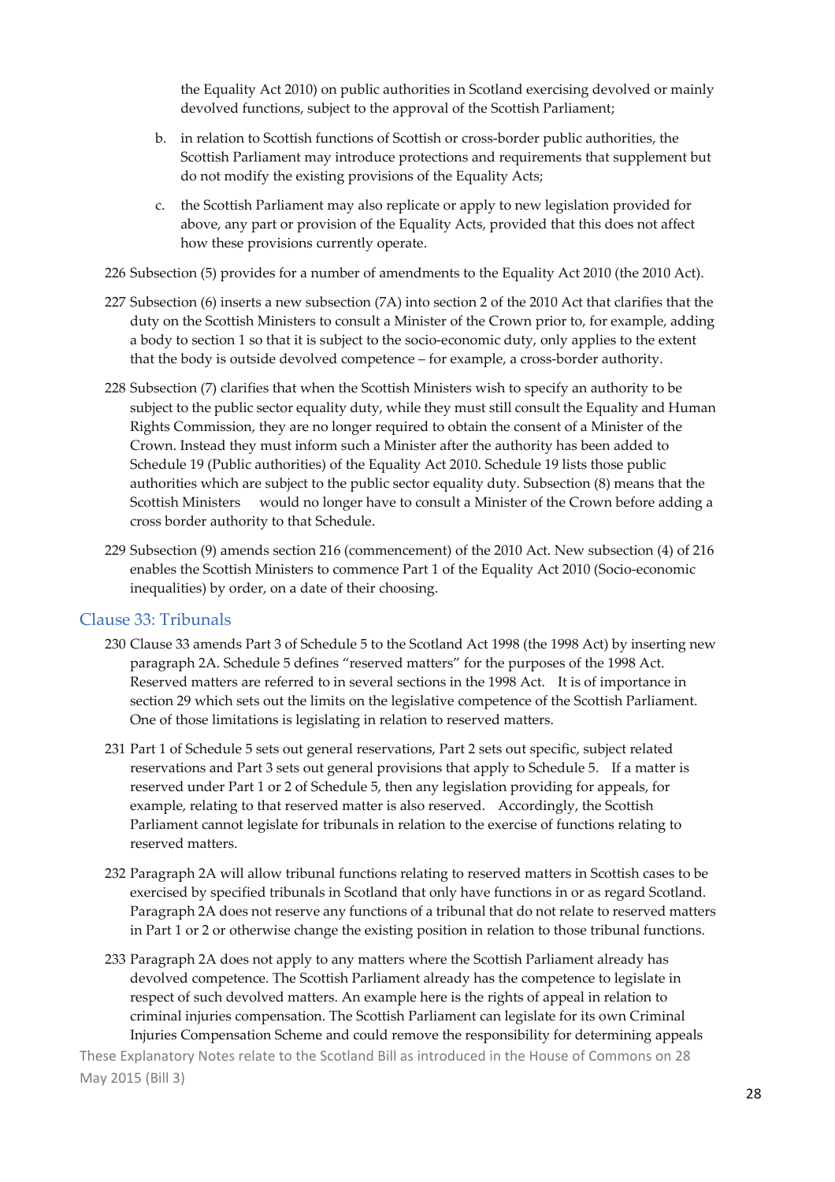the Equality Act 2010) on public authorities in Scotland exercising devolved or mainly devolved functions, subject to the approval of the Scottish Parliament;

b. in relation to Scottish functions of Scottish or cross-border public authorities, the Scottish Parliament may introduce protections and requirements that supplement but do not modify the existing provisions of the Equality Acts;

c. the Scottish Parliament may also replicate or apply to new legislation provided for above, any part or provision of the Equality Acts, provided that this does not affect how these provisions currently operate.

226 Subsection (5) provides for a number of amendments to the Equality Act 2010 (the 2010 Act).

227 Subsection (6) inserts a new subsection (7A) into section 2 of the 2010 Act that clarifies that the duty on the Scottish Ministers to consult a Minister of the Crown prior to, for example, adding a body to section 1 so that it is subject to the socio-economic duty, only applies to the extent that the body is outside devolved competence – for example, a cross-border authority.

228 Subsection (7) clarifies that when the Scottish Ministers wish to specify an authority to be subject to the public sector equality duty, while they must still consult the Equality and Human Rights Commission, they are no longer required to obtain the consent of a Minister of the Crown. Instead they must inform such a Minister after the authority has been added to Schedule 19 (Public authorities) of the Equality Act 2010. Schedule 19 lists those public authorities which are subject to the public sector equality duty. Subsection (8) means that the Scottish Ministers would no longer have to consult a Minister of the Crown before adding a cross border authority to that Schedule.

229 Subsection (9) amends section 216 (commencement) of the 2010 Act. New subsection (4) of 216 enables the Scottish Ministers to commence Part 1 of the Equality Act 2010 (Socio-economic inequalities) by order, on a date of their choosing.

## Clause 33: Tribunals

230 Clause 33 amends Part 3 of Schedule 5 to the Scotland Act 1998 (the 1998 Act) by inserting new paragraph 2A. Schedule 5 defines "reserved matters" for the purposes of the 1998 Act. Reserved matters are referred to in several sections in the 1998 Act. It is of importance in section 29 which sets out the limits on the legislative competence of the Scottish Parliament. One of those limitations is legislating in relation to reserved matters.

231 Part 1 of Schedule 5 sets out general reservations, Part 2 sets out specific, subject related reservations and Part 3 sets out general provisions that apply to Schedule 5. If a matter is reserved under Part 1 or 2 of Schedule 5, then any legislation providing for appeals, for example, relating to that reserved matter is also reserved. Accordingly, the Scottish Parliament cannot legislate for tribunals in relation to the exercise of functions relating to reserved matters.

232 Paragraph 2A will allow tribunal functions relating to reserved matters in Scottish cases to be exercised by specified tribunals in Scotland that only have functions in or as regard Scotland. Paragraph 2A does not reserve any functions of a tribunal that do not relate to reserved matters in Part 1 or 2 or otherwise change the existing position in relation to those tribunal functions.

233 Paragraph 2A does not apply to any matters where the Scottish Parliament already has devolved competence. The Scottish Parliament already has the competence to legislate in respect of such devolved matters. An example here is the rights of appeal in relation to criminal injuries compensation. The Scottish Parliament can legislate for its own Criminal Injuries Compensation Scheme and could remove the responsibility for determining appeals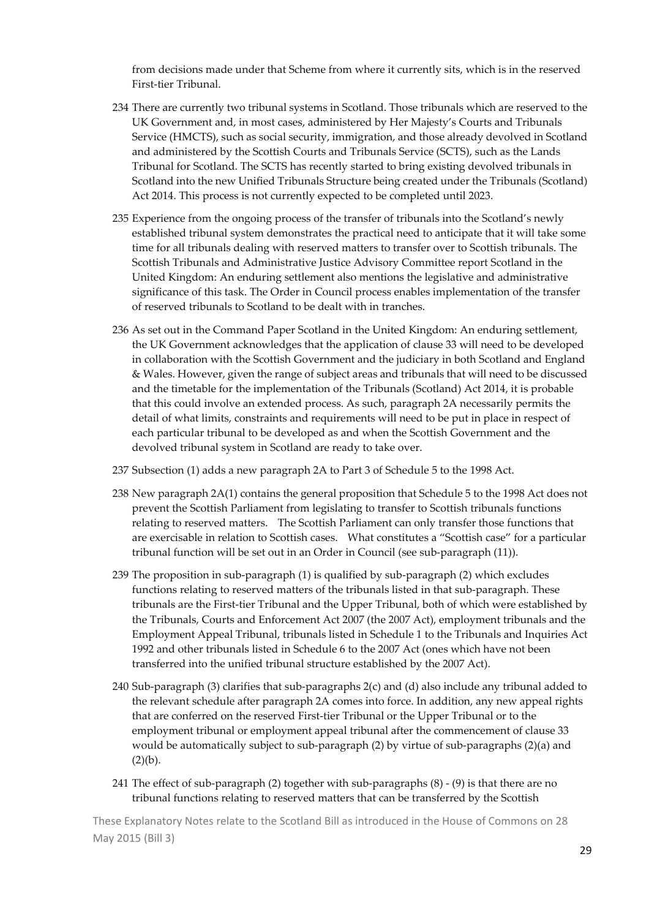from decisions made under that Scheme from where it currently sits, which is in the reserved First-tier Tribunal.

234 There are currently two tribunal systems in Scotland. Those tribunals which are reserved to the UK Government and, in most cases, administered by Her Majesty's Courts and Tribunals Service (HMCTS), such as social security, immigration, and those already devolved in Scotland and administered by the Scottish Courts and Tribunals Service (SCTS), such as the Lands Tribunal for Scotland. The SCTS has recently started to bring existing devolved tribunals in Scotland into the new Unified Tribunals Structure being created under the Tribunals (Scotland) Act 2014. This process is not currently expected to be completed until 2023.

235 Experience from the ongoing process of the transfer of tribunals into the Scotland's newly established tribunal system demonstrates the practical need to anticipate that it will take some time for all tribunals dealing with reserved matters to transfer over to Scottish tribunals. The Scottish Tribunals and Administrative Justice Advisory Committee report Scotland in the United Kingdom: An enduring settlement also mentions the legislative and administrative significance of this task. The Order in Council process enables implementation of the transfer of reserved tribunals to Scotland to be dealt with in tranches.

236 As set out in the Command Paper Scotland in the United Kingdom: An enduring settlement, the UK Government acknowledges that the application of clause 33 will need to be developed in collaboration with the Scottish Government and the judiciary in both Scotland and England & Wales. However, given the range of subject areas and tribunals that will need to be discussed and the timetable for the implementation of the Tribunals (Scotland) Act 2014, it is probable that this could involve an extended process. As such, paragraph 2A necessarily permits the detail of what limits, constraints and requirements will need to be put in place in respect of each particular tribunal to be developed as and when the Scottish Government and the devolved tribunal system in Scotland are ready to take over.

237 Subsection (1) adds a new paragraph 2A to Part 3 of Schedule 5 to the 1998 Act.

238 New paragraph 2A(1) contains the general proposition that Schedule 5 to the 1998 Act does not prevent the Scottish Parliament from legislating to transfer to Scottish tribunals functions relating to reserved matters. The Scottish Parliament can only transfer those functions that are exercisable in relation to Scottish cases. What constitutes a "Scottish case" for a particular tribunal function will be set out in an Order in Council (see sub-paragraph (11)).

239 The proposition in sub-paragraph (1) is qualified by sub-paragraph (2) which excludes functions relating to reserved matters of the tribunals listed in that sub-paragraph. These tribunals are the First-tier Tribunal and the Upper Tribunal, both of which were established by the Tribunals, Courts and Enforcement Act 2007 (the 2007 Act), employment tribunals and the Employment Appeal Tribunal, tribunals listed in Schedule 1 to the Tribunals and Inquiries Act 1992 and other tribunals listed in Schedule 6 to the 2007 Act (ones which have not been transferred into the unified tribunal structure established by the 2007 Act).

240 Sub-paragraph (3) clarifies that sub-paragraphs 2(c) and (d) also include any tribunal added to the relevant schedule after paragraph 2A comes into force. In addition, any new appeal rights that are conferred on the reserved First-tier Tribunal or the Upper Tribunal or to the employment tribunal or employment appeal tribunal after the commencement of clause 33 would be automatically subject to sub-paragraph (2) by virtue of sub-paragraphs (2)(a) and (2)(b).

241 The effect of sub-paragraph (2) together with sub-paragraphs (8) - (9) is that there are no tribunal functions relating to reserved matters that can be transferred by the Scottish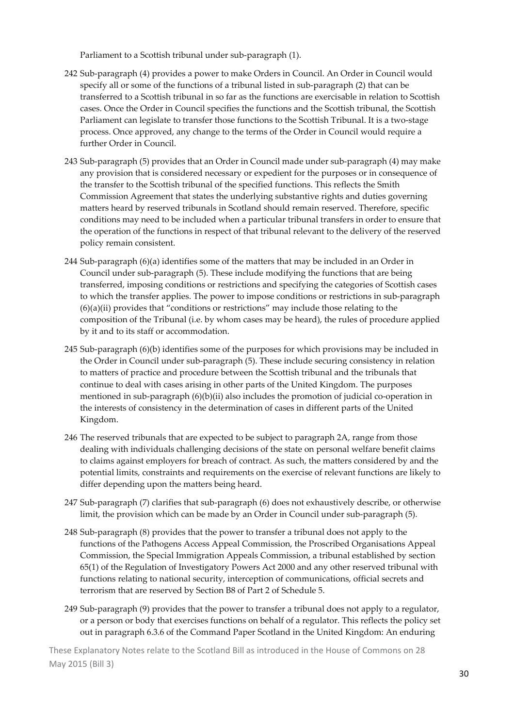Parliament to a Scottish tribunal under sub-paragraph (1).

242 Sub-paragraph (4) provides a power to make Orders in Council. An Order in Council would specify all or some of the functions of a tribunal listed in sub-paragraph (2) that can be transferred to a Scottish tribunal in so far as the functions are exercisable in relation to Scottish cases. Once the Order in Council specifies the functions and the Scottish tribunal, the Scottish Parliament can legislate to transfer those functions to the Scottish Tribunal. It is a two-stage process. Once approved, any change to the terms of the Order in Council would require a further Order in Council.

243 Sub-paragraph (5) provides that an Order in Council made under sub-paragraph (4) may make any provision that is considered necessary or expedient for the purposes or in consequence of the transfer to the Scottish tribunal of the specified functions. This reflects the Smith Commission Agreement that states the underlying substantive rights and duties governing matters heard by reserved tribunals in Scotland should remain reserved. Therefore, specific conditions may need to be included when a particular tribunal transfers in order to ensure that the operation of the functions in respect of that tribunal relevant to the delivery of the reserved policy remain consistent.

244 Sub-paragraph (6)(a) identifies some of the matters that may be included in an Order in Council under sub-paragraph (5). These include modifying the functions that are being transferred, imposing conditions or restrictions and specifying the categories of Scottish cases to which the transfer applies. The power to impose conditions or restrictions in sub-paragraph (6)(a)(ii) provides that "conditions or restrictions" may include those relating to the composition of the Tribunal (i.e. by whom cases may be heard), the rules of procedure applied by it and to its staff or accommodation.

245 Sub-paragraph (6)(b) identifies some of the purposes for which provisions may be included in the Order in Council under sub-paragraph (5). These include securing consistency in relation to matters of practice and procedure between the Scottish tribunal and the tribunals that continue to deal with cases arising in other parts of the United Kingdom. The purposes mentioned in sub-paragraph (6)(b)(ii) also includes the promotion of judicial co-operation in the interests of consistency in the determination of cases in different parts of the United Kingdom.

246 The reserved tribunals that are expected to be subject to paragraph 2A, range from those dealing with individuals challenging decisions of the state on personal welfare benefit claims to claims against employers for breach of contract. As such, the matters considered by and the potential limits, constraints and requirements on the exercise of relevant functions are likely to differ depending upon the matters being heard.

247 Sub-paragraph (7) clarifies that sub-paragraph (6) does not exhaustively describe, or otherwise limit, the provision which can be made by an Order in Council under sub-paragraph (5).

248 Sub-paragraph (8) provides that the power to transfer a tribunal does not apply to the functions of the Pathogens Access Appeal Commission, the Proscribed Organisations Appeal Commission, the Special Immigration Appeals Commission, a tribunal established by section 65(1) of the Regulation of Investigatory Powers Act 2000 and any other reserved tribunal with functions relating to national security, interception of communications, official secrets and terrorism that are reserved by Section B8 of Part 2 of Schedule 5.

249 Sub-paragraph (9) provides that the power to transfer a tribunal does not apply to a regulator, or a person or body that exercises functions on behalf of a regulator. This reflects the policy set out in paragraph 6.3.6 of the Command Paper Scotland in the United Kingdom: An enduring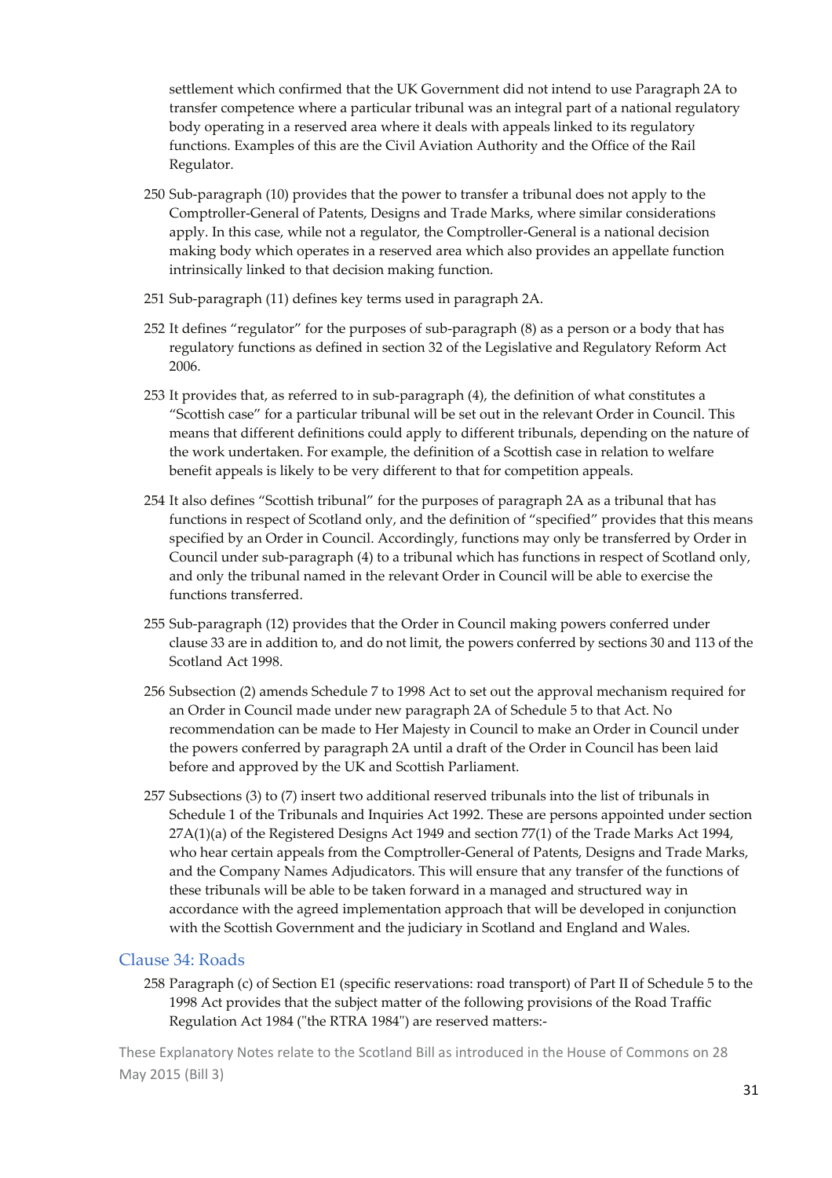settlement which confirmed that the UK Government did not intend to use Paragraph 2A to transfer competence where a particular tribunal was an integral part of a national regulatory body operating in a reserved area where it deals with appeals linked to its regulatory functions. Examples of this are the Civil Aviation Authority and the Office of the Rail Regulator.

250 Sub-paragraph (10) provides that the power to transfer a tribunal does not apply to the Comptroller-General of Patents, Designs and Trade Marks, where similar considerations apply. In this case, while not a regulator, the Comptroller-General is a national decision making body which operates in a reserved area which also provides an appellate function intrinsically linked to that decision making function.

251 Sub-paragraph (11) defines key terms used in paragraph 2A.

252 It defines "regulator" for the purposes of sub-paragraph (8) as a person or a body that has regulatory functions as defined in section 32 of the Legislative and Regulatory Reform Act 2006.

253 It provides that, as referred to in sub-paragraph (4), the definition of what constitutes a "Scottish case" for a particular tribunal will be set out in the relevant Order in Council. This means that different definitions could apply to different tribunals, depending on the nature of the work undertaken. For example, the definition of a Scottish case in relation to welfare benefit appeals is likely to be very different to that for competition appeals.

254 It also defines "Scottish tribunal" for the purposes of paragraph 2A as a tribunal that has functions in respect of Scotland only, and the definition of "specified" provides that this means specified by an Order in Council. Accordingly, functions may only be transferred by Order in Council under sub-paragraph (4) to a tribunal which has functions in respect of Scotland only, and only the tribunal named in the relevant Order in Council will be able to exercise the functions transferred.

255 Sub-paragraph (12) provides that the Order in Council making powers conferred under clause 33 are in addition to, and do not limit, the powers conferred by sections 30 and 113 of the Scotland Act 1998.

256 Subsection (2) amends Schedule 7 to 1998 Act to set out the approval mechanism required for an Order in Council made under new paragraph 2A of Schedule 5 to that Act. No recommendation can be made to Her Majesty in Council to make an Order in Council under the powers conferred by paragraph 2A until a draft of the Order in Council has been laid before and approved by the UK and Scottish Parliament.

257 Subsections (3) to (7) insert two additional reserved tribunals into the list of tribunals in Schedule 1 of the Tribunals and Inquiries Act 1992. These are persons appointed under section 27A(1)(a) of the Registered Designs Act 1949 and section 77(1) of the Trade Marks Act 1994, who hear certain appeals from the Comptroller-General of Patents, Designs and Trade Marks, and the Company Names Adjudicators. This will ensure that any transfer of the functions of these tribunals will be able to be taken forward in a managed and structured way in accordance with the agreed implementation approach that will be developed in conjunction with the Scottish Government and the judiciary in Scotland and England and Wales.

## Clause 34: Roads

258 Paragraph (c) of Section E1 (specific reservations: road transport) of Part II of Schedule 5 to the 1998 Act provides that the subject matter of the following provisions of the Road Traffic Regulation Act 1984 ("the RTRA 1984") are reserved matters:-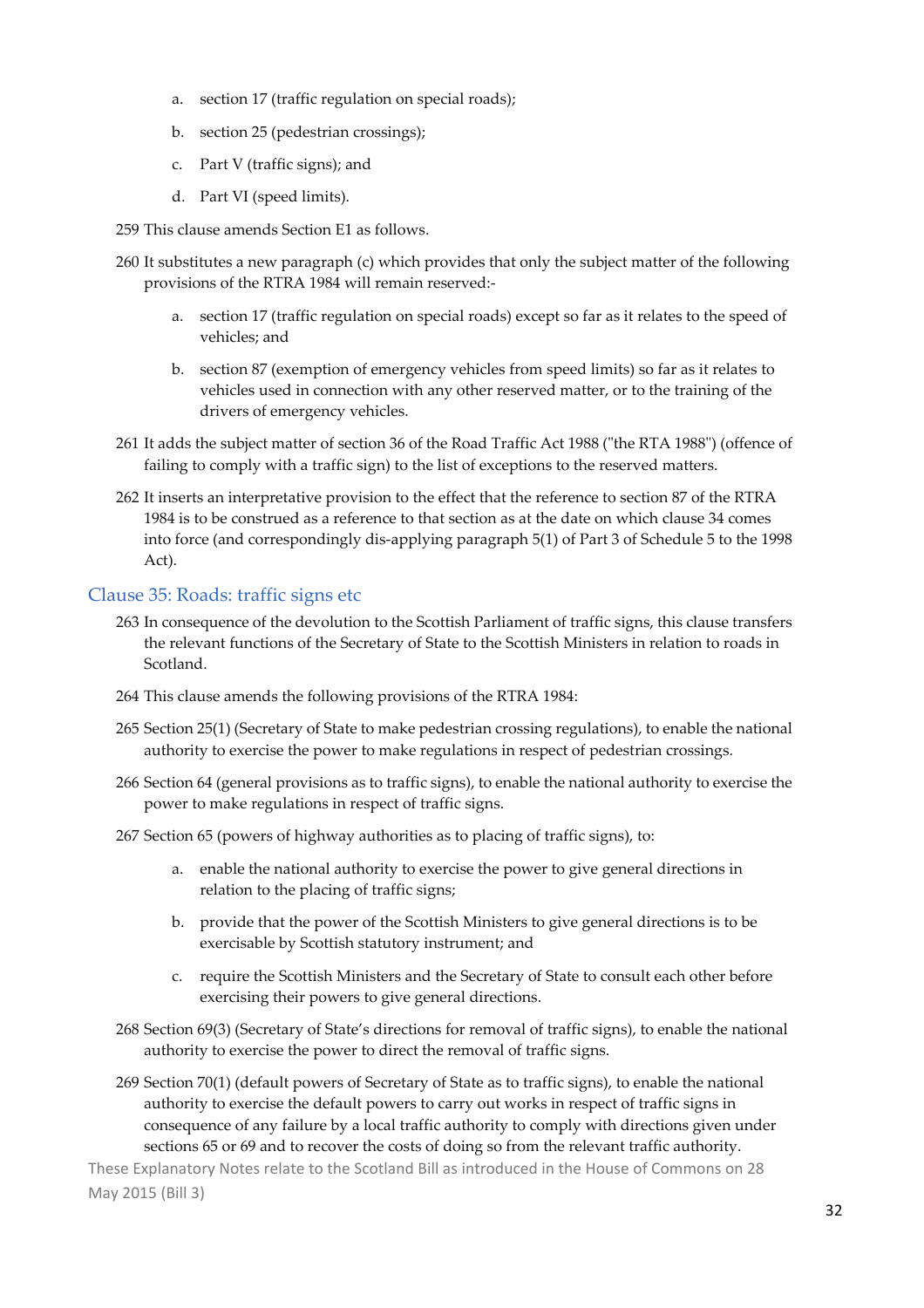a. section 17 (traffic regulation on special roads);

b. section 25 (pedestrian crossings);

c. Part V (traffic signs); and

d. Part VI (speed limits).

259 This clause amends Section E1 as follows.

260 It substitutes a new paragraph (c) which provides that only the subject matter of the following provisions of the RTRA 1984 will remain reserved:-

a. section 17 (traffic regulation on special roads) except so far as it relates to the speed of vehicles; and

b. section 87 (exemption of emergency vehicles from speed limits) so far as it relates to vehicles used in connection with any other reserved matter, or to the training of the drivers of emergency vehicles.

261 It adds the subject matter of section 36 of the Road Traffic Act 1988 ("the RTA 1988") (offence of failing to comply with a traffic sign) to the list of exceptions to the reserved matters.

262 It inserts an interpretative provision to the effect that the reference to section 87 of the RTRA 1984 is to be construed as a reference to that section as at the date on which clause 34 comes into force (and correspondingly dis-applying paragraph 5(1) of Part 3 of Schedule 5 to the 1998 Act).

## Clause 35: Roads: traffic signs etc

263 In consequence of the devolution to the Scottish Parliament of traffic signs, this clause transfers the relevant functions of the Secretary of State to the Scottish Ministers in relation to roads in Scotland.

264 This clause amends the following provisions of the RTRA 1984:

265 Section 25(1) (Secretary of State to make pedestrian crossing regulations), to enable the national authority to exercise the power to make regulations in respect of pedestrian crossings.

266 Section 64 (general provisions as to traffic signs), to enable the national authority to exercise the power to make regulations in respect of traffic signs.

267 Section 65 (powers of highway authorities as to placing of traffic signs), to:

a. enable the national authority to exercise the power to give general directions in relation to the placing of traffic signs;

b. provide that the power of the Scottish Ministers to give general directions is to be exercisable by Scottish statutory instrument; and

c. require the Scottish Ministers and the Secretary of State to consult each other before exercising their powers to give general directions.

268 Section 69(3) (Secretary of State's directions for removal of traffic signs), to enable the national authority to exercise the power to direct the removal of traffic signs.

269 Section 70(1) (default powers of Secretary of State as to traffic signs), to enable the national authority to exercise the default powers to carry out works in respect of traffic signs in consequence of any failure by a local traffic authority to comply with directions given under sections 65 or 69 and to recover the costs of doing so from the relevant traffic authority.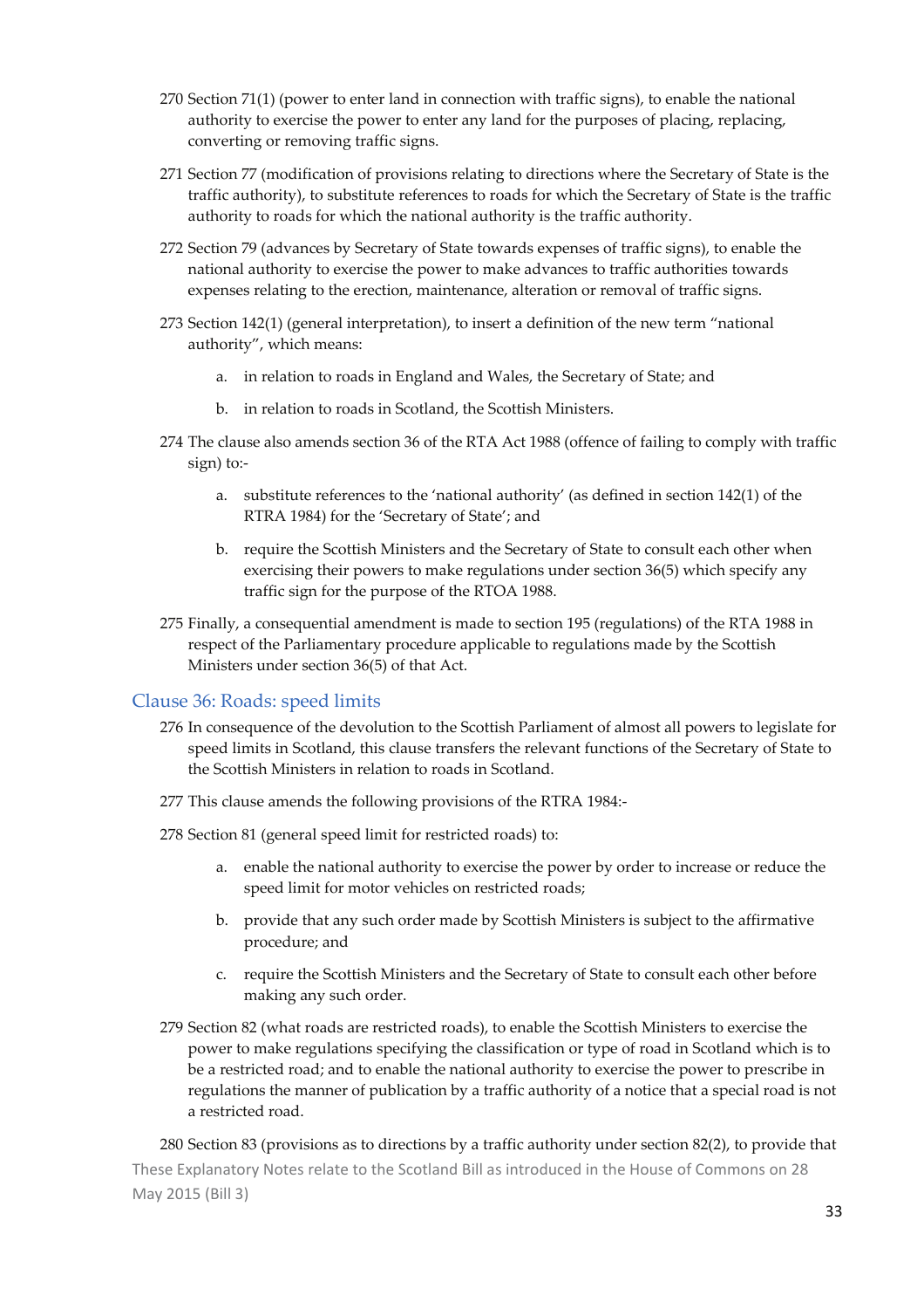270 Section 71(1) (power to enter land in connection with traffic signs), to enable the national authority to exercise the power to enter any land for the purposes of placing, replacing, converting or removing traffic signs.

271 Section 77 (modification of provisions relating to directions where the Secretary of State is the traffic authority), to substitute references to roads for which the Secretary of State is the traffic authority to roads for which the national authority is the traffic authority.

272 Section 79 (advances by Secretary of State towards expenses of traffic signs), to enable the national authority to exercise the power to make advances to traffic authorities towards expenses relating to the erection, maintenance, alteration or removal of traffic signs.

273 Section 142(1) (general interpretation), to insert a definition of the new term "national authority", which means:

a. in relation to roads in England and Wales, the Secretary of State; and

b. in relation to roads in Scotland, the Scottish Ministers.

274 The clause also amends section 36 of the RTA Act 1988 (offence of failing to comply with traffic sign) to:-

a. substitute references to the 'national authority' (as defined in section 142(1) of the RTRA 1984) for the 'Secretary of State'; and

b. require the Scottish Ministers and the Secretary of State to consult each other when exercising their powers to make regulations under section 36(5) which specify any traffic sign for the purpose of the RTOA 1988.

275 Finally, a consequential amendment is made to section 195 (regulations) of the RTA 1988 in respect of the Parliamentary procedure applicable to regulations made by the Scottish Ministers under section 36(5) of that Act.

## Clause 36: Roads: speed limits

276 In consequence of the devolution to the Scottish Parliament of almost all powers to legislate for speed limits in Scotland, this clause transfers the relevant functions of the Secretary of State to the Scottish Ministers in relation to roads in Scotland.

277 This clause amends the following provisions of the RTRA 1984:-

278 Section 81 (general speed limit for restricted roads) to:

a. enable the national authority to exercise the power by order to increase or reduce the speed limit for motor vehicles on restricted roads;

b. provide that any such order made by Scottish Ministers is subject to the affirmative procedure; and

c. require the Scottish Ministers and the Secretary of State to consult each other before making any such order.

279 Section 82 (what roads are restricted roads), to enable the Scottish Ministers to exercise the power to make regulations specifying the classification or type of road in Scotland which is to be a restricted road; and to enable the national authority to exercise the power to prescribe in regulations the manner of publication by a traffic authority of a notice that a special road is not a restricted road.

280 Section 83 (provisions as to directions by a traffic authority under section 82(2), to provide that

These Explanatory Notes relate to the Scotland Bill as introduced in the House of Commons on 28 May 2015 (Bill 3)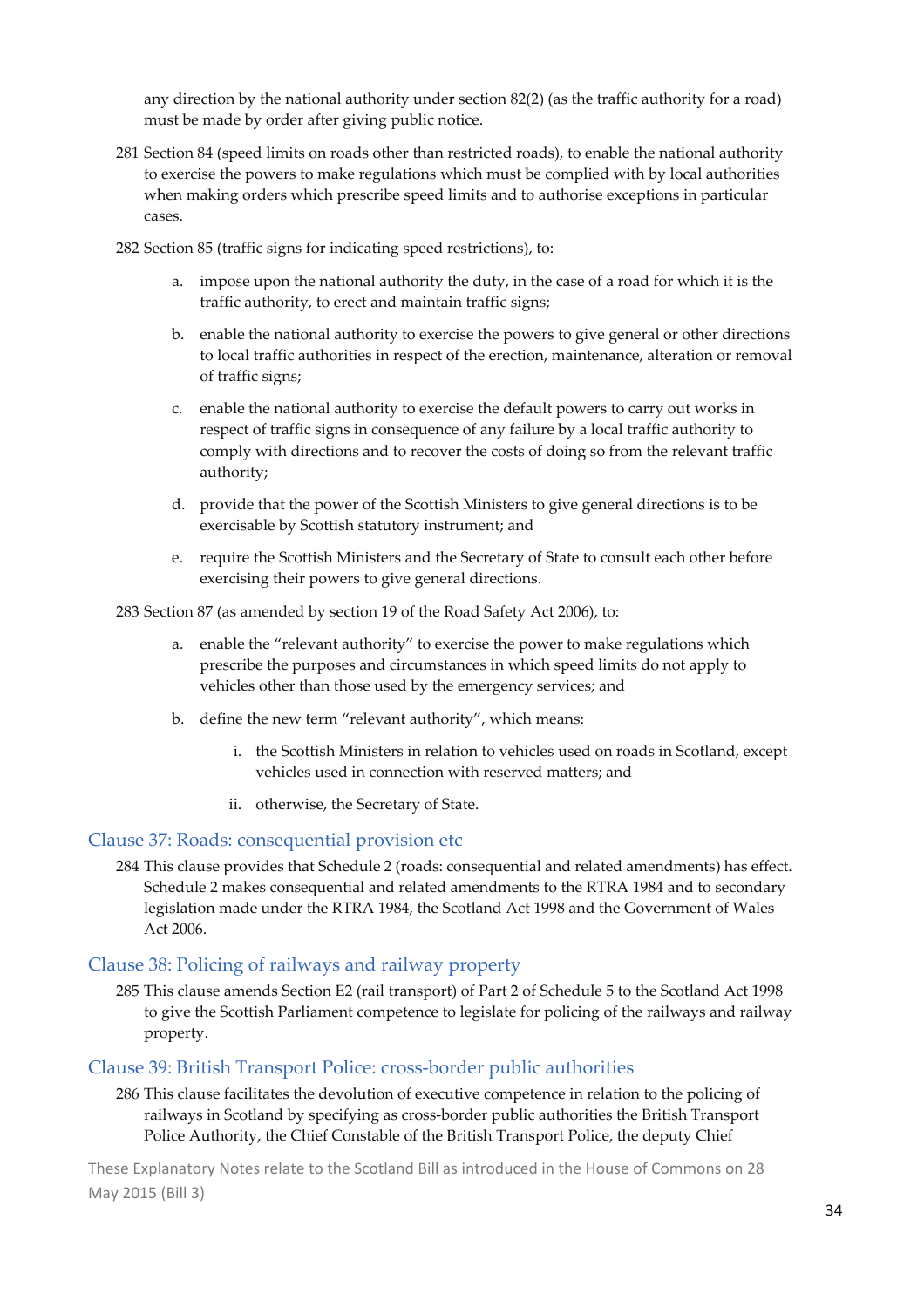any direction by the national authority under section 82(2) (as the traffic authority for a road) must be made by order after giving public notice.

281 Section 84 (speed limits on roads other than restricted roads), to enable the national authority to exercise the powers to make regulations which must be complied with by local authorities when making orders which prescribe speed limits and to authorise exceptions in particular cases.

282 Section 85 (traffic signs for indicating speed restrictions), to:

a. impose upon the national authority the duty, in the case of a road for which it is the traffic authority, to erect and maintain traffic signs;

b. enable the national authority to exercise the powers to give general or other directions to local traffic authorities in respect of the erection, maintenance, alteration or removal of traffic signs;

c. enable the national authority to exercise the default powers to carry out works in respect of traffic signs in consequence of any failure by a local traffic authority to comply with directions and to recover the costs of doing so from the relevant traffic authority;

d. provide that the power of the Scottish Ministers to give general directions is to be exercisable by Scottish statutory instrument; and

e. require the Scottish Ministers and the Secretary of State to consult each other before exercising their powers to give general directions.

283 Section 87 (as amended by section 19 of the Road Safety Act 2006), to:

a. enable the "relevant authority" to exercise the power to make regulations which prescribe the purposes and circumstances in which speed limits do not apply to vehicles other than those used by the emergency services; and

b. define the new term "relevant authority", which means:

   i. the Scottish Ministers in relation to vehicles used on roads in Scotland, except vehicles used in connection with reserved matters; and

   ii. otherwise, the Secretary of State.

## Clause 37: Roads: consequential provision etc

284 This clause provides that Schedule 2 (roads: consequential and related amendments) has effect. Schedule 2 makes consequential and related amendments to the RTRA 1984 and to secondary legislation made under the RTRA 1984, the Scotland Act 1998 and the Government of Wales Act 2006.

## Clause 38: Policing of railways and railway property

285 This clause amends Section E2 (rail transport) of Part 2 of Schedule 5 to the Scotland Act 1998 to give the Scottish Parliament competence to legislate for policing of the railways and railway property.

## Clause 39: British Transport Police: cross-border public authorities

286 This clause facilitates the devolution of executive competence in relation to the policing of railways in Scotland by specifying as cross-border public authorities the British Transport Police Authority, the Chief Constable of the British Transport Police, the deputy Chief

These Explanatory Notes relate to the Scotland Bill as introduced in the House of Commons on 28 May 2015 (Bill 3)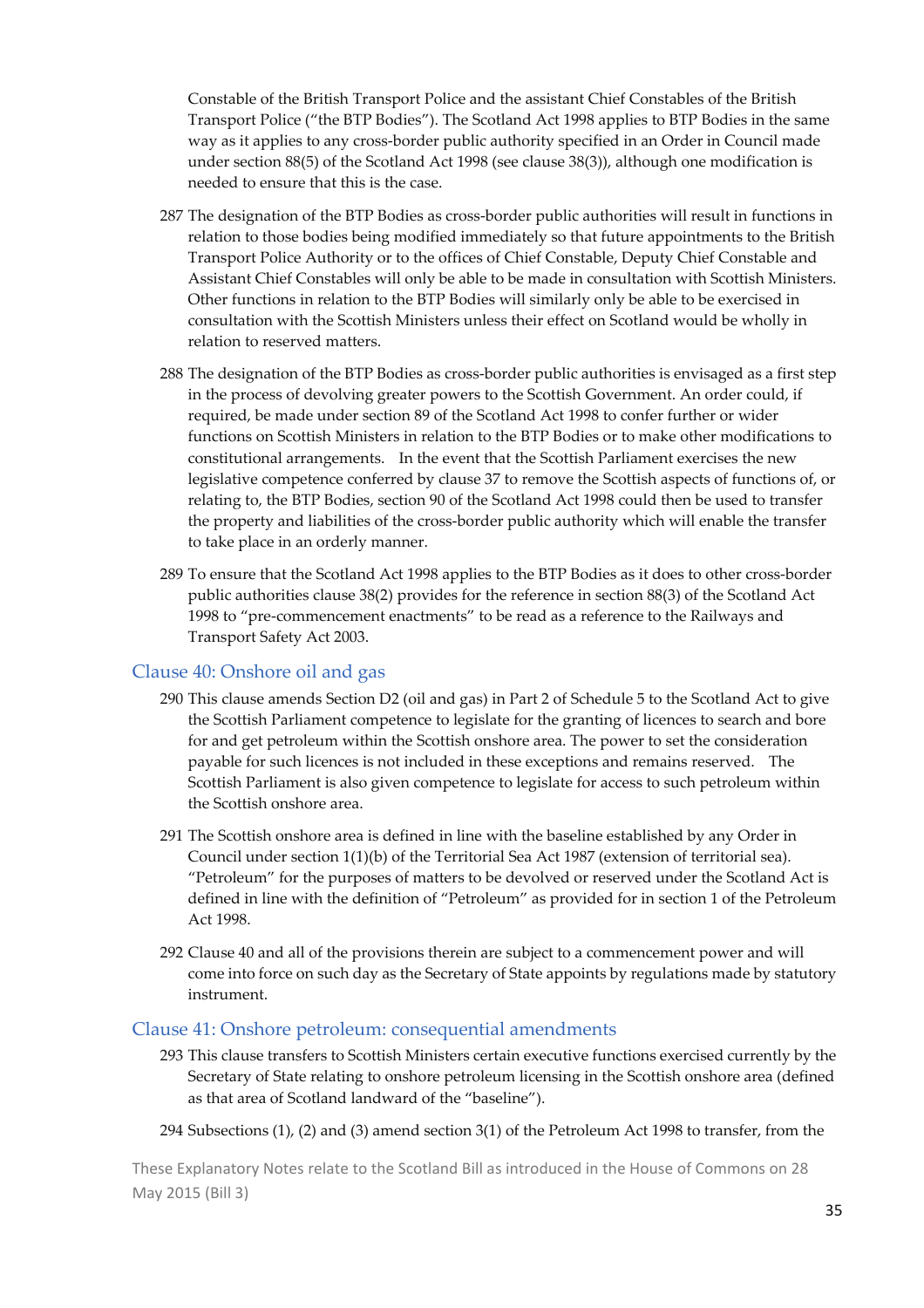Constable of the British Transport Police and the assistant Chief Constables of the British Transport Police ("the BTP Bodies"). The Scotland Act 1998 applies to BTP Bodies in the same way as it applies to any cross-border public authority specified in an Order in Council made under section 88(5) of the Scotland Act 1998 (see clause 38(3)), although one modification is needed to ensure that this is the case.

287 The designation of the BTP Bodies as cross-border public authorities will result in functions in relation to those bodies being modified immediately so that future appointments to the British Transport Police Authority or to the offices of Chief Constable, Deputy Chief Constable and Assistant Chief Constables will only be able to be made in consultation with Scottish Ministers. Other functions in relation to the BTP Bodies will similarly only be able to be exercised in consultation with the Scottish Ministers unless their effect on Scotland would be wholly in relation to reserved matters.

288 The designation of the BTP Bodies as cross-border public authorities is envisaged as a first step in the process of devolving greater powers to the Scottish Government. An order could, if required, be made under section 89 of the Scotland Act 1998 to confer further or wider functions on Scottish Ministers in relation to the BTP Bodies or to make other modifications to constitutional arrangements. In the event that the Scottish Parliament exercises the new legislative competence conferred by clause 37 to remove the Scottish aspects of functions of, or relating to, the BTP Bodies, section 90 of the Scotland Act 1998 could then be used to transfer the property and liabilities of the cross-border public authority which will enable the transfer to take place in an orderly manner.

289 To ensure that the Scotland Act 1998 applies to the BTP Bodies as it does to other cross-border public authorities clause 38(2) provides for the reference in section 88(3) of the Scotland Act 1998 to "pre-commencement enactments" to be read as a reference to the Railways and Transport Safety Act 2003.

## Clause 40: Onshore oil and gas

290 This clause amends Section D2 (oil and gas) in Part 2 of Schedule 5 to the Scotland Act to give the Scottish Parliament competence to legislate for the granting of licences to search and bore for and get petroleum within the Scottish onshore area. The power to set the consideration payable for such licences is not included in these exceptions and remains reserved. The Scottish Parliament is also given competence to legislate for access to such petroleum within the Scottish onshore area.

291 The Scottish onshore area is defined in line with the baseline established by any Order in Council under section 1(1)(b) of the Territorial Sea Act 1987 (extension of territorial sea). "Petroleum" for the purposes of matters to be devolved or reserved under the Scotland Act is defined in line with the definition of "Petroleum" as provided for in section 1 of the Petroleum Act 1998.

292 Clause 40 and all of the provisions therein are subject to a commencement power and will come into force on such day as the Secretary of State appoints by regulations made by statutory instrument.

## Clause 41: Onshore petroleum: consequential amendments

293 This clause transfers to Scottish Ministers certain executive functions exercised currently by the Secretary of State relating to onshore petroleum licensing in the Scottish onshore area (defined as that area of Scotland landward of the "baseline").

294 Subsections (1), (2) and (3) amend section 3(1) of the Petroleum Act 1998 to transfer, from the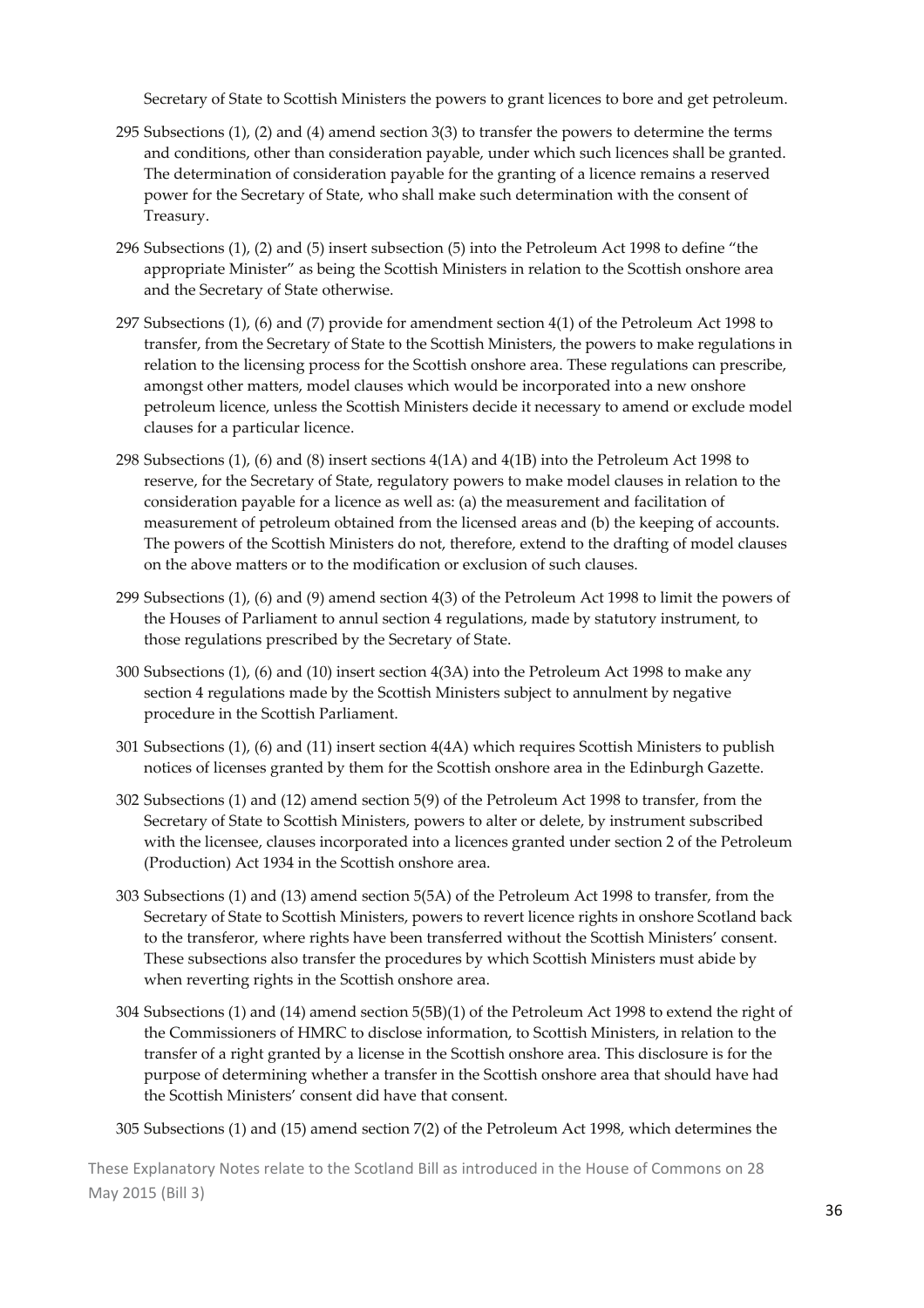Secretary of State to Scottish Ministers the powers to grant licences to bore and get petroleum.

295 Subsections (1), (2) and (4) amend section 3(3) to transfer the powers to determine the terms and conditions, other than consideration payable, under which such licences shall be granted. The determination of consideration payable for the granting of a licence remains a reserved power for the Secretary of State, who shall make such determination with the consent of Treasury.

296 Subsections (1), (2) and (5) insert subsection (5) into the Petroleum Act 1998 to define "the appropriate Minister" as being the Scottish Ministers in relation to the Scottish onshore area and the Secretary of State otherwise.

297 Subsections (1), (6) and (7) provide for amendment section 4(1) of the Petroleum Act 1998 to transfer, from the Secretary of State to the Scottish Ministers, the powers to make regulations in relation to the licensing process for the Scottish onshore area. These regulations can prescribe, amongst other matters, model clauses which would be incorporated into a new onshore petroleum licence, unless the Scottish Ministers decide it necessary to amend or exclude model clauses for a particular licence.

298 Subsections (1), (6) and (8) insert sections 4(1A) and 4(1B) into the Petroleum Act 1998 to reserve, for the Secretary of State, regulatory powers to make model clauses in relation to the consideration payable for a licence as well as: (a) the measurement and facilitation of measurement of petroleum obtained from the licensed areas and (b) the keeping of accounts. The powers of the Scottish Ministers do not, therefore, extend to the drafting of model clauses on the above matters or to the modification or exclusion of such clauses.

299 Subsections (1), (6) and (9) amend section 4(3) of the Petroleum Act 1998 to limit the powers of the Houses of Parliament to annul section 4 regulations, made by statutory instrument, to those regulations prescribed by the Secretary of State.

300 Subsections (1), (6) and (10) insert section 4(3A) into the Petroleum Act 1998 to make any section 4 regulations made by the Scottish Ministers subject to annulment by negative procedure in the Scottish Parliament.

301 Subsections (1), (6) and (11) insert section 4(4A) which requires Scottish Ministers to publish notices of licenses granted by them for the Scottish onshore area in the Edinburgh Gazette.

302 Subsections (1) and (12) amend section 5(9) of the Petroleum Act 1998 to transfer, from the Secretary of State to Scottish Ministers, powers to alter or delete, by instrument subscribed with the licensee, clauses incorporated into a licences granted under section 2 of the Petroleum (Production) Act 1934 in the Scottish onshore area.

303 Subsections (1) and (13) amend section 5(5A) of the Petroleum Act 1998 to transfer, from the Secretary of State to Scottish Ministers, powers to revert licence rights in onshore Scotland back to the transferor, where rights have been transferred without the Scottish Ministers' consent. These subsections also transfer the procedures by which Scottish Ministers must abide by when reverting rights in the Scottish onshore area.

304 Subsections (1) and (14) amend section 5(5B)(1) of the Petroleum Act 1998 to extend the right of the Commissioners of HMRC to disclose information, to Scottish Ministers, in relation to the transfer of a right granted by a license in the Scottish onshore area. This disclosure is for the purpose of determining whether a transfer in the Scottish onshore area that should have had the Scottish Ministers' consent did have that consent.

305 Subsections (1) and (15) amend section 7(2) of the Petroleum Act 1998, which determines the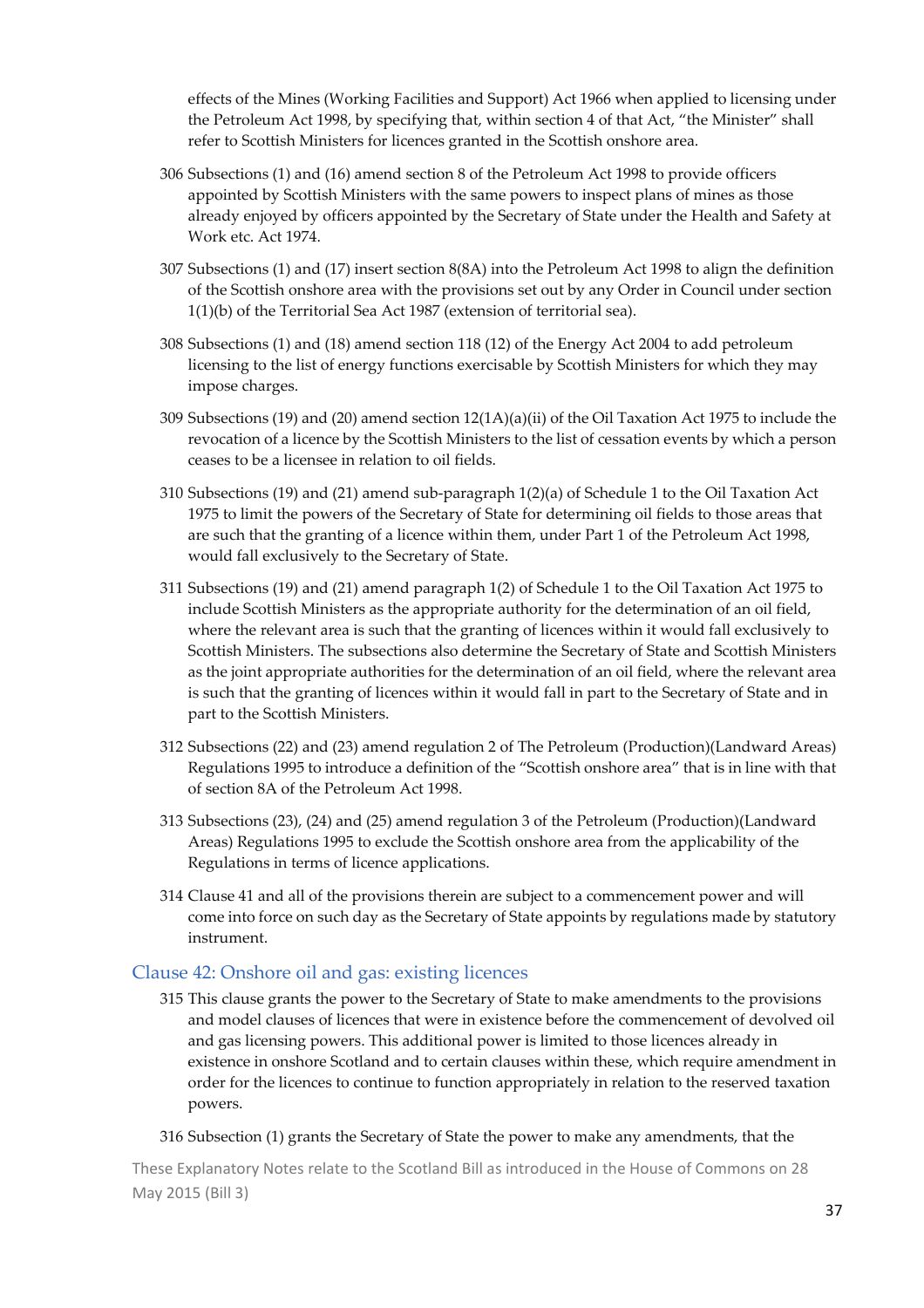effects of the Mines (Working Facilities and Support) Act 1966 when applied to licensing under the Petroleum Act 1998, by specifying that, within section 4 of that Act, "the Minister" shall refer to Scottish Ministers for licences granted in the Scottish onshore area.

306 Subsections (1) and (16) amend section 8 of the Petroleum Act 1998 to provide officers appointed by Scottish Ministers with the same powers to inspect plans of mines as those already enjoyed by officers appointed by the Secretary of State under the Health and Safety at Work etc. Act 1974.

307 Subsections (1) and (17) insert section 8(8A) into the Petroleum Act 1998 to align the definition of the Scottish onshore area with the provisions set out by any Order in Council under section 1(1)(b) of the Territorial Sea Act 1987 (extension of territorial sea).

308 Subsections (1) and (18) amend section 118 (12) of the Energy Act 2004 to add petroleum licensing to the list of energy functions exercisable by Scottish Ministers for which they may impose charges.

309 Subsections (19) and (20) amend section 12(1A)(a)(ii) of the Oil Taxation Act 1975 to include the revocation of a licence by the Scottish Ministers to the list of cessation events by which a person ceases to be a licensee in relation to oil fields.

310 Subsections (19) and (21) amend sub-paragraph 1(2)(a) of Schedule 1 to the Oil Taxation Act 1975 to limit the powers of the Secretary of State for determining oil fields to those areas that are such that the granting of a licence within them, under Part 1 of the Petroleum Act 1998, would fall exclusively to the Secretary of State.

311 Subsections (19) and (21) amend paragraph 1(2) of Schedule 1 to the Oil Taxation Act 1975 to include Scottish Ministers as the appropriate authority for the determination of an oil field, where the relevant area is such that the granting of licences within it would fall exclusively to Scottish Ministers. The subsections also determine the Secretary of State and Scottish Ministers as the joint appropriate authorities for the determination of an oil field, where the relevant area is such that the granting of licences within it would fall in part to the Secretary of State and in part to the Scottish Ministers.

312 Subsections (22) and (23) amend regulation 2 of The Petroleum (Production)(Landward Areas) Regulations 1995 to introduce a definition of the "Scottish onshore area" that is in line with that of section 8A of the Petroleum Act 1998.

313 Subsections (23), (24) and (25) amend regulation 3 of the Petroleum (Production)(Landward Areas) Regulations 1995 to exclude the Scottish onshore area from the applicability of the Regulations in terms of licence applications.

314 Clause 41 and all of the provisions therein are subject to a commencement power and will come into force on such day as the Secretary of State appoints by regulations made by statutory instrument.

## Clause 42: Onshore oil and gas: existing licences

315 This clause grants the power to the Secretary of State to make amendments to the provisions and model clauses of licences that were in existence before the commencement of devolved oil and gas licensing powers. This additional power is limited to those licences already in existence in onshore Scotland and to certain clauses within these, which require amendment in order for the licences to continue to function appropriately in relation to the reserved taxation powers.

316 Subsection (1) grants the Secretary of State the power to make any amendments, that the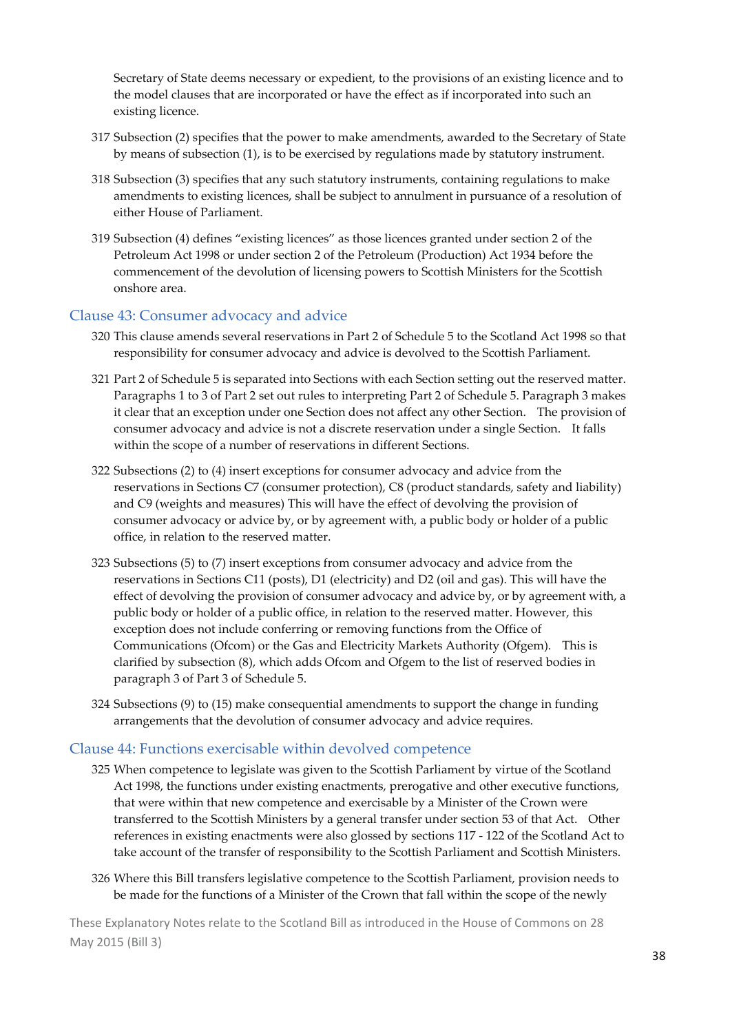Secretary of State deems necessary or expedient, to the provisions of an existing licence and to the model clauses that are incorporated or have the effect as if incorporated into such an existing licence.

317 Subsection (2) specifies that the power to make amendments, awarded to the Secretary of State by means of subsection (1), is to be exercised by regulations made by statutory instrument.

318 Subsection (3) specifies that any such statutory instruments, containing regulations to make amendments to existing licences, shall be subject to annulment in pursuance of a resolution of either House of Parliament.

319 Subsection (4) defines "existing licences" as those licences granted under section 2 of the Petroleum Act 1998 or under section 2 of the Petroleum (Production) Act 1934 before the commencement of the devolution of licensing powers to Scottish Ministers for the Scottish onshore area.

## Clause 43: Consumer advocacy and advice

320 This clause amends several reservations in Part 2 of Schedule 5 to the Scotland Act 1998 so that responsibility for consumer advocacy and advice is devolved to the Scottish Parliament.

321 Part 2 of Schedule 5 is separated into Sections with each Section setting out the reserved matter. Paragraphs 1 to 3 of Part 2 set out rules to interpreting Part 2 of Schedule 5. Paragraph 3 makes it clear that an exception under one Section does not affect any other Section. The provision of consumer advocacy and advice is not a discrete reservation under a single Section. It falls within the scope of a number of reservations in different Sections.

322 Subsections (2) to (4) insert exceptions for consumer advocacy and advice from the reservations in Sections C7 (consumer protection), C8 (product standards, safety and liability) and C9 (weights and measures) This will have the effect of devolving the provision of consumer advocacy or advice by, or by agreement with, a public body or holder of a public office, in relation to the reserved matter.

323 Subsections (5) to (7) insert exceptions from consumer advocacy and advice from the reservations in Sections C11 (posts), D1 (electricity) and D2 (oil and gas). This will have the effect of devolving the provision of consumer advocacy and advice by, or by agreement with, a public body or holder of a public office, in relation to the reserved matter. However, this exception does not include conferring or removing functions from the Office of Communications (Ofcom) or the Gas and Electricity Markets Authority (Ofgem). This is clarified by subsection (8), which adds Ofcom and Ofgem to the list of reserved bodies in paragraph 3 of Part 3 of Schedule 5.

324 Subsections (9) to (15) make consequential amendments to support the change in funding arrangements that the devolution of consumer advocacy and advice requires.

## Clause 44: Functions exercisable within devolved competence

325 When competence to legislate was given to the Scottish Parliament by virtue of the Scotland Act 1998, the functions under existing enactments, prerogative and other executive functions, that were within that new competence and exercisable by a Minister of the Crown were transferred to the Scottish Ministers by a general transfer under section 53 of that Act. Other references in existing enactments were also glossed by sections 117 - 122 of the Scotland Act to take account of the transfer of responsibility to the Scottish Parliament and Scottish Ministers.

326 Where this Bill transfers legislative competence to the Scottish Parliament, provision needs to be made for the functions of a Minister of the Crown that fall within the scope of the newly

These Explanatory Notes relate to the Scotland Bill as introduced in the House of Commons on 28 May 2015 (Bill 3)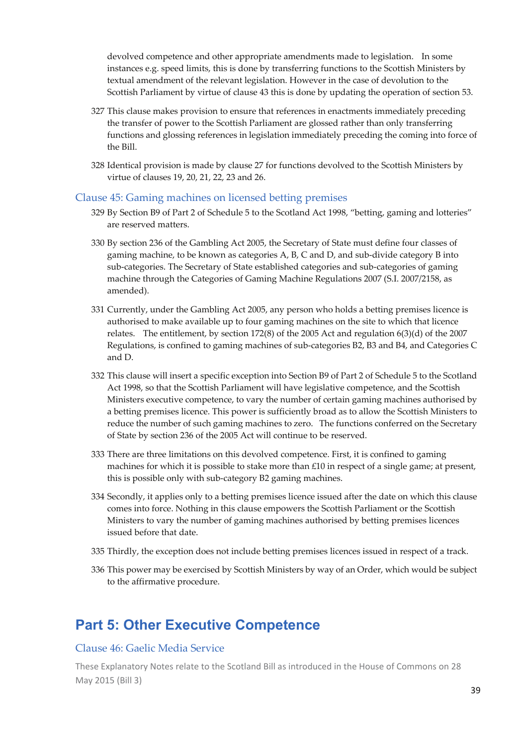devolved competence and other appropriate amendments made to legislation. In some instances e.g. speed limits, this is done by transferring functions to the Scottish Ministers by textual amendment of the relevant legislation. However in the case of devolution to the Scottish Parliament by virtue of clause 43 this is done by updating the operation of section 53.

327 This clause makes provision to ensure that references in enactments immediately preceding the transfer of power to the Scottish Parliament are glossed rather than only transferring functions and glossing references in legislation immediately preceding the coming into force of the Bill.

328 Identical provision is made by clause 27 for functions devolved to the Scottish Ministers by virtue of clauses 19, 20, 21, 22, 23 and 26.

### Clause 45: Gaming machines on licensed betting premises

329 By Section B9 of Part 2 of Schedule 5 to the Scotland Act 1998, "betting, gaming and lotteries" are reserved matters.

330 By section 236 of the Gambling Act 2005, the Secretary of State must define four classes of gaming machine, to be known as categories A, B, C and D, and sub-divide category B into sub-categories. The Secretary of State established categories and sub-categories of gaming machine through the Categories of Gaming Machine Regulations 2007 (S.I. 2007/2158, as amended).

331 Currently, under the Gambling Act 2005, any person who holds a betting premises licence is authorised to make available up to four gaming machines on the site to which that licence relates. The entitlement, by section 172(8) of the 2005 Act and regulation 6(3)(d) of the 2007 Regulations, is confined to gaming machines of sub-categories B2, B3 and B4, and Categories C and D.

332 This clause will insert a specific exception into Section B9 of Part 2 of Schedule 5 to the Scotland Act 1998, so that the Scottish Parliament will have legislative competence, and the Scottish Ministers executive competence, to vary the number of certain gaming machines authorised by a betting premises licence. This power is sufficiently broad as to allow the Scottish Ministers to reduce the number of such gaming machines to zero. The functions conferred on the Secretary of State by section 236 of the 2005 Act will continue to be reserved.

333 There are three limitations on this devolved competence. First, it is confined to gaming machines for which it is possible to stake more than £10 in respect of a single game; at present, this is possible only with sub-category B2 gaming machines.

334 Secondly, it applies only to a betting premises licence issued after the date on which this clause comes into force. Nothing in this clause empowers the Scottish Parliament or the Scottish Ministers to vary the number of gaming machines authorised by betting premises licences issued before that date.

335 Thirdly, the exception does not include betting premises licences issued in respect of a track.

336 This power may be exercised by Scottish Ministers by way of an Order, which would be subject to the affirmative procedure.

## Part 5: Other Executive Competence

### Clause 46: Gaelic Media Service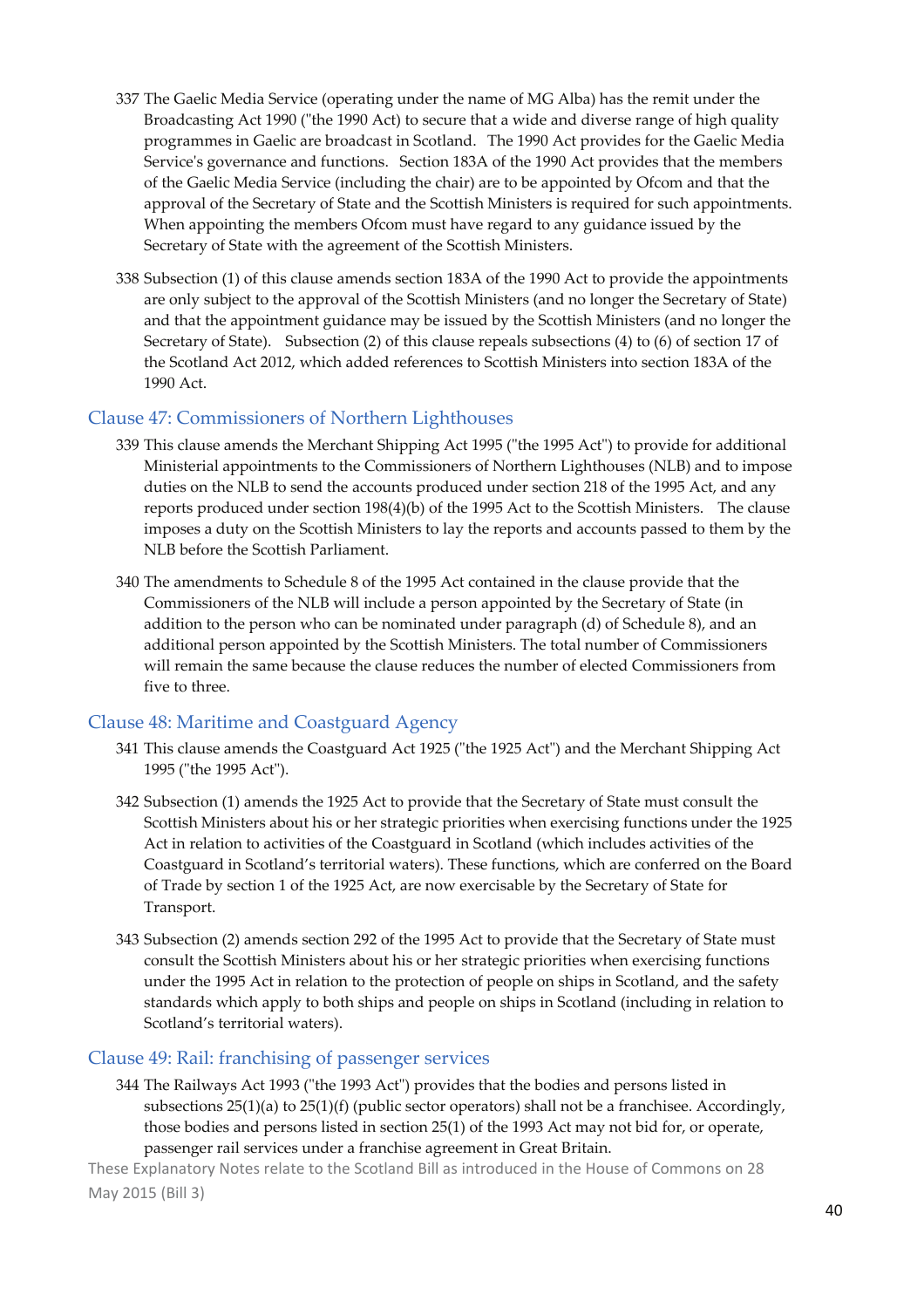337 The Gaelic Media Service (operating under the name of MG Alba) has the remit under the Broadcasting Act 1990 ("the 1990 Act) to secure that a wide and diverse range of high quality programmes in Gaelic are broadcast in Scotland. The 1990 Act provides for the Gaelic Media Service's governance and functions. Section 183A of the 1990 Act provides that the members of the Gaelic Media Service (including the chair) are to be appointed by Ofcom and that the approval of the Secretary of State and the Scottish Ministers is required for such appointments. When appointing the members Ofcom must have regard to any guidance issued by the Secretary of State with the agreement of the Scottish Ministers.

338 Subsection (1) of this clause amends section 183A of the 1990 Act to provide the appointments are only subject to the approval of the Scottish Ministers (and no longer the Secretary of State) and that the appointment guidance may be issued by the Scottish Ministers (and no longer the Secretary of State). Subsection (2) of this clause repeals subsections (4) to (6) of section 17 of the Scotland Act 2012, which added references to Scottish Ministers into section 183A of the 1990 Act.

## Clause 47: Commissioners of Northern Lighthouses

339 This clause amends the Merchant Shipping Act 1995 ("the 1995 Act") to provide for additional Ministerial appointments to the Commissioners of Northern Lighthouses (NLB) and to impose duties on the NLB to send the accounts produced under section 218 of the 1995 Act, and any reports produced under section 198(4)(b) of the 1995 Act to the Scottish Ministers. The clause imposes a duty on the Scottish Ministers to lay the reports and accounts passed to them by the NLB before the Scottish Parliament.

340 The amendments to Schedule 8 of the 1995 Act contained in the clause provide that the Commissioners of the NLB will include a person appointed by the Secretary of State (in addition to the person who can be nominated under paragraph (d) of Schedule 8), and an additional person appointed by the Scottish Ministers. The total number of Commissioners will remain the same because the clause reduces the number of elected Commissioners from five to three.

## Clause 48: Maritime and Coastguard Agency

341 This clause amends the Coastguard Act 1925 ("the 1925 Act") and the Merchant Shipping Act 1995 ("the 1995 Act").

342 Subsection (1) amends the 1925 Act to provide that the Secretary of State must consult the Scottish Ministers about his or her strategic priorities when exercising functions under the 1925 Act in relation to activities of the Coastguard in Scotland (which includes activities of the Coastguard in Scotland's territorial waters). These functions, which are conferred on the Board of Trade by section 1 of the 1925 Act, are now exercisable by the Secretary of State for Transport.

343 Subsection (2) amends section 292 of the 1995 Act to provide that the Secretary of State must consult the Scottish Ministers about his or her strategic priorities when exercising functions under the 1995 Act in relation to the protection of people on ships in Scotland, and the safety standards which apply to both ships and people on ships in Scotland (including in relation to Scotland's territorial waters).

## Clause 49: Rail: franchising of passenger services

344 The Railways Act 1993 ("the 1993 Act") provides that the bodies and persons listed in subsections 25(1)(a) to 25(1)(f) (public sector operators) shall not be a franchisee. Accordingly, those bodies and persons listed in section 25(1) of the 1993 Act may not bid for, or operate, passenger rail services under a franchise agreement in Great Britain.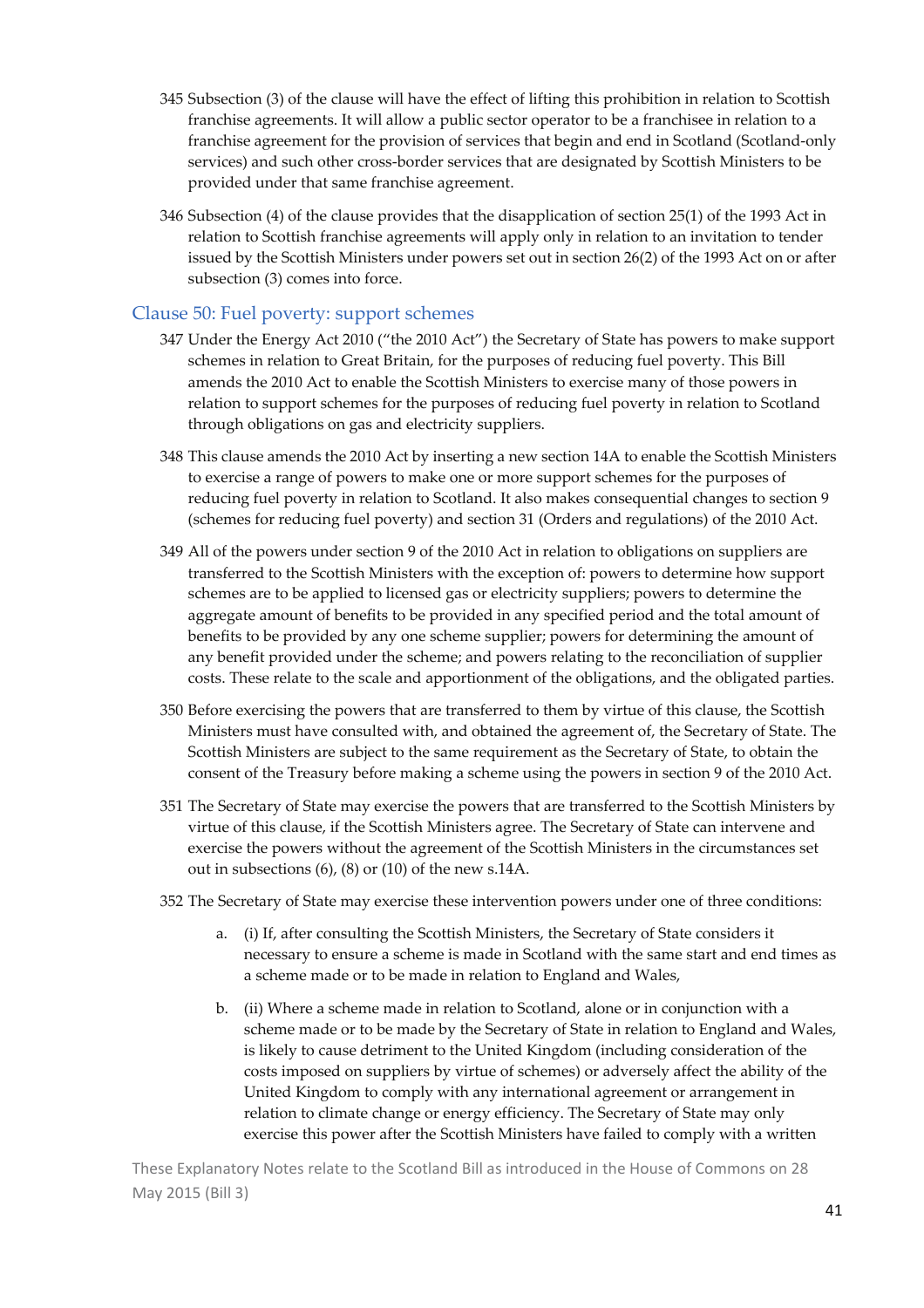345 Subsection (3) of the clause will have the effect of lifting this prohibition in relation to Scottish franchise agreements. It will allow a public sector operator to be a franchisee in relation to a franchise agreement for the provision of services that begin and end in Scotland (Scotland-only services) and such other cross-border services that are designated by Scottish Ministers to be provided under that same franchise agreement.

346 Subsection (4) of the clause provides that the disapplication of section 25(1) of the 1993 Act in relation to Scottish franchise agreements will apply only in relation to an invitation to tender issued by the Scottish Ministers under powers set out in section 26(2) of the 1993 Act on or after subsection (3) comes into force.

## Clause 50: Fuel poverty: support schemes

347 Under the Energy Act 2010 ("the 2010 Act") the Secretary of State has powers to make support schemes in relation to Great Britain, for the purposes of reducing fuel poverty. This Bill amends the 2010 Act to enable the Scottish Ministers to exercise many of those powers in relation to support schemes for the purposes of reducing fuel poverty in relation to Scotland through obligations on gas and electricity suppliers.

348 This clause amends the 2010 Act by inserting a new section 14A to enable the Scottish Ministers to exercise a range of powers to make one or more support schemes for the purposes of reducing fuel poverty in relation to Scotland. It also makes consequential changes to section 9 (schemes for reducing fuel poverty) and section 31 (Orders and regulations) of the 2010 Act.

349 All of the powers under section 9 of the 2010 Act in relation to obligations on suppliers are transferred to the Scottish Ministers with the exception of: powers to determine how support schemes are to be applied to licensed gas or electricity suppliers; powers to determine the aggregate amount of benefits to be provided in any specified period and the total amount of benefits to be provided by any one scheme supplier; powers for determining the amount of any benefit provided under the scheme; and powers relating to the reconciliation of supplier costs. These relate to the scale and apportionment of the obligations, and the obligated parties.

350 Before exercising the powers that are transferred to them by virtue of this clause, the Scottish Ministers must have consulted with, and obtained the agreement of, the Secretary of State. The Scottish Ministers are subject to the same requirement as the Secretary of State, to obtain the consent of the Treasury before making a scheme using the powers in section 9 of the 2010 Act.

351 The Secretary of State may exercise the powers that are transferred to the Scottish Ministers by virtue of this clause, if the Scottish Ministers agree. The Secretary of State can intervene and exercise the powers without the agreement of the Scottish Ministers in the circumstances set out in subsections (6), (8) or (10) of the new s.14A.

352 The Secretary of State may exercise these intervention powers under one of three conditions:

a. (i) If, after consulting the Scottish Ministers, the Secretary of State considers it necessary to ensure a scheme is made in Scotland with the same start and end times as a scheme made or to be made in relation to England and Wales,

b. (ii) Where a scheme made in relation to Scotland, alone or in conjunction with a scheme made or to be made by the Secretary of State in relation to England and Wales, is likely to cause detriment to the United Kingdom (including consideration of the costs imposed on suppliers by virtue of schemes) or adversely affect the ability of the United Kingdom to comply with any international agreement or arrangement in relation to climate change or energy efficiency. The Secretary of State may only exercise this power after the Scottish Ministers have failed to comply with a written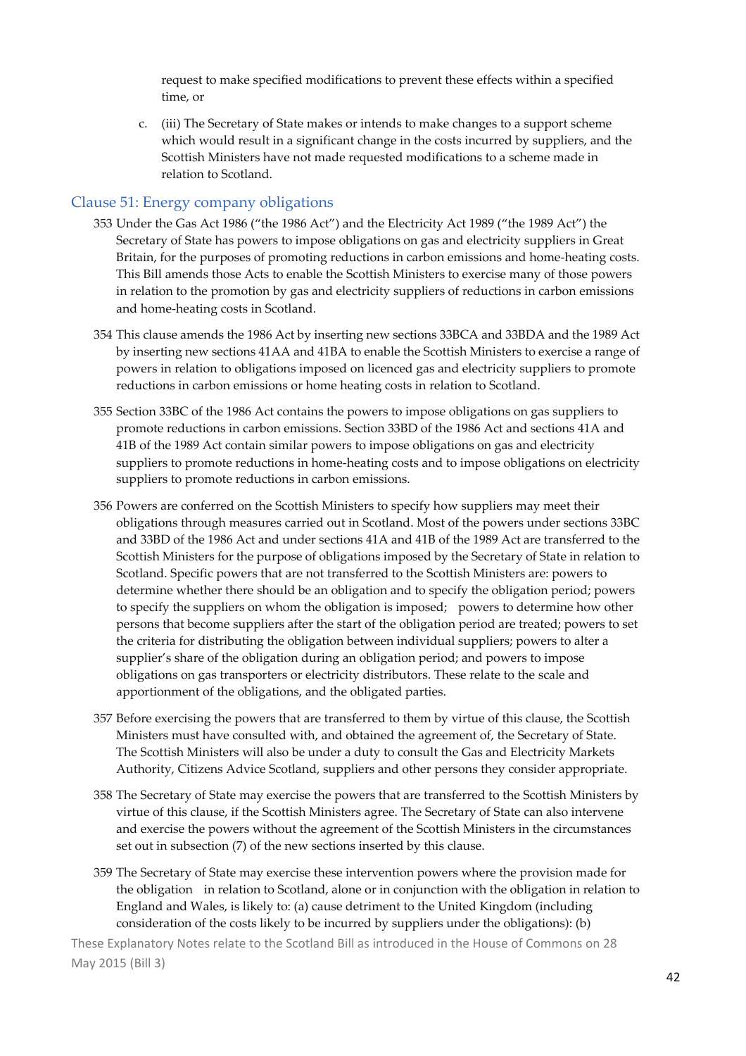request to make specified modifications to prevent these effects within a specified time, or

c. (iii) The Secretary of State makes or intends to make changes to a support scheme which would result in a significant change in the costs incurred by suppliers, and the Scottish Ministers have not made requested modifications to a scheme made in relation to Scotland.

## Clause 51: Energy company obligations

353 Under the Gas Act 1986 ("the 1986 Act") and the Electricity Act 1989 ("the 1989 Act") the Secretary of State has powers to impose obligations on gas and electricity suppliers in Great Britain, for the purposes of promoting reductions in carbon emissions and home-heating costs. This Bill amends those Acts to enable the Scottish Ministers to exercise many of those powers in relation to the promotion by gas and electricity suppliers of reductions in carbon emissions and home-heating costs in Scotland.

354 This clause amends the 1986 Act by inserting new sections 33BCA and 33BDA and the 1989 Act by inserting new sections 41AA and 41BA to enable the Scottish Ministers to exercise a range of powers in relation to obligations imposed on licenced gas and electricity suppliers to promote reductions in carbon emissions or home heating costs in relation to Scotland.

355 Section 33BC of the 1986 Act contains the powers to impose obligations on gas suppliers to promote reductions in carbon emissions. Section 33BD of the 1986 Act and sections 41A and 41B of the 1989 Act contain similar powers to impose obligations on gas and electricity suppliers to promote reductions in home-heating costs and to impose obligations on electricity suppliers to promote reductions in carbon emissions.

356 Powers are conferred on the Scottish Ministers to specify how suppliers may meet their obligations through measures carried out in Scotland. Most of the powers under sections 33BC and 33BD of the 1986 Act and under sections 41A and 41B of the 1989 Act are transferred to the Scottish Ministers for the purpose of obligations imposed by the Secretary of State in relation to Scotland. Specific powers that are not transferred to the Scottish Ministers are: powers to determine whether there should be an obligation and to specify the obligation period; powers to specify the suppliers on whom the obligation is imposed; powers to determine how other persons that become suppliers after the start of the obligation period are treated; powers to set the criteria for distributing the obligation between individual suppliers; powers to alter a supplier's share of the obligation during an obligation period; and powers to impose obligations on gas transporters or electricity distributors. These relate to the scale and apportionment of the obligations, and the obligated parties.

357 Before exercising the powers that are transferred to them by virtue of this clause, the Scottish Ministers must have consulted with, and obtained the agreement of, the Secretary of State. The Scottish Ministers will also be under a duty to consult the Gas and Electricity Markets Authority, Citizens Advice Scotland, suppliers and other persons they consider appropriate.

358 The Secretary of State may exercise the powers that are transferred to the Scottish Ministers by virtue of this clause, if the Scottish Ministers agree. The Secretary of State can also intervene and exercise the powers without the agreement of the Scottish Ministers in the circumstances set out in subsection (7) of the new sections inserted by this clause.

359 The Secretary of State may exercise these intervention powers where the provision made for the obligation in relation to Scotland, alone or in conjunction with the obligation in relation to England and Wales, is likely to: (a) cause detriment to the United Kingdom (including consideration of the costs likely to be incurred by suppliers under the obligations): (b)

These Explanatory Notes relate to the Scotland Bill as introduced in the House of Commons on 28 May 2015 (Bill 3)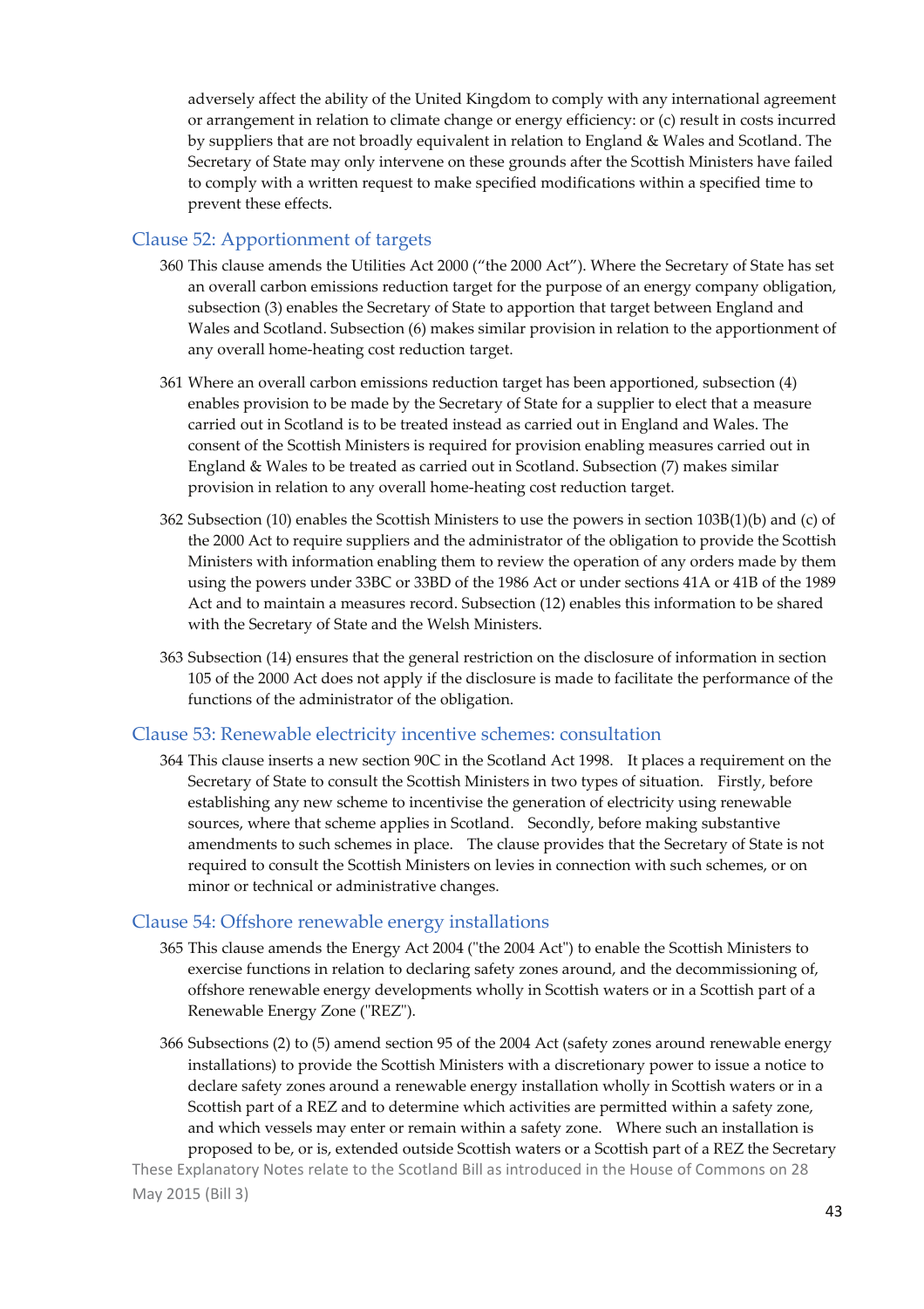adversely affect the ability of the United Kingdom to comply with any international agreement or arrangement in relation to climate change or energy efficiency: or (c) result in costs incurred by suppliers that are not broadly equivalent in relation to England & Wales and Scotland. The Secretary of State may only intervene on these grounds after the Scottish Ministers have failed to comply with a written request to make specified modifications within a specified time to prevent these effects.

## Clause 52: Apportionment of targets

360 This clause amends the Utilities Act 2000 ("the 2000 Act"). Where the Secretary of State has set an overall carbon emissions reduction target for the purpose of an energy company obligation, subsection (3) enables the Secretary of State to apportion that target between England and Wales and Scotland. Subsection (6) makes similar provision in relation to the apportionment of any overall home-heating cost reduction target.

361 Where an overall carbon emissions reduction target has been apportioned, subsection (4) enables provision to be made by the Secretary of State for a supplier to elect that a measure carried out in Scotland is to be treated instead as carried out in England and Wales. The consent of the Scottish Ministers is required for provision enabling measures carried out in England & Wales to be treated as carried out in Scotland. Subsection (7) makes similar provision in relation to any overall home-heating cost reduction target.

362 Subsection (10) enables the Scottish Ministers to use the powers in section 103B(1)(b) and (c) of the 2000 Act to require suppliers and the administrator of the obligation to provide the Scottish Ministers with information enabling them to review the operation of any orders made by them using the powers under 33BC or 33BD of the 1986 Act or under sections 41A or 41B of the 1989 Act and to maintain a measures record. Subsection (12) enables this information to be shared with the Secretary of State and the Welsh Ministers.

363 Subsection (14) ensures that the general restriction on the disclosure of information in section 105 of the 2000 Act does not apply if the disclosure is made to facilitate the performance of the functions of the administrator of the obligation.

## Clause 53: Renewable electricity incentive schemes: consultation

364 This clause inserts a new section 90C in the Scotland Act 1998. It places a requirement on the Secretary of State to consult the Scottish Ministers in two types of situation. Firstly, before establishing any new scheme to incentivise the generation of electricity using renewable sources, where that scheme applies in Scotland. Secondly, before making substantive amendments to such schemes in place. The clause provides that the Secretary of State is not required to consult the Scottish Ministers on levies in connection with such schemes, or on minor or technical or administrative changes.

## Clause 54: Offshore renewable energy installations

365 This clause amends the Energy Act 2004 ("the 2004 Act") to enable the Scottish Ministers to exercise functions in relation to declaring safety zones around, and the decommissioning of, offshore renewable energy developments wholly in Scottish waters or in a Scottish part of a Renewable Energy Zone ("REZ").

366 Subsections (2) to (5) amend section 95 of the 2004 Act (safety zones around renewable energy installations) to provide the Scottish Ministers with a discretionary power to issue a notice to declare safety zones around a renewable energy installation wholly in Scottish waters or in a Scottish part of a REZ and to determine which activities are permitted within a safety zone, and which vessels may enter or remain within a safety zone. Where such an installation is proposed to be, or is, extended outside Scottish waters or a Scottish part of a REZ the Secretary

These Explanatory Notes relate to the Scotland Bill as introduced in the House of Commons on 28 May 2015 (Bill 3)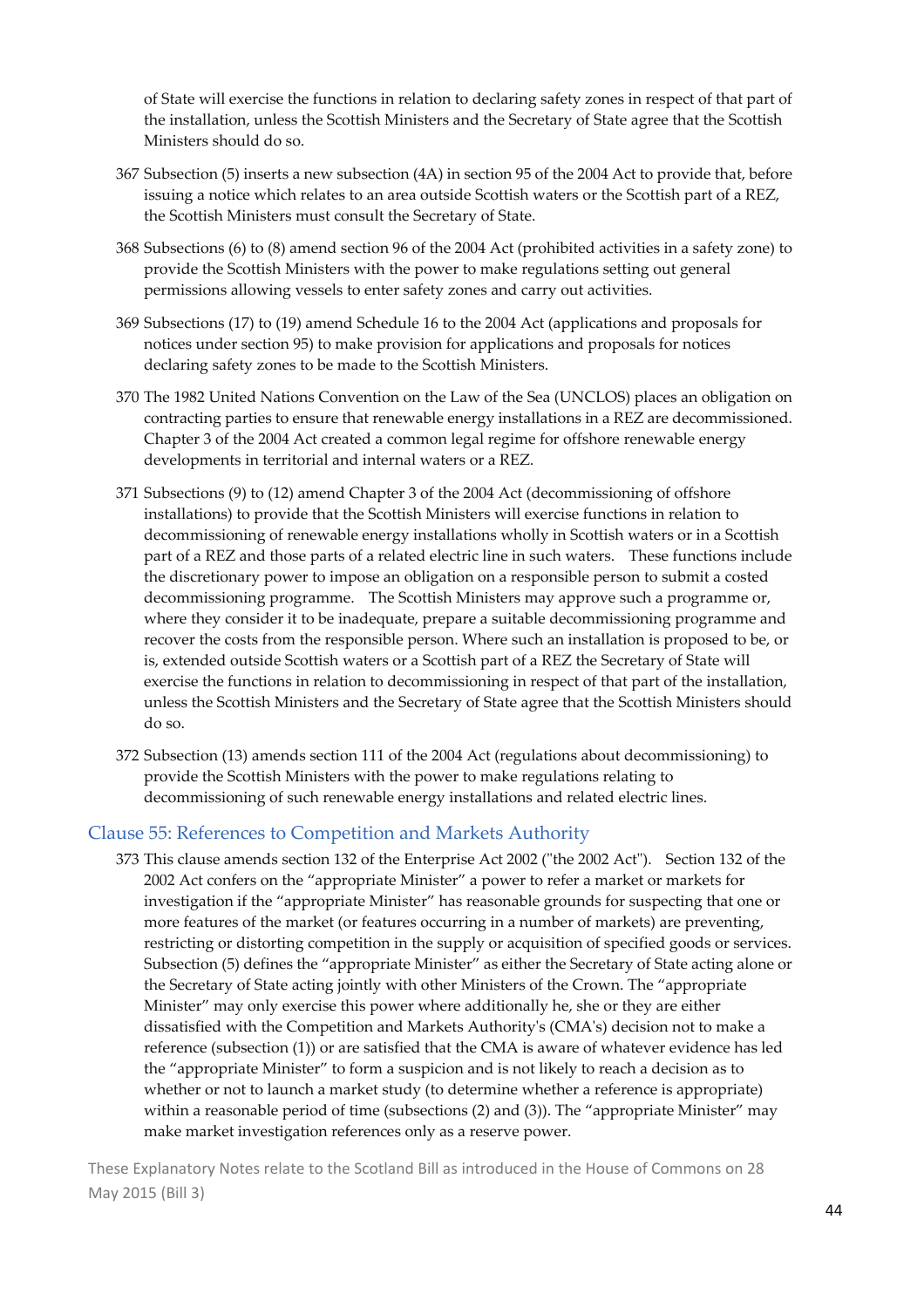of State will exercise the functions in relation to declaring safety zones in respect of that part of the installation, unless the Scottish Ministers and the Secretary of State agree that the Scottish Ministers should do so.

367 Subsection (5) inserts a new subsection (4A) in section 95 of the 2004 Act to provide that, before issuing a notice which relates to an area outside Scottish waters or the Scottish part of a REZ, the Scottish Ministers must consult the Secretary of State.

368 Subsections (6) to (8) amend section 96 of the 2004 Act (prohibited activities in a safety zone) to provide the Scottish Ministers with the power to make regulations setting out general permissions allowing vessels to enter safety zones and carry out activities.

369 Subsections (17) to (19) amend Schedule 16 to the 2004 Act (applications and proposals for notices under section 95) to make provision for applications and proposals for notices declaring safety zones to be made to the Scottish Ministers.

370 The 1982 United Nations Convention on the Law of the Sea (UNCLOS) places an obligation on contracting parties to ensure that renewable energy installations in a REZ are decommissioned. Chapter 3 of the 2004 Act created a common legal regime for offshore renewable energy developments in territorial and internal waters or a REZ.

371 Subsections (9) to (12) amend Chapter 3 of the 2004 Act (decommissioning of offshore installations) to provide that the Scottish Ministers will exercise functions in relation to decommissioning of renewable energy installations wholly in Scottish waters or in a Scottish part of a REZ and those parts of a related electric line in such waters. These functions include the discretionary power to impose an obligation on a responsible person to submit a costed decommissioning programme. The Scottish Ministers may approve such a programme or, where they consider it to be inadequate, prepare a suitable decommissioning programme and recover the costs from the responsible person. Where such an installation is proposed to be, or is, extended outside Scottish waters or a Scottish part of a REZ the Secretary of State will exercise the functions in relation to decommissioning in respect of that part of the installation, unless the Scottish Ministers and the Secretary of State agree that the Scottish Ministers should do so.

372 Subsection (13) amends section 111 of the 2004 Act (regulations about decommissioning) to provide the Scottish Ministers with the power to make regulations relating to decommissioning of such renewable energy installations and related electric lines.

## Clause 55: References to Competition and Markets Authority

373 This clause amends section 132 of the Enterprise Act 2002 ("the 2002 Act"). Section 132 of the 2002 Act confers on the "appropriate Minister" a power to refer a market or markets for investigation if the "appropriate Minister" has reasonable grounds for suspecting that one or more features of the market (or features occurring in a number of markets) are preventing, restricting or distorting competition in the supply or acquisition of specified goods or services. Subsection (5) defines the "appropriate Minister" as either the Secretary of State acting alone or the Secretary of State acting jointly with other Ministers of the Crown. The "appropriate Minister" may only exercise this power where additionally he, she or they are either dissatisfied with the Competition and Markets Authority's (CMA's) decision not to make a reference (subsection (1)) or are satisfied that the CMA is aware of whatever evidence has led the "appropriate Minister" to form a suspicion and is not likely to reach a decision as to whether or not to launch a market study (to determine whether a reference is appropriate) within a reasonable period of time (subsections (2) and (3)). The "appropriate Minister" may make market investigation references only as a reserve power.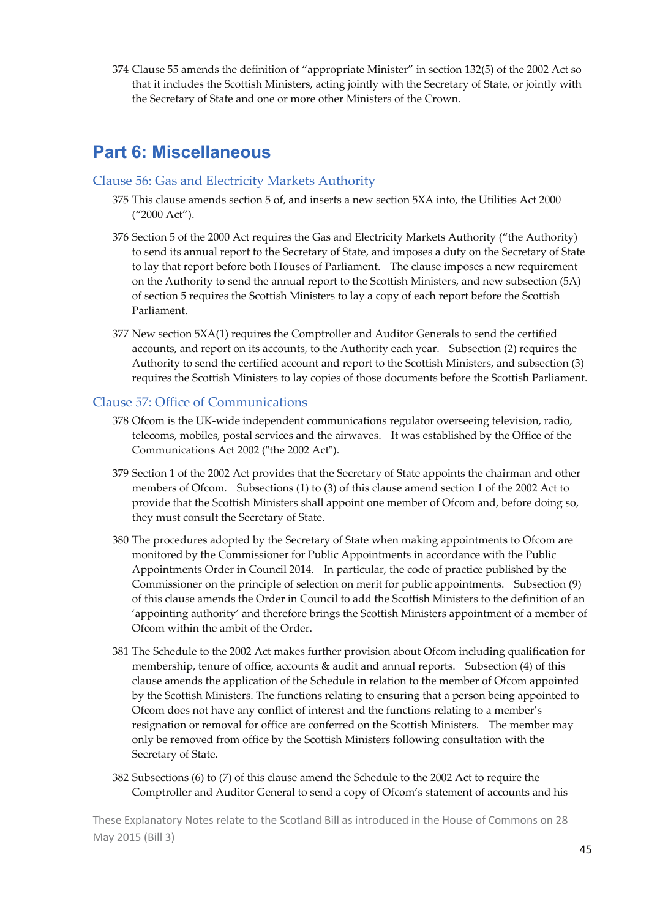374 Clause 55 amends the definition of "appropriate Minister" in section 132(5) of the 2002 Act so that it includes the Scottish Ministers, acting jointly with the Secretary of State, or jointly with the Secretary of State and one or more other Ministers of the Crown.

## Part 6: Miscellaneous

### Clause 56: Gas and Electricity Markets Authority

375 This clause amends section 5 of, and inserts a new section 5XA into, the Utilities Act 2000 ("2000 Act").

376 Section 5 of the 2000 Act requires the Gas and Electricity Markets Authority ("the Authority) to send its annual report to the Secretary of State, and imposes a duty on the Secretary of State to lay that report before both Houses of Parliament. The clause imposes a new requirement on the Authority to send the annual report to the Scottish Ministers, and new subsection (5A) of section 5 requires the Scottish Ministers to lay a copy of each report before the Scottish Parliament.

377 New section 5XA(1) requires the Comptroller and Auditor Generals to send the certified accounts, and report on its accounts, to the Authority each year. Subsection (2) requires the Authority to send the certified account and report to the Scottish Ministers, and subsection (3) requires the Scottish Ministers to lay copies of those documents before the Scottish Parliament.

### Clause 57: Office of Communications

378 Ofcom is the UK-wide independent communications regulator overseeing television, radio, telecoms, mobiles, postal services and the airwaves. It was established by the Office of the Communications Act 2002 ("the 2002 Act").

379 Section 1 of the 2002 Act provides that the Secretary of State appoints the chairman and other members of Ofcom. Subsections (1) to (3) of this clause amend section 1 of the 2002 Act to provide that the Scottish Ministers shall appoint one member of Ofcom and, before doing so, they must consult the Secretary of State.

380 The procedures adopted by the Secretary of State when making appointments to Ofcom are monitored by the Commissioner for Public Appointments in accordance with the Public Appointments Order in Council 2014. In particular, the code of practice published by the Commissioner on the principle of selection on merit for public appointments. Subsection (9) of this clause amends the Order in Council to add the Scottish Ministers to the definition of an 'appointing authority' and therefore brings the Scottish Ministers appointment of a member of Ofcom within the ambit of the Order.

381 The Schedule to the 2002 Act makes further provision about Ofcom including qualification for membership, tenure of office, accounts & audit and annual reports. Subsection (4) of this clause amends the application of the Schedule in relation to the member of Ofcom appointed by the Scottish Ministers. The functions relating to ensuring that a person being appointed to Ofcom does not have any conflict of interest and the functions relating to a member's resignation or removal for office are conferred on the Scottish Ministers. The member may only be removed from office by the Scottish Ministers following consultation with the Secretary of State.

382 Subsections (6) to (7) of this clause amend the Schedule to the 2002 Act to require the Comptroller and Auditor General to send a copy of Ofcom's statement of accounts and his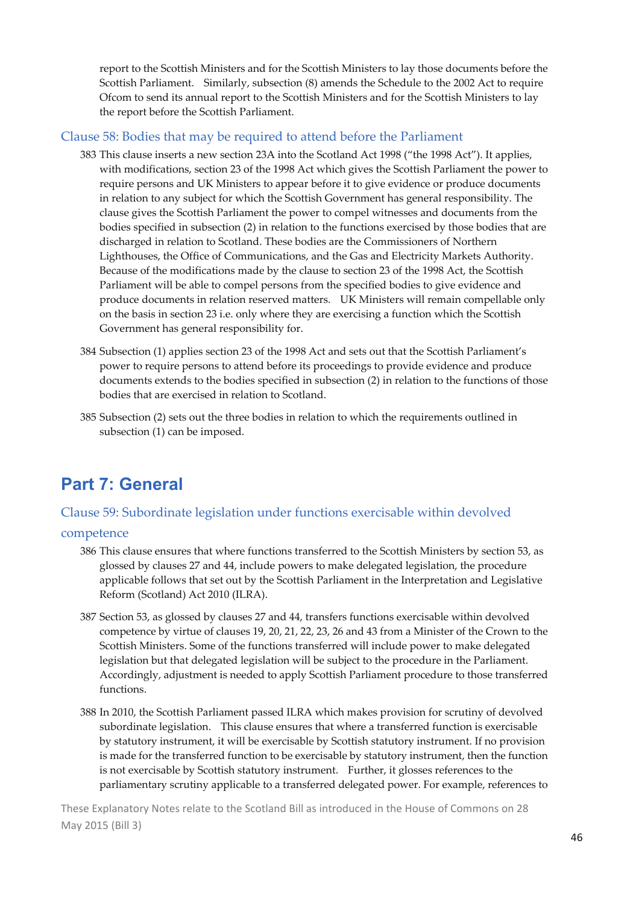report to the Scottish Ministers and for the Scottish Ministers to lay those documents before the Scottish Parliament. Similarly, subsection (8) amends the Schedule to the 2002 Act to require Ofcom to send its annual report to the Scottish Ministers and for the Scottish Ministers to lay the report before the Scottish Parliament.

### Clause 58: Bodies that may be required to attend before the Parliament

383 This clause inserts a new section 23A into the Scotland Act 1998 ("the 1998 Act"). It applies, with modifications, section 23 of the 1998 Act which gives the Scottish Parliament the power to require persons and UK Ministers to appear before it to give evidence or produce documents in relation to any subject for which the Scottish Government has general responsibility. The clause gives the Scottish Parliament the power to compel witnesses and documents from the bodies specified in subsection (2) in relation to the functions exercised by those bodies that are discharged in relation to Scotland. These bodies are the Commissioners of Northern Lighthouses, the Office of Communications, and the Gas and Electricity Markets Authority. Because of the modifications made by the clause to section 23 of the 1998 Act, the Scottish Parliament will be able to compel persons from the specified bodies to give evidence and produce documents in relation reserved matters. UK Ministers will remain compellable only on the basis in section 23 i.e. only where they are exercising a function which the Scottish Government has general responsibility for.

384 Subsection (1) applies section 23 of the 1998 Act and sets out that the Scottish Parliament's power to require persons to attend before its proceedings to provide evidence and produce documents extends to the bodies specified in subsection (2) in relation to the functions of those bodies that are exercised in relation to Scotland.

385 Subsection (2) sets out the three bodies in relation to which the requirements outlined in subsection (1) can be imposed.

## Part 7: General

### Clause 59: Subordinate legislation under functions exercisable within devolved competence

386 This clause ensures that where functions transferred to the Scottish Ministers by section 53, as glossed by clauses 27 and 44, include powers to make delegated legislation, the procedure applicable follows that set out by the Scottish Parliament in the Interpretation and Legislative Reform (Scotland) Act 2010 (ILRA).

387 Section 53, as glossed by clauses 27 and 44, transfers functions exercisable within devolved competence by virtue of clauses 19, 20, 21, 22, 23, 26 and 43 from a Minister of the Crown to the Scottish Ministers. Some of the functions transferred will include power to make delegated legislation but that delegated legislation will be subject to the procedure in the Parliament. Accordingly, adjustment is needed to apply Scottish Parliament procedure to those transferred functions.

388 In 2010, the Scottish Parliament passed ILRA which makes provision for scrutiny of devolved subordinate legislation. This clause ensures that where a transferred function is exercisable by statutory instrument, it will be exercisable by Scottish statutory instrument. If no provision is made for the transferred function to be exercisable by statutory instrument, then the function is not exercisable by Scottish statutory instrument. Further, it glosses references to the parliamentary scrutiny applicable to a transferred delegated power. For example, references to

These Explanatory Notes relate to the Scotland Bill as introduced in the House of Commons on 28 May 2015 (Bill 3)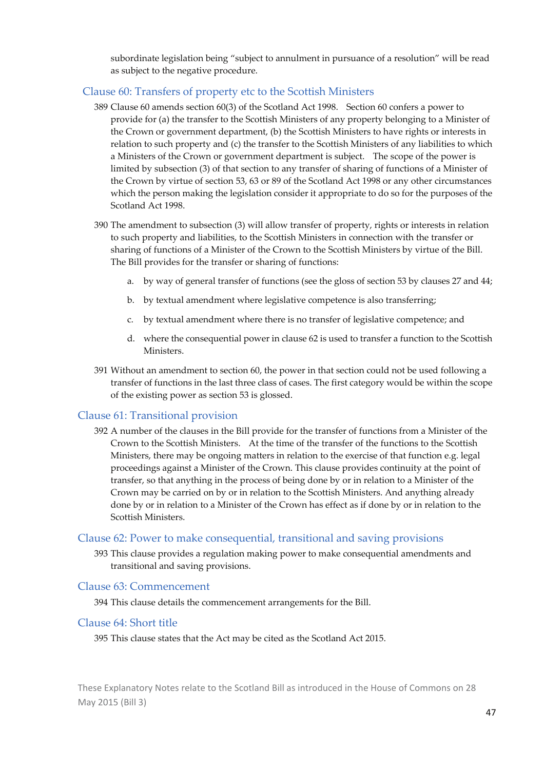subordinate legislation being "subject to annulment in pursuance of a resolution" will be read as subject to the negative procedure.

## Clause 60: Transfers of property etc to the Scottish Ministers

389 Clause 60 amends section 60(3) of the Scotland Act 1998. Section 60 confers a power to provide for (a) the transfer to the Scottish Ministers of any property belonging to a Minister of the Crown or government department, (b) the Scottish Ministers to have rights or interests in relation to such property and (c) the transfer to the Scottish Ministers of any liabilities to which a Ministers of the Crown or government department is subject. The scope of the power is limited by subsection (3) of that section to any transfer of sharing of functions of a Minister of the Crown by virtue of section 53, 63 or 89 of the Scotland Act 1998 or any other circumstances which the person making the legislation consider it appropriate to do so for the purposes of the Scotland Act 1998.

390 The amendment to subsection (3) will allow transfer of property, rights or interests in relation to such property and liabilities, to the Scottish Ministers in connection with the transfer or sharing of functions of a Minister of the Crown to the Scottish Ministers by virtue of the Bill. The Bill provides for the transfer or sharing of functions:

a. by way of general transfer of functions (see the gloss of section 53 by clauses 27 and 44;

b. by textual amendment where legislative competence is also transferring;

c. by textual amendment where there is no transfer of legislative competence; and

d. where the consequential power in clause 62 is used to transfer a function to the Scottish Ministers.

391 Without an amendment to section 60, the power in that section could not be used following a transfer of functions in the last three class of cases. The first category would be within the scope of the existing power as section 53 is glossed.

## Clause 61: Transitional provision

392 A number of the clauses in the Bill provide for the transfer of functions from a Minister of the Crown to the Scottish Ministers. At the time of the transfer of the functions to the Scottish Ministers, there may be ongoing matters in relation to the exercise of that function e.g. legal proceedings against a Minister of the Crown. This clause provides continuity at the point of transfer, so that anything in the process of being done by or in relation to a Minister of the Crown may be carried on by or in relation to the Scottish Ministers. And anything already done by or in relation to a Minister of the Crown has effect as if done by or in relation to the Scottish Ministers.

## Clause 62: Power to make consequential, transitional and saving provisions

393 This clause provides a regulation making power to make consequential amendments and transitional and saving provisions.

## Clause 63: Commencement

394 This clause details the commencement arrangements for the Bill.

## Clause 64: Short title

395 This clause states that the Act may be cited as the Scotland Act 2015.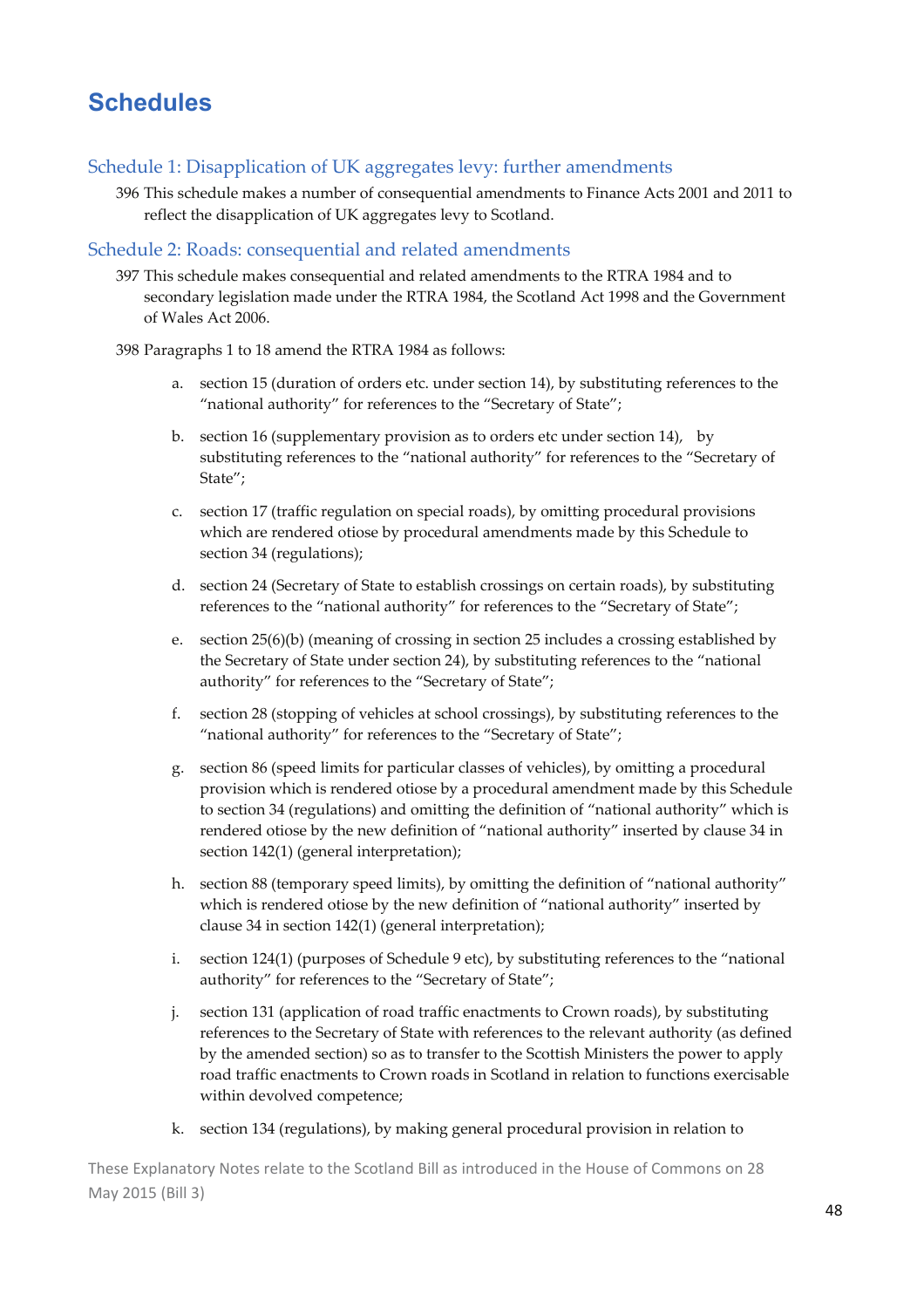# Schedules

## Schedule 1: Disapplication of UK aggregates levy: further amendments

396 This schedule makes a number of consequential amendments to Finance Acts 2001 and 2011 to reflect the disapplication of UK aggregates levy to Scotland.

## Schedule 2: Roads: consequential and related amendments

397 This schedule makes consequential and related amendments to the RTRA 1984 and to secondary legislation made under the RTRA 1984, the Scotland Act 1998 and the Government of Wales Act 2006.

398 Paragraphs 1 to 18 amend the RTRA 1984 as follows:

a. section 15 (duration of orders etc. under section 14), by substituting references to the "national authority" for references to the "Secretary of State";

b. section 16 (supplementary provision as to orders etc under section 14), by substituting references to the "national authority" for references to the "Secretary of State";

c. section 17 (traffic regulation on special roads), by omitting procedural provisions which are rendered otiose by procedural amendments made by this Schedule to section 34 (regulations);

d. section 24 (Secretary of State to establish crossings on certain roads), by substituting references to the "national authority" for references to the "Secretary of State";

e. section 25(6)(b) (meaning of crossing in section 25 includes a crossing established by the Secretary of State under section 24), by substituting references to the "national authority" for references to the "Secretary of State";

f. section 28 (stopping of vehicles at school crossings), by substituting references to the "national authority" for references to the "Secretary of State";

g. section 86 (speed limits for particular classes of vehicles), by omitting a procedural provision which is rendered otiose by a procedural amendment made by this Schedule to section 34 (regulations) and omitting the definition of "national authority" which is rendered otiose by the new definition of "national authority" inserted by clause 34 in section 142(1) (general interpretation);

h. section 88 (temporary speed limits), by omitting the definition of "national authority" which is rendered otiose by the new definition of "national authority" inserted by clause 34 in section 142(1) (general interpretation);

i. section 124(1) (purposes of Schedule 9 etc), by substituting references to the "national authority" for references to the "Secretary of State";

j. section 131 (application of road traffic enactments to Crown roads), by substituting references to the Secretary of State with references to the relevant authority (as defined by the amended section) so as to transfer to the Scottish Ministers the power to apply road traffic enactments to Crown roads in Scotland in relation to functions exercisable within devolved competence;

k. section 134 (regulations), by making general procedural provision in relation to

These Explanatory Notes relate to the Scotland Bill as introduced in the House of Commons on 28 May 2015 (Bill 3)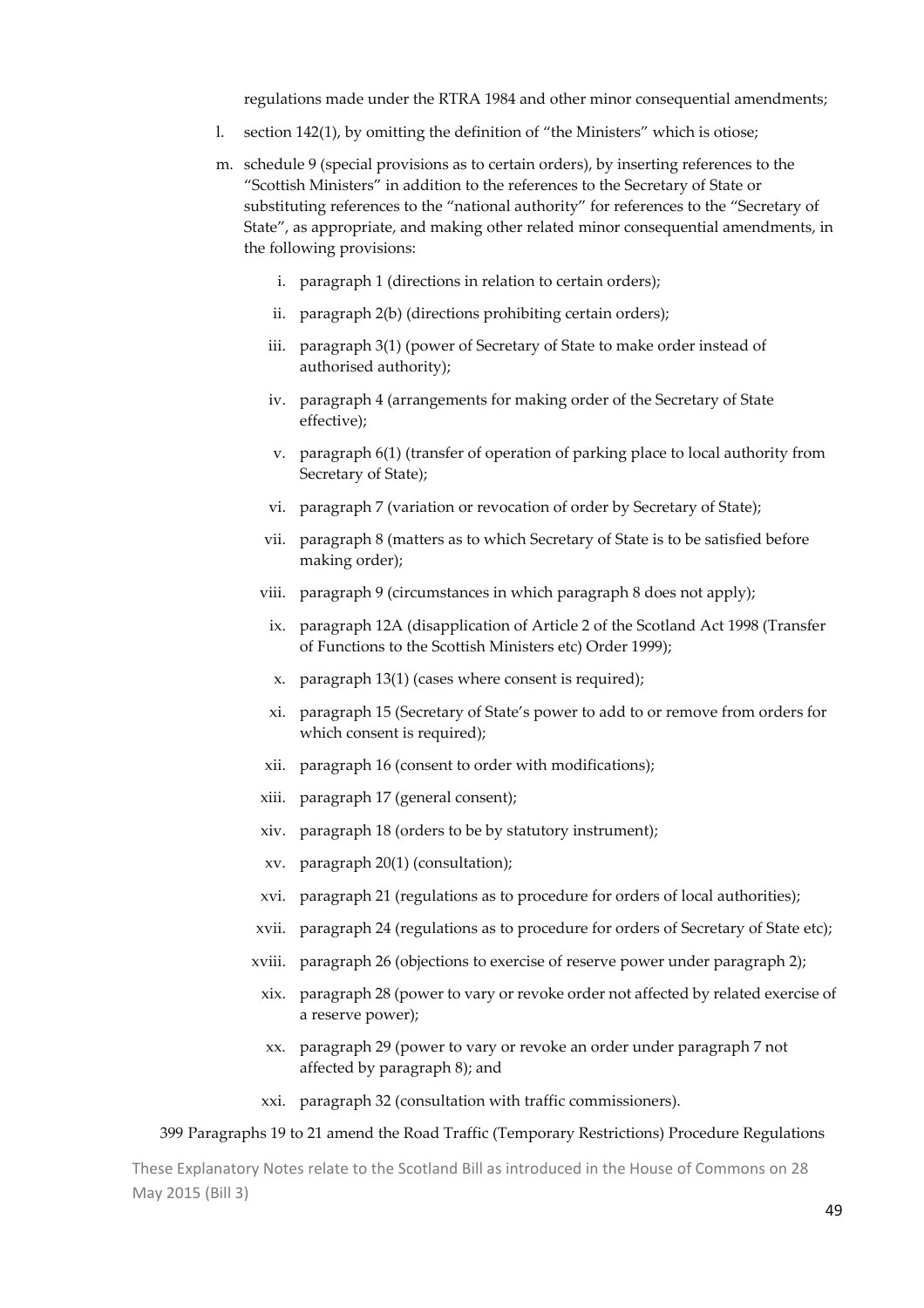regulations made under the RTRA 1984 and other minor consequential amendments;

l. section 142(1), by omitting the definition of "the Ministers" which is otiose;

m. schedule 9 (special provisions as to certain orders), by inserting references to the "Scottish Ministers" in addition to the references to the Secretary of State or substituting references to the "national authority" for references to the "Secretary of State", as appropriate, and making other related minor consequential amendments, in the following provisions:

   i. paragraph 1 (directions in relation to certain orders);

   ii. paragraph 2(b) (directions prohibiting certain orders);

   iii. paragraph 3(1) (power of Secretary of State to make order instead of authorised authority);

   iv. paragraph 4 (arrangements for making order of the Secretary of State effective);

   v. paragraph 6(1) (transfer of operation of parking place to local authority from Secretary of State);

   vi. paragraph 7 (variation or revocation of order by Secretary of State);

   vii. paragraph 8 (matters as to which Secretary of State is to be satisfied before making order);

   viii. paragraph 9 (circumstances in which paragraph 8 does not apply);

   ix. paragraph 12A (disapplication of Article 2 of the Scotland Act 1998 (Transfer of Functions to the Scottish Ministers etc) Order 1999);

   x. paragraph 13(1) (cases where consent is required);

   xi. paragraph 15 (Secretary of State's power to add to or remove from orders for which consent is required);

   xii. paragraph 16 (consent to order with modifications);

   xiii. paragraph 17 (general consent);

   xiv. paragraph 18 (orders to be by statutory instrument);

   xv. paragraph 20(1) (consultation);

   xvi. paragraph 21 (regulations as to procedure for orders of local authorities);

   xvii. paragraph 24 (regulations as to procedure for orders of Secretary of State etc);

   xviii. paragraph 26 (objections to exercise of reserve power under paragraph 2);

   xix. paragraph 28 (power to vary or revoke order not affected by related exercise of a reserve power);

   xx. paragraph 29 (power to vary or revoke an order under paragraph 7 not affected by paragraph 8); and

   xxi. paragraph 32 (consultation with traffic commissioners).

399 Paragraphs 19 to 21 amend the Road Traffic (Temporary Restrictions) Procedure Regulations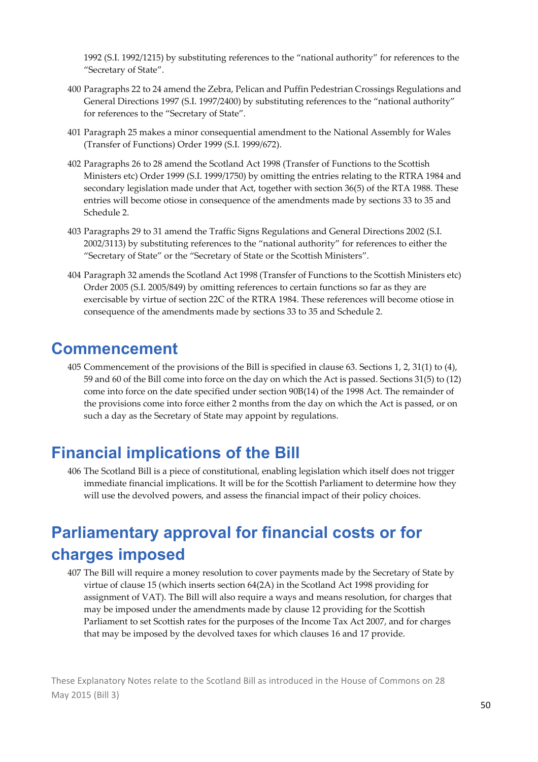1992 (S.I. 1992/1215) by substituting references to the "national authority" for references to the "Secretary of State".

400 Paragraphs 22 to 24 amend the Zebra, Pelican and Puffin Pedestrian Crossings Regulations and General Directions 1997 (S.I. 1997/2400) by substituting references to the "national authority" for references to the "Secretary of State".

401 Paragraph 25 makes a minor consequential amendment to the National Assembly for Wales (Transfer of Functions) Order 1999 (S.I. 1999/672).

402 Paragraphs 26 to 28 amend the Scotland Act 1998 (Transfer of Functions to the Scottish Ministers etc) Order 1999 (S.I. 1999/1750) by omitting the entries relating to the RTRA 1984 and secondary legislation made under that Act, together with section 36(5) of the RTA 1988. These entries will become otiose in consequence of the amendments made by sections 33 to 35 and Schedule 2.

403 Paragraphs 29 to 31 amend the Traffic Signs Regulations and General Directions 2002 (S.I. 2002/3113) by substituting references to the "national authority" for references to either the "Secretary of State" or the "Secretary of State or the Scottish Ministers".

404 Paragraph 32 amends the Scotland Act 1998 (Transfer of Functions to the Scottish Ministers etc) Order 2005 (S.I. 2005/849) by omitting references to certain functions so far as they are exercisable by virtue of section 22C of the RTRA 1984. These references will become otiose in consequence of the amendments made by sections 33 to 35 and Schedule 2.

# Commencement

405 Commencement of the provisions of the Bill is specified in clause 63. Sections 1, 2, 31(1) to (4), 59 and 60 of the Bill come into force on the day on which the Act is passed. Sections 31(5) to (12) come into force on the date specified under section 90B(14) of the 1998 Act. The remainder of the provisions come into force either 2 months from the day on which the Act is passed, or on such a day as the Secretary of State may appoint by regulations.

# Financial implications of the Bill

406 The Scotland Bill is a piece of constitutional, enabling legislation which itself does not trigger immediate financial implications. It will be for the Scottish Parliament to determine how they will use the devolved powers, and assess the financial impact of their policy choices.

# Parliamentary approval for financial costs or for charges imposed

407 The Bill will require a money resolution to cover payments made by the Secretary of State by virtue of clause 15 (which inserts section 64(2A) in the Scotland Act 1998 providing for assignment of VAT). The Bill will also require a ways and means resolution, for charges that may be imposed under the amendments made by clause 12 providing for the Scottish Parliament to set Scottish rates for the purposes of the Income Tax Act 2007, and for charges that may be imposed by the devolved taxes for which clauses 16 and 17 provide.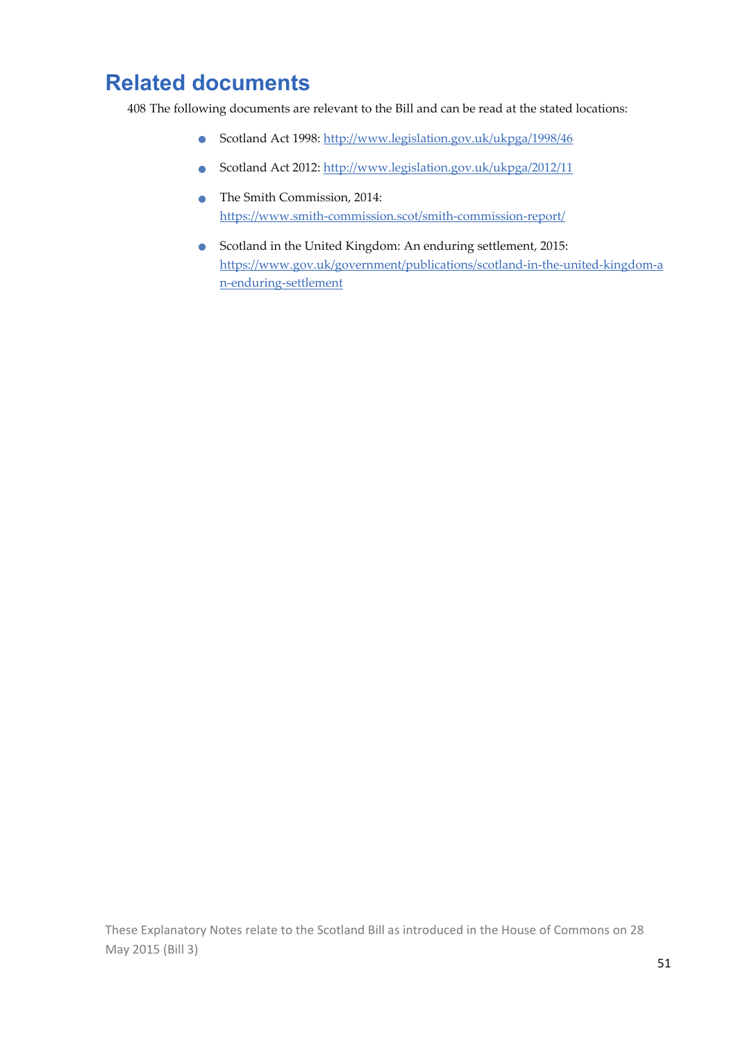## Related documents

408 The following documents are relevant to the Bill and can be read at the stated locations:

- Scotland Act 1998: http://www.legislation.gov.uk/ukpga/1998/46
- Scotland Act 2012: http://www.legislation.gov.uk/ukpga/2012/11
- The Smith Commission, 2014: https://www.smith-commission.scot/smith-commission-report/
- Scotland in the United Kingdom: An enduring settlement, 2015: https://www.gov.uk/government/publications/scotland-in-the-united-kingdom-an-enduring-settlement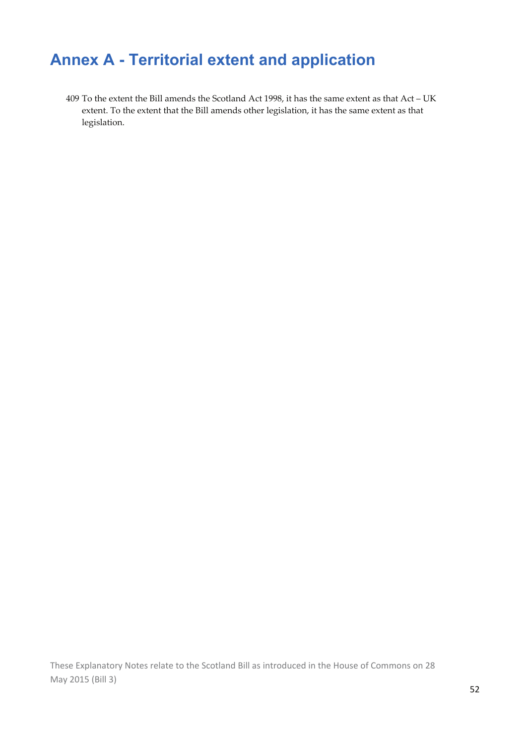# Annex A - Territorial extent and application

409 To the extent the Bill amends the Scotland Act 1998, it has the same extent as that Act – UK extent. To the extent that the Bill amends other legislation, it has the same extent as that legislation.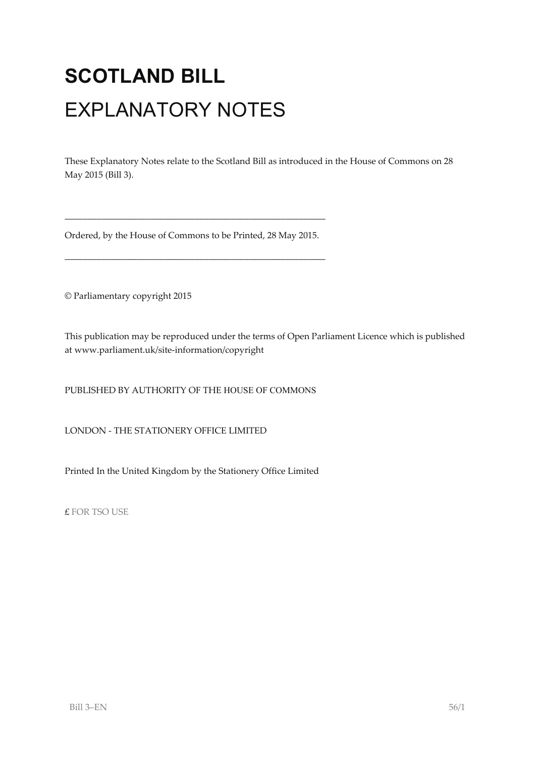# SCOTLAND BILL

# EXPLANATORY NOTES

These Explanatory Notes relate to the Scotland Bill as introduced in the House of Commons on 28 May 2015 (Bill 3).

---

Ordered, by the House of Commons to be Printed, 28 May 2015.

---

© Parliamentary copyright 2015

This publication may be reproduced under the terms of Open Parliament Licence which is published at www.parliament.uk/site-information/copyright

PUBLISHED BY AUTHORITY OF THE HOUSE OF COMMONS

LONDON - THE STATIONERY OFFICE LIMITED

Printed In the United Kingdom by the Stationery Office Limited

£ FOR TSO USE

Bill 3–EN 56/1